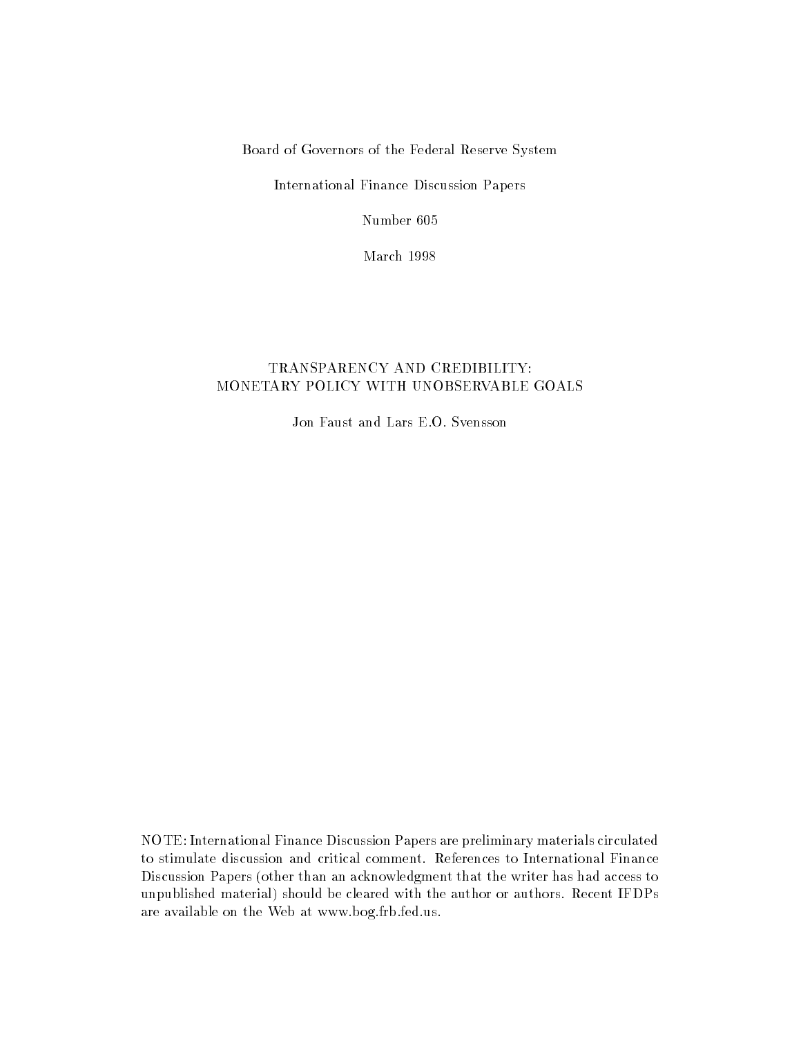Board of Governors of the Federal Reserve System

International Finance Discussion Papers

Number 605

March 1998

# TRANSPARENCY AND CREDIBILITY: MONETARY POLICY WITH UNOBSERVABLE GOALS

Jon Faust and Lars E.O. Svensson

NOTE: International Finance Discussion Papers are preliminary materials circulated to stimulate discussion and critical comment. References to International Finance Discussion Papers (other than an acknowledgment that the writer has had access to unpublished material) should be cleared with the author or authors. Recent IFDPs are available on the Web at www.bog.frb.fed.us.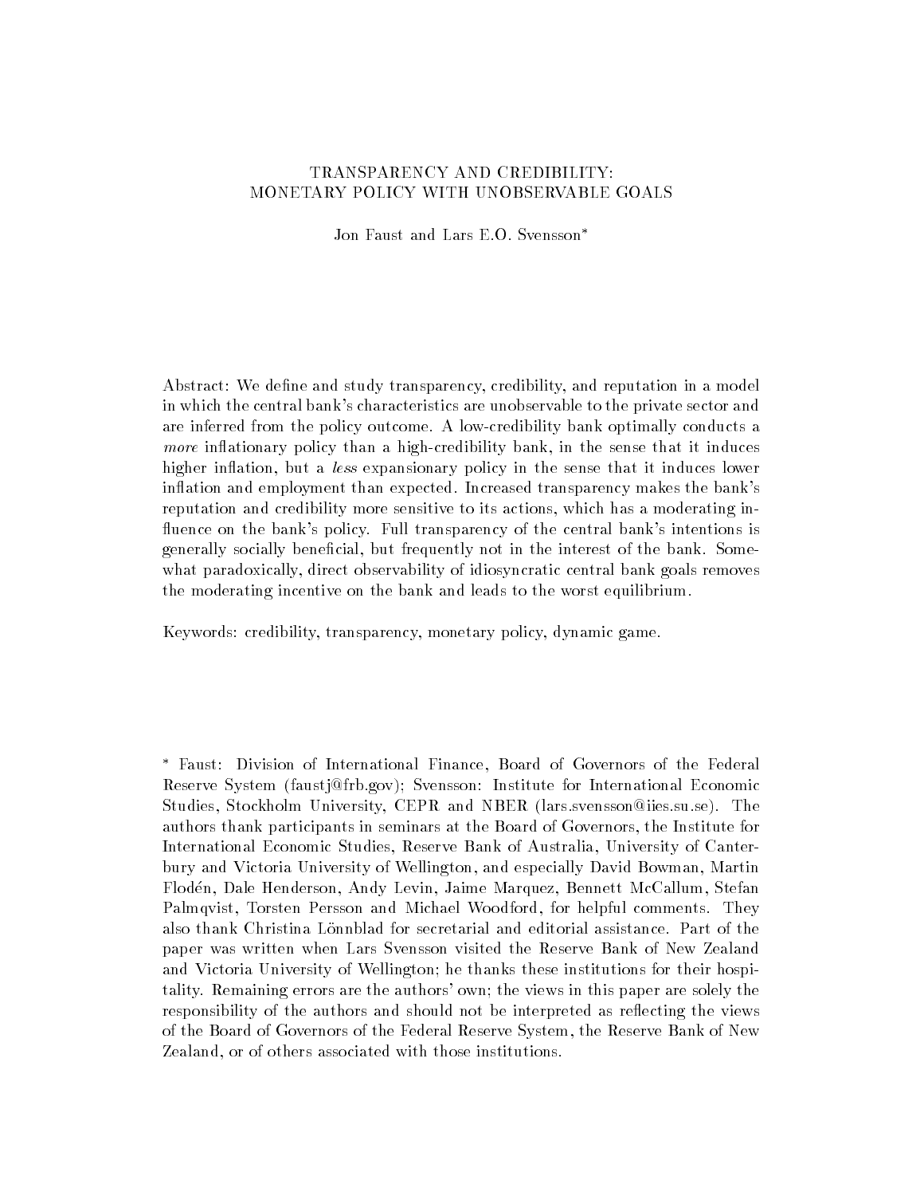# TRANSPARENCY AND CREDIBILITY: MONETARY POLICY WITH UNOBSERVABLE GOALS

Jon Faust and Lars E.O. Svensson*

Abstract: We define and study transparency, credibility, and reputation in a model in which the central bank's characteristics are unobservable to the private sector and are inferred from the policy outcome. A low-credibility bank optimally conducts a *more* inflationary policy than a high-credibility bank, in the sense that it induces higher inflation, but a *less* expansionary policy in the sense that it induces lower inflation and employment than expected. Increased transparency makes the bank's reputation and credibility more sensitive to its actions, which has a moderating influence on the bank's policy. Full transparency of the central bank's intentions is generally socially beneficial, but frequently not in the interest of the bank. Somewhat paradoxically, direct observability of idiosyncratic central bank goals removes the moderating incentive on the bank and leads to the worst equilibrium.

Keywords: credibility, transparency, monetary policy, dynamic game.

\* Faust: Division of International Finance, Board of Governors of the Federal Reserve System (faustj@frb.gov); Svensson: Institute for International Economic Studies, Stockholm University, CEPR and NBER (lars.svensson@iies.su.se). The authors thank participants in seminars at the Board of Governors, the Institute for International Economic Studies, Reserve Bank of Australia, University of Canterbury and Victoria University of Wellington, and especially David Bowman, Martin Flodén, Dale Henderson, Andy Levin, Jaime Marquez, Bennett McCallum, Stefan Palmqvist, Torsten Persson and Michael Woodford, for helpful comments. They also thank Christina Lönnblad for secretarial and editorial assistance. Part of the paper was written when Lars Svensson visited the Reserve Bank of New Zealand and Victoria University of Wellington; he thanks these institutions for their hospitality. Remaining errors are the authors' own; the views in this paper are solely the responsibility of the authors and should not be interpreted as reflecting the views of the Board of Governors of the Federal Reserve System, the Reserve Bank of New Zealand, or of others associated with those institutions.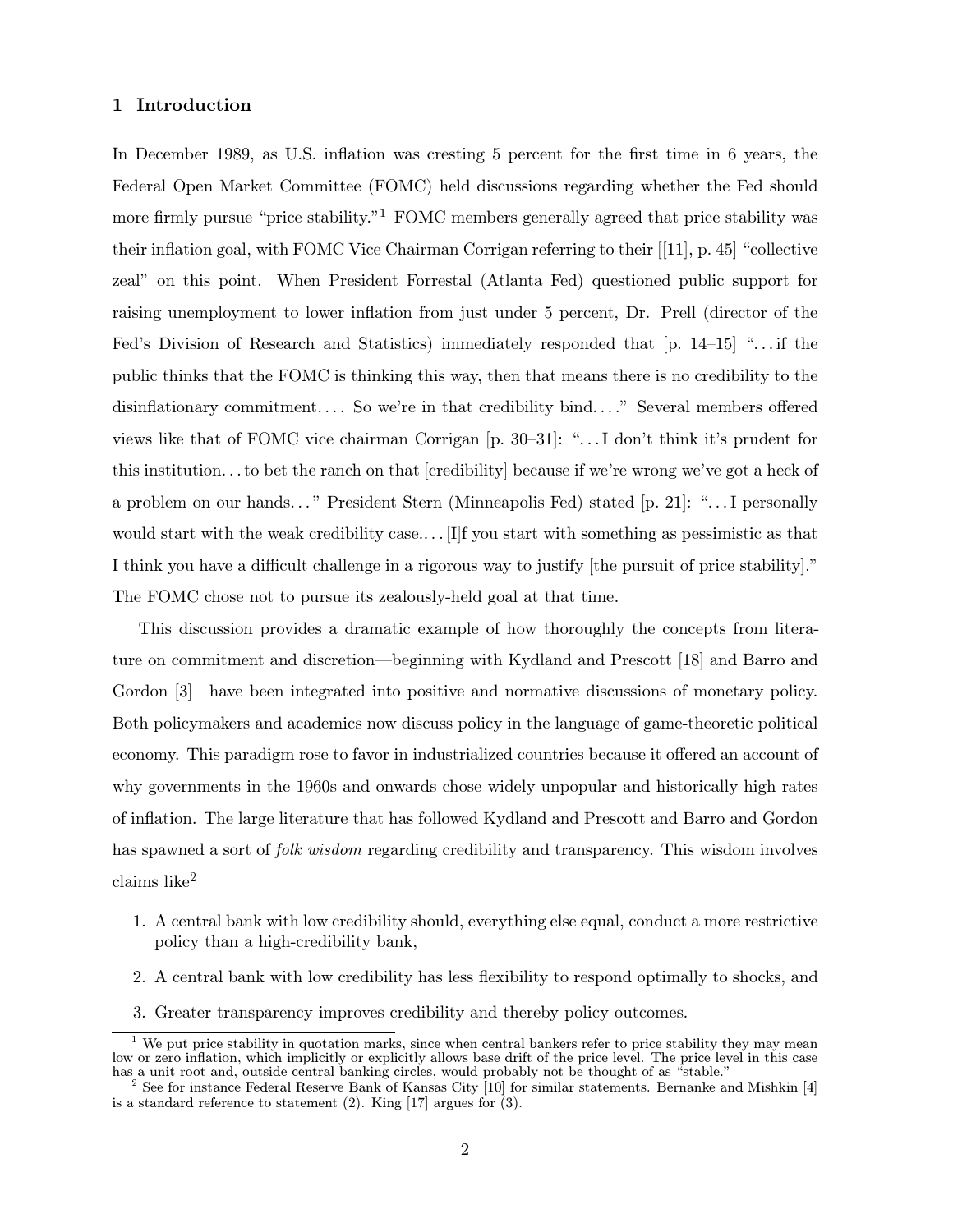## 1 Introduction

In December 1989, as U.S. inflation was cresting 5 percent for the first time in 6 years, the Federal Open Market Committee (FOMC) held discussions regarding whether the Fed should more firmly pursue "price stability."[1] FOMC members generally agreed that price stability was their inflation goal, with FOMC Vice Chairman Corrigan referring to their [[11], p. 45] "collective zeal" on this point. When President Forrestal (Atlanta Fed) questioned public support for raising unemployment to lower inflation from just under 5 percent, Dr. Prell (director of the Fed's Division of Research and Statistics) immediately responded that [p. 14–15] "...if the public thinks that the FOMC is thinking this way, then that means there is no credibility to the disinflationary commitment.... So we're in that credibility bind...." Several members offered views like that of FOMC vice chairman Corrigan [p. 30–31]: "...I don't think it's prudent for this institution...to bet the ranch on that [credibility] because if we're wrong we've got a heck of a problem on our hands..." President Stern (Minneapolis Fed) stated [p. 21]: "...I personally would start with the weak credibility case.... [I]f you start with something as pessimistic as that I think you have a difficult challenge in a rigorous way to justify [the pursuit of price stability]." The FOMC chose not to pursue its zealously-held goal at that time.

This discussion provides a dramatic example of how thoroughly the concepts from literature on commitment and discretion—beginning with Kydland and Prescott [18] and Barro and Gordon [3]—have been integrated into positive and normative discussions of monetary policy. Both policymakers and academics now discuss policy in the language of game-theoretic political economy. This paradigm rose to favor in industrialized countries because it offered an account of why governments in the 1960s and onwards chose widely unpopular and historically high rates of inflation. The large literature that has followed Kydland and Prescott and Barro and Gordon has spawned a sort of *folk wisdom* regarding credibility and transparency. This wisdom involves claims like[2]

1. A central bank with low credibility should, everything else equal, conduct a more restrictive policy than a high-credibility bank,
2. A central bank with low credibility has less flexibility to respond optimally to shocks, and
3. Greater transparency improves credibility and thereby policy outcomes.

[1] We put price stability in quotation marks, since when central bankers refer to price stability they may mean low or zero inflation, which implicitly or explicitly allows base drift of the price level. The price level in this case has a unit root and, outside central banking circles, would probably not be thought of as "stable."

[2] See for instance Federal Reserve Bank of Kansas City [10] for similar statements. Bernanke and Mishkin [4] is a standard reference to statement (2). King [17] argues for (3).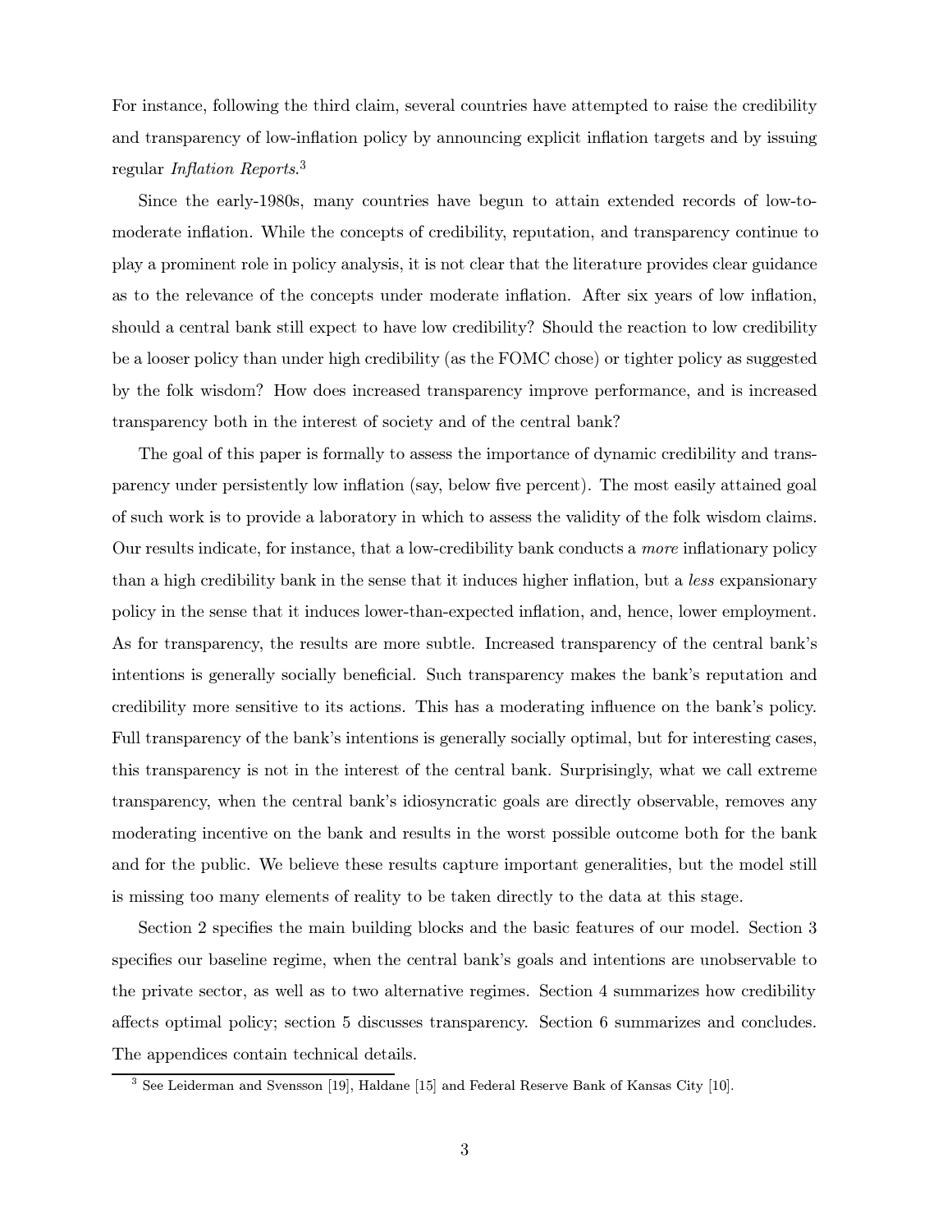For instance, following the third claim, several countries have attempted to raise the credibility and transparency of low-inflation policy by announcing explicit inflation targets and by issuing regular *Inflation Reports*.[3]

Since the early-1980s, many countries have begun to attain extended records of low-to-moderate inflation. While the concepts of credibility, reputation, and transparency continue to play a prominent role in policy analysis, it is not clear that the literature provides clear guidance as to the relevance of the concepts under moderate inflation. After six years of low inflation, should a central bank still expect to have low credibility? Should the reaction to low credibility be a looser policy than under high credibility (as the FOMC chose) or tighter policy as suggested by the folk wisdom? How does increased transparency improve performance, and is increased transparency both in the interest of society and of the central bank?

The goal of this paper is formally to assess the importance of dynamic credibility and transparency under persistently low inflation (say, below five percent). The most easily attained goal of such work is to provide a laboratory in which to assess the validity of the folk wisdom claims. Our results indicate, for instance, that a low-credibility bank conducts a *more* inflationary policy than a high credibility bank in the sense that it induces higher inflation, but a *less* expansionary policy in the sense that it induces lower-than-expected inflation, and, hence, lower employment. As for transparency, the results are more subtle. Increased transparency of the central bank's intentions is generally socially beneficial. Such transparency makes the bank's reputation and credibility more sensitive to its actions. This has a moderating influence on the bank's policy. Full transparency of the bank's intentions is generally socially optimal, but for interesting cases, this transparency is not in the interest of the central bank. Surprisingly, what we call extreme transparency, when the central bank's idiosyncratic goals are directly observable, removes any moderating incentive on the bank and results in the worst possible outcome both for the bank and for the public. We believe these results capture important generalities, but the model still is missing too many elements of reality to be taken directly to the data at this stage.

Section 2 specifies the main building blocks and the basic features of our model. Section 3 specifies our baseline regime, when the central bank's goals and intentions are unobservable to the private sector, as well as to two alternative regimes. Section 4 summarizes how credibility affects optimal policy; section 5 discusses transparency. Section 6 summarizes and concludes. The appendices contain technical details.

[3] See Leiderman and Svensson [19], Haldane [15] and Federal Reserve Bank of Kansas City [10].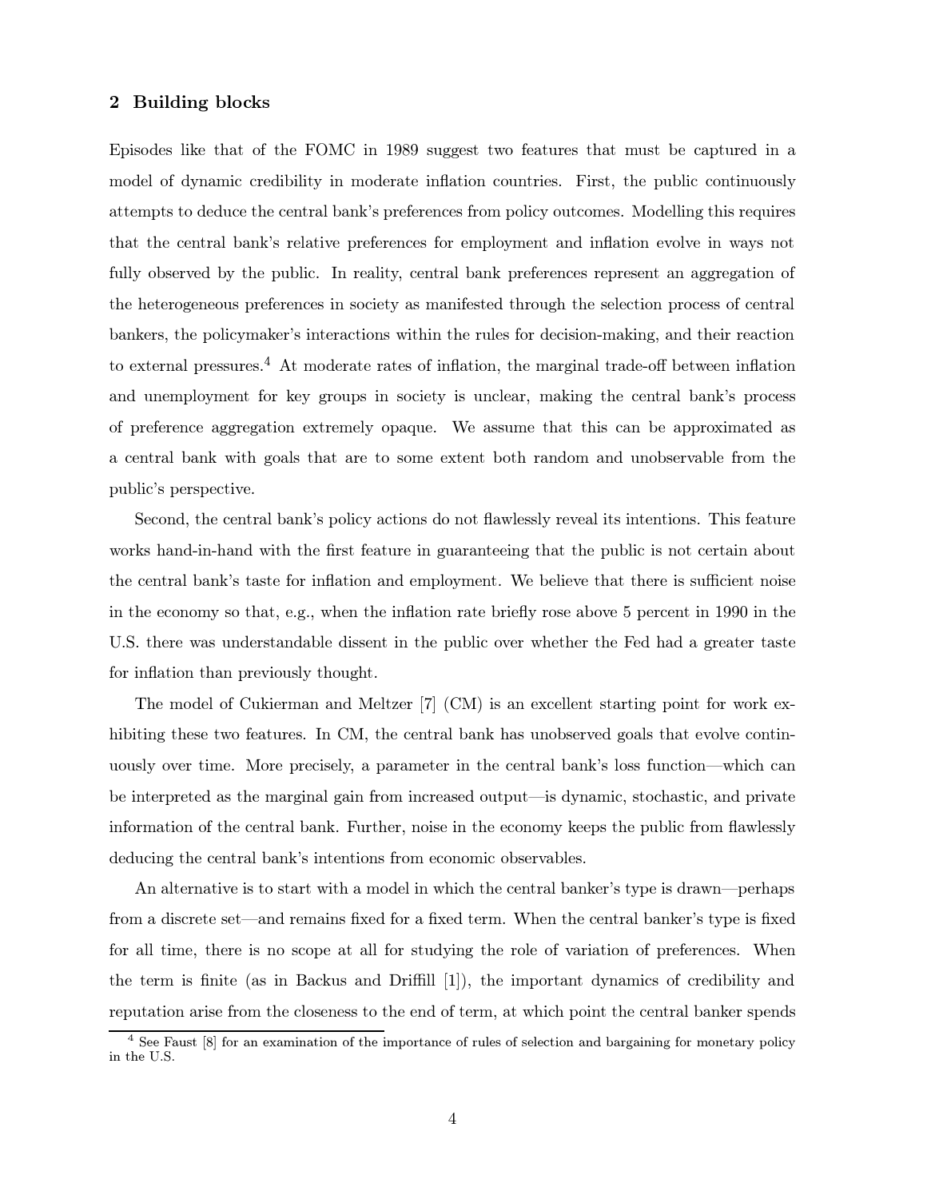## 2 Building blocks

Episodes like that of the FOMC in 1989 suggest two features that must be captured in a model of dynamic credibility in moderate inflation countries. First, the public continuously attempts to deduce the central bank's preferences from policy outcomes. Modelling this requires that the central bank's relative preferences for employment and inflation evolve in ways not fully observed by the public. In reality, central bank preferences represent an aggregation of the heterogeneous preferences in society as manifested through the selection process of central bankers, the policymaker's interactions within the rules for decision-making, and their reaction to external pressures.[4] At moderate rates of inflation, the marginal trade-off between inflation and unemployment for key groups in society is unclear, making the central bank's process of preference aggregation extremely opaque. We assume that this can be approximated as a central bank with goals that are to some extent both random and unobservable from the public's perspective.

Second, the central bank's policy actions do not flawlessly reveal its intentions. This feature works hand-in-hand with the first feature in guaranteeing that the public is not certain about the central bank's taste for inflation and employment. We believe that there is sufficient noise in the economy so that, e.g., when the inflation rate briefly rose above 5 percent in 1990 in the U.S. there was understandable dissent in the public over whether the Fed had a greater taste for inflation than previously thought.

The model of Cukierman and Meltzer [7] (CM) is an excellent starting point for work exhibiting these two features. In CM, the central bank has unobserved goals that evolve continuously over time. More precisely, a parameter in the central bank's loss function—which can be interpreted as the marginal gain from increased output—is dynamic, stochastic, and private information of the central bank. Further, noise in the economy keeps the public from flawlessly deducing the central bank's intentions from economic observables.

An alternative is to start with a model in which the central banker's type is drawn—perhaps from a discrete set—and remains fixed for a fixed term. When the central banker's type is fixed for all time, there is no scope at all for studying the role of variation of preferences. When the term is finite (as in Backus and Driffill [1]), the important dynamics of credibility and reputation arise from the closeness to the end of term, at which point the central banker spends

[4] See Faust [8] for an examination of the importance of rules of selection and bargaining for monetary policy in the U.S.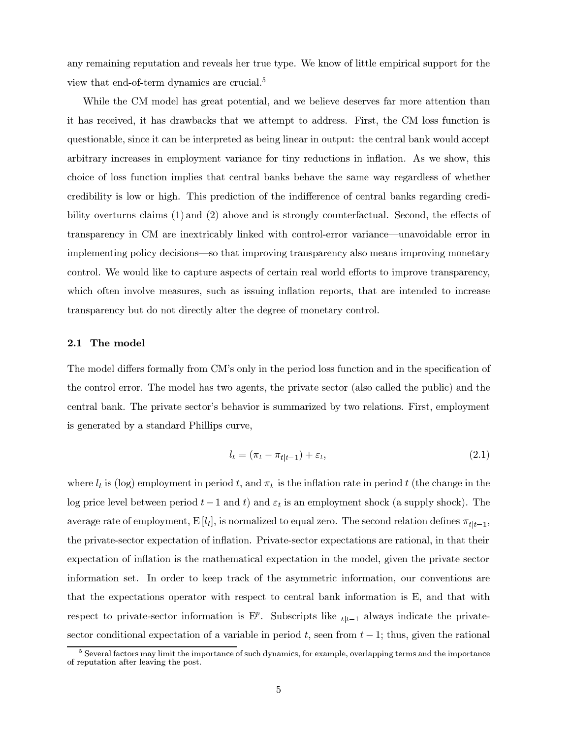any remaining reputation and reveals her true type. We know of little empirical support for the view that end-of-term dynamics are crucial.[5]

While the CM model has great potential, and we believe deserves far more attention than it has received, it has drawbacks that we attempt to address. First, the CM loss function is questionable, since it can be interpreted as being linear in output: the central bank would accept arbitrary increases in employment variance for tiny reductions in inflation. As we show, this choice of loss function implies that central banks behave the same way regardless of whether credibility is low or high. This prediction of the indifference of central banks regarding credibility overturns claims (1) and (2) above and is strongly counterfactual. Second, the effects of transparency in CM are inextricably linked with control-error variance—unavoidable error in implementing policy decisions—so that improving transparency also means improving monetary control. We would like to capture aspects of certain real world efforts to improve transparency, which often involve measures, such as issuing inflation reports, that are intended to increase transparency but do not directly alter the degree of monetary control.

### 2.1 The model

The model differs formally from CM's only in the period loss function and in the specification of the control error. The model has two agents, the private sector (also called the public) and the central bank. The private sector's behavior is summarized by two relations. First, employment is generated by a standard Phillips curve,

$$l_t = (\pi_t - \pi_{t|t-1}) + \varepsilon_t, \tag{2.1}$$

where $l_t$ is (log) employment in period $t$, and $\pi_t$ is the inflation rate in period $t$ (the change in the log price level between period $t-1$ and $t$) and $\varepsilon_t$ is an employment shock (a supply shock). The average rate of employment, $\mathrm{E}[l_t]$, is normalized to equal zero. The second relation defines $\pi_{t|t-1}$, the private-sector expectation of inflation. Private-sector expectations are rational, in that their expectation of inflation is the mathematical expectation in the model, given the private sector information set. In order to keep track of the asymmetric information, our conventions are that the expectations operator with respect to central bank information is E, and that with respect to private-sector information is $\mathrm{E}^p$. Subscripts like $_{t|t-1}$ always indicate the private-sector conditional expectation of a variable in period $t$, seen from $t-1$; thus, given the rational

[5] Several factors may limit the importance of such dynamics, for example, overlapping terms and the importance of reputation after leaving the post.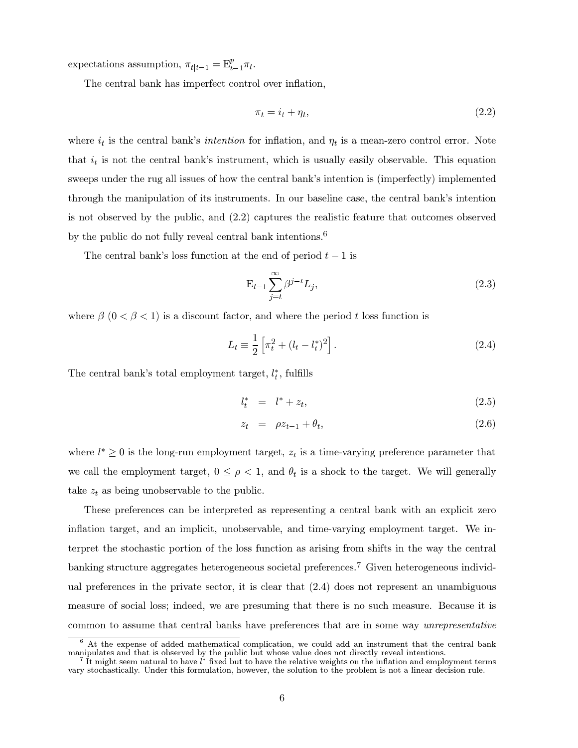expectations assumption, $\pi_{t|t-1} = \mathrm{E}^p_{t-1}\pi_t$.

The central bank has imperfect control over inflation,

$$\pi_t = i_t + \eta_t, \tag{2.2}$$

where $i_t$ is the central bank's *intention* for inflation, and $\eta_t$ is a mean-zero control error. Note that $i_t$ is not the central bank's instrument, which is usually easily observable. This equation sweeps under the rug all issues of how the central bank's intention is (imperfectly) implemented through the manipulation of its instruments. In our baseline case, the central bank's intention is not observed by the public, and (2.2) captures the realistic feature that outcomes observed by the public do not fully reveal central bank intentions.[6]

The central bank's loss function at the end of period $t-1$ is

$$\mathrm{E}_{t-1}\sum_{j=t}^{\infty}\beta^{j-t}L_j, \tag{2.3}$$

where $\beta$ $(0 < \beta < 1)$ is a discount factor, and where the period $t$ loss function is

$$L_t \equiv \frac{1}{2}\left[\pi_t^2 + (l_t - l_t^*)^2\right]. \tag{2.4}$$

The central bank's total employment target, $l_t^*$, fulfills

$$l_t^* = l^* + z_t, \tag{2.5}$$

$$z_t = \rho z_{t-1} + \theta_t, \tag{2.6}$$

where $l^* \geq 0$ is the long-run employment target, $z_t$ is a time-varying preference parameter that we call the employment target, $0 \leq \rho < 1$, and $\theta_t$ is a shock to the target. We will generally take $z_t$ as being unobservable to the public.

These preferences can be interpreted as representing a central bank with an explicit zero inflation target, and an implicit, unobservable, and time-varying employment target. We interpret the stochastic portion of the loss function as arising from shifts in the way the central banking structure aggregates heterogeneous societal preferences.[7] Given heterogeneous individual preferences in the private sector, it is clear that (2.4) does not represent an unambiguous measure of social loss; indeed, we are presuming that there is no such measure. Because it is common to assume that central banks have preferences that are in some way *unrepresentative*

---

[6] At the expense of added mathematical complication, we could add an instrument that the central bank manipulates and that is observed by the public but whose value does not directly reveal intentions.

[7] It might seem natural to have $l^*$ fixed but to have the relative weights on the inflation and employment terms vary stochastically. Under this formulation, however, the solution to the problem is not a linear decision rule.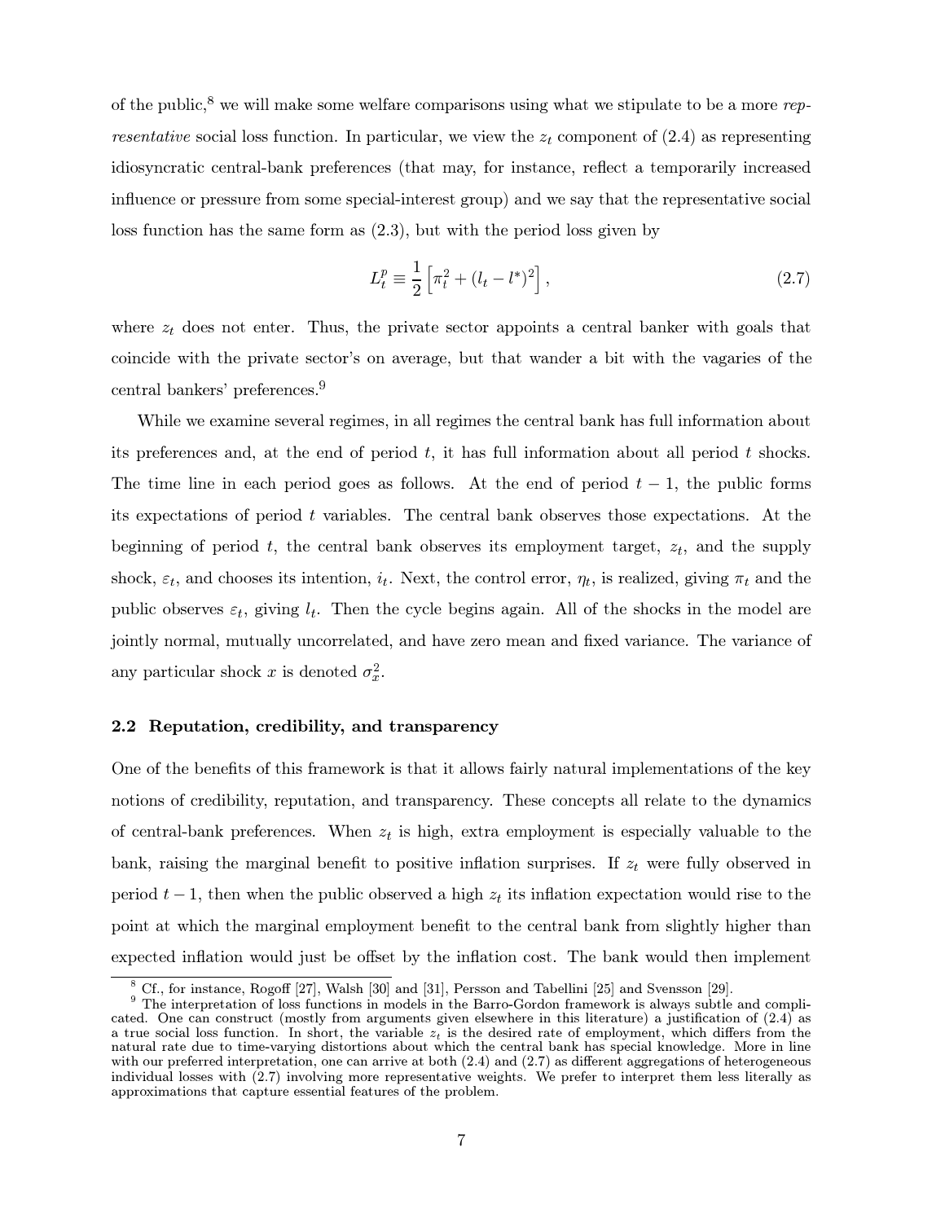of the public,[8] we will make some welfare comparisons using what we stipulate to be a more *representative* social loss function. In particular, we view the $z_t$ component of (2.4) as representing idiosyncratic central-bank preferences (that may, for instance, reflect a temporarily increased influence or pressure from some special-interest group) and we say that the representative social loss function has the same form as (2.3), but with the period loss given by

$$L_t^p \equiv \frac{1}{2}\left[\pi_t^2 + (l_t - l^*)^2\right], \tag{2.7}$$

where $z_t$ does not enter. Thus, the private sector appoints a central banker with goals that coincide with the private sector's on average, but that wander a bit with the vagaries of the central bankers' preferences.[9]

While we examine several regimes, in all regimes the central bank has full information about its preferences and, at the end of period $t$, it has full information about all period $t$ shocks. The time line in each period goes as follows. At the end of period $t-1$, the public forms its expectations of period $t$ variables. The central bank observes those expectations. At the beginning of period $t$, the central bank observes its employment target, $z_t$, and the supply shock, $\varepsilon_t$, and chooses its intention, $i_t$. Next, the control error, $\eta_t$, is realized, giving $\pi_t$ and the public observes $\varepsilon_t$, giving $l_t$. Then the cycle begins again. All of the shocks in the model are jointly normal, mutually uncorrelated, and have zero mean and fixed variance. The variance of any particular shock $x$ is denoted $\sigma_x^2$.

### 2.2 Reputation, credibility, and transparency

One of the benefits of this framework is that it allows fairly natural implementations of the key notions of credibility, reputation, and transparency. These concepts all relate to the dynamics of central-bank preferences. When $z_t$ is high, extra employment is especially valuable to the bank, raising the marginal benefit to positive inflation surprises. If $z_t$ were fully observed in period $t-1$, then when the public observed a high $z_t$ its inflation expectation would rise to the point at which the marginal employment benefit to the central bank from slightly higher than expected inflation would just be offset by the inflation cost. The bank would then implement

[8] Cf., for instance, Rogoff [27], Walsh [30] and [31], Persson and Tabellini [25] and Svensson [29].

[9] The interpretation of loss functions in models in the Barro-Gordon framework is always subtle and complicated. One can construct (mostly from arguments given elsewhere in this literature) a justification of (2.4) as a true social loss function. In short, the variable $z_t$ is the desired rate of employment, which differs from the natural rate due to time-varying distortions about which the central bank has special knowledge. More in line with our preferred interpretation, one can arrive at both (2.4) and (2.7) as different aggregations of heterogeneous individual losses with (2.7) involving more representative weights. We prefer to interpret them less literally as approximations that capture essential features of the problem.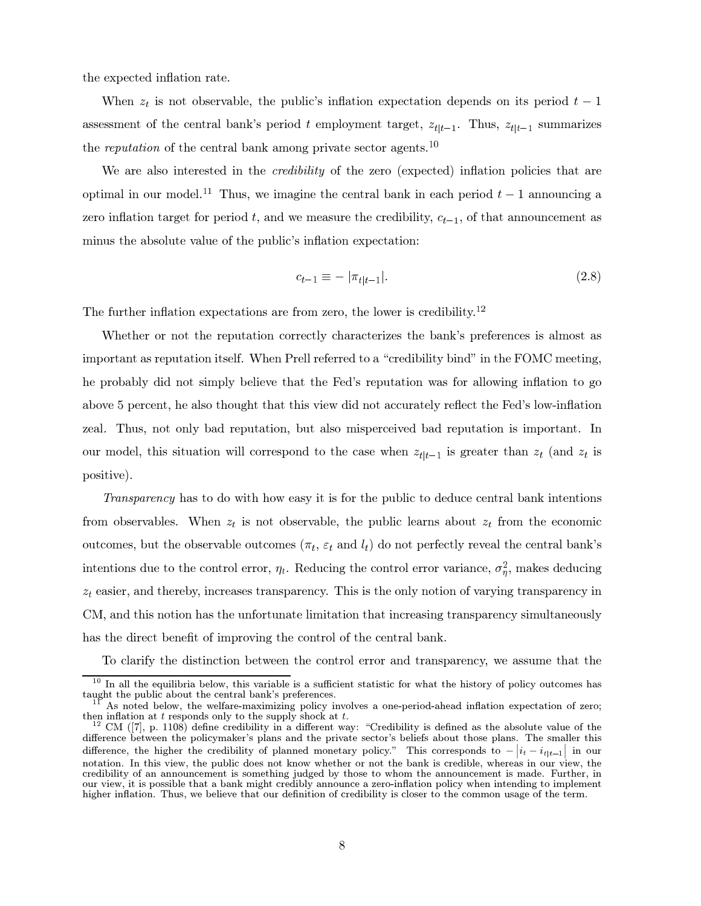the expected inflation rate.

When $z_t$ is not observable, the public's inflation expectation depends on its period $t-1$ assessment of the central bank's period $t$ employment target, $z_{t|t-1}$. Thus, $z_{t|t-1}$ summarizes the *reputation* of the central bank among private sector agents.[10]

We are also interested in the *credibility* of the zero (expected) inflation policies that are optimal in our model.[11] Thus, we imagine the central bank in each period $t-1$ announcing a zero inflation target for period $t$, and we measure the credibility, $c_{t-1}$, of that announcement as minus the absolute value of the public's inflation expectation:

$$c_{t-1} \equiv -\,|\pi_{t|t-1}|. \tag{2.8}$$

The further inflation expectations are from zero, the lower is credibility.[12]

Whether or not the reputation correctly characterizes the bank's preferences is almost as important as reputation itself. When Prell referred to a "credibility bind" in the FOMC meeting, he probably did not simply believe that the Fed's reputation was for allowing inflation to go above 5 percent, he also thought that this view did not accurately reflect the Fed's low-inflation zeal. Thus, not only bad reputation, but also misperceived bad reputation is important. In our model, this situation will correspond to the case when $z_{t|t-1}$ is greater than $z_t$ (and $z_t$ is positive).

*Transparency* has to do with how easy it is for the public to deduce central bank intentions from observables. When $z_t$ is not observable, the public learns about $z_t$ from the economic outcomes, but the observable outcomes ($\pi_t$, $\varepsilon_t$ and $l_t$) do not perfectly reveal the central bank's intentions due to the control error, $\eta_t$. Reducing the control error variance, $\sigma_\eta^2$, makes deducing $z_t$ easier, and thereby, increases transparency. This is the only notion of varying transparency in CM, and this notion has the unfortunate limitation that increasing transparency simultaneously has the direct benefit of improving the control of the central bank.

To clarify the distinction between the control error and transparency, we assume that the

[10] In all the equilibria below, this variable is a sufficient statistic for what the history of policy outcomes has taught the public about the central bank's preferences.

[11] As noted below, the welfare-maximizing policy involves a one-period-ahead inflation expectation of zero; then inflation at $t$ responds only to the supply shock at $t$.

[12] CM ([7], p. 1108) define credibility in a different way: "Credibility is defined as the absolute value of the difference between the policymaker's plans and the private sector's beliefs about those plans. The smaller this difference, the higher the credibility of planned monetary policy." This corresponds to $-\left|i_t - i_{t|t-1}\right|$ in our notation. In this view, the public does not know whether or not the bank is credible, whereas in our view, the credibility of an announcement is something judged by those to whom the announcement is made. Further, in our view, it is possible that a bank might credibly announce a zero-inflation policy when intending to implement higher inflation. Thus, we believe that our definition of credibility is closer to the common usage of the term.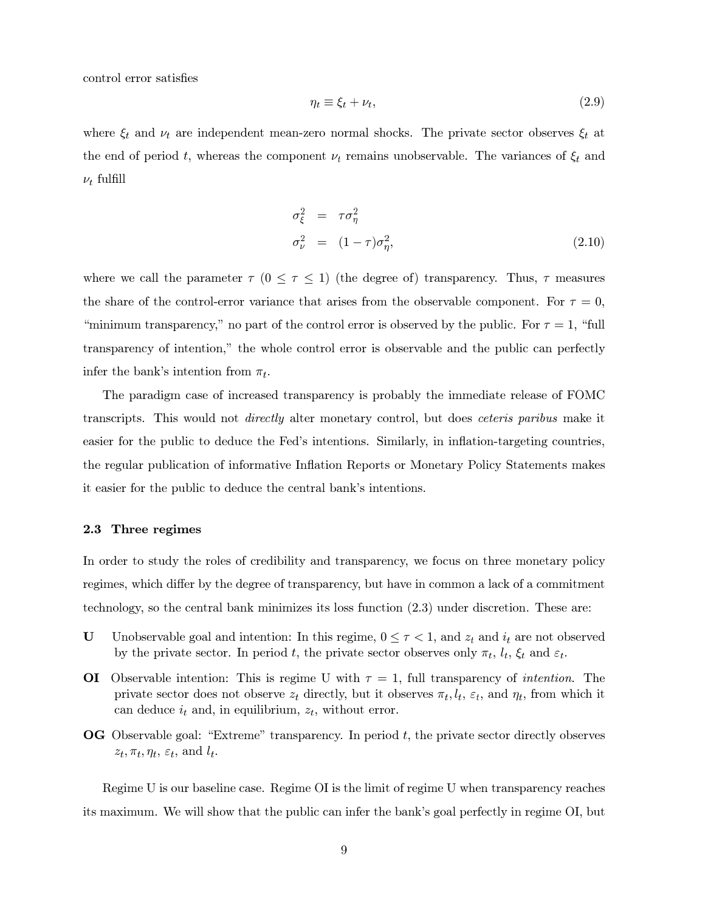control error satisfies

$$\eta_t \equiv \xi_t + \nu_t, \tag{2.9}$$

where $\xi_t$ and $\nu_t$ are independent mean-zero normal shocks. The private sector observes $\xi_t$ at the end of period $t$, whereas the component $\nu_t$ remains unobservable. The variances of $\xi_t$ and $\nu_t$ fulfill

$$\begin{aligned} \sigma_\xi^2 &= \tau\sigma_\eta^2 \\ \sigma_\nu^2 &= (1-\tau)\sigma_\eta^2, \end{aligned} \tag{2.10}$$

where we call the parameter $\tau$ ($0 \leq \tau \leq 1$) (the degree of) transparency. Thus, $\tau$ measures the share of the control-error variance that arises from the observable component. For $\tau = 0$, "minimum transparency," no part of the control error is observed by the public. For $\tau = 1$, "full transparency of intention," the whole control error is observable and the public can perfectly infer the bank's intention from $\pi_t$.

The paradigm case of increased transparency is probably the immediate release of FOMC transcripts. This would not *directly* alter monetary control, but does *ceteris paribus* make it easier for the public to deduce the Fed's intentions. Similarly, in inflation-targeting countries, the regular publication of informative Inflation Reports or Monetary Policy Statements makes it easier for the public to deduce the central bank's intentions.

### 2.3 Three regimes

In order to study the roles of credibility and transparency, we focus on three monetary policy regimes, which differ by the degree of transparency, but have in common a lack of a commitment technology, so the central bank minimizes its loss function (2.3) under discretion. These are:

- **U** Unobservable goal and intention: In this regime, $0 \leq \tau < 1$, and $z_t$ and $i_t$ are not observed by the private sector. In period $t$, the private sector observes only $\pi_t$, $l_t$, $\xi_t$ and $\varepsilon_t$.
- **OI** Observable intention: This is regime U with $\tau = 1$, full transparency of *intention*. The private sector does not observe $z_t$ directly, but it observes $\pi_t, l_t, \varepsilon_t$, and $\eta_t$, from which it can deduce $i_t$ and, in equilibrium, $z_t$, without error.
- **OG** Observable goal: "Extreme" transparency. In period $t$, the private sector directly observes $z_t, \pi_t, \eta_t, \varepsilon_t$, and $l_t$.

Regime U is our baseline case. Regime OI is the limit of regime U when transparency reaches its maximum. We will show that the public can infer the bank's goal perfectly in regime OI, but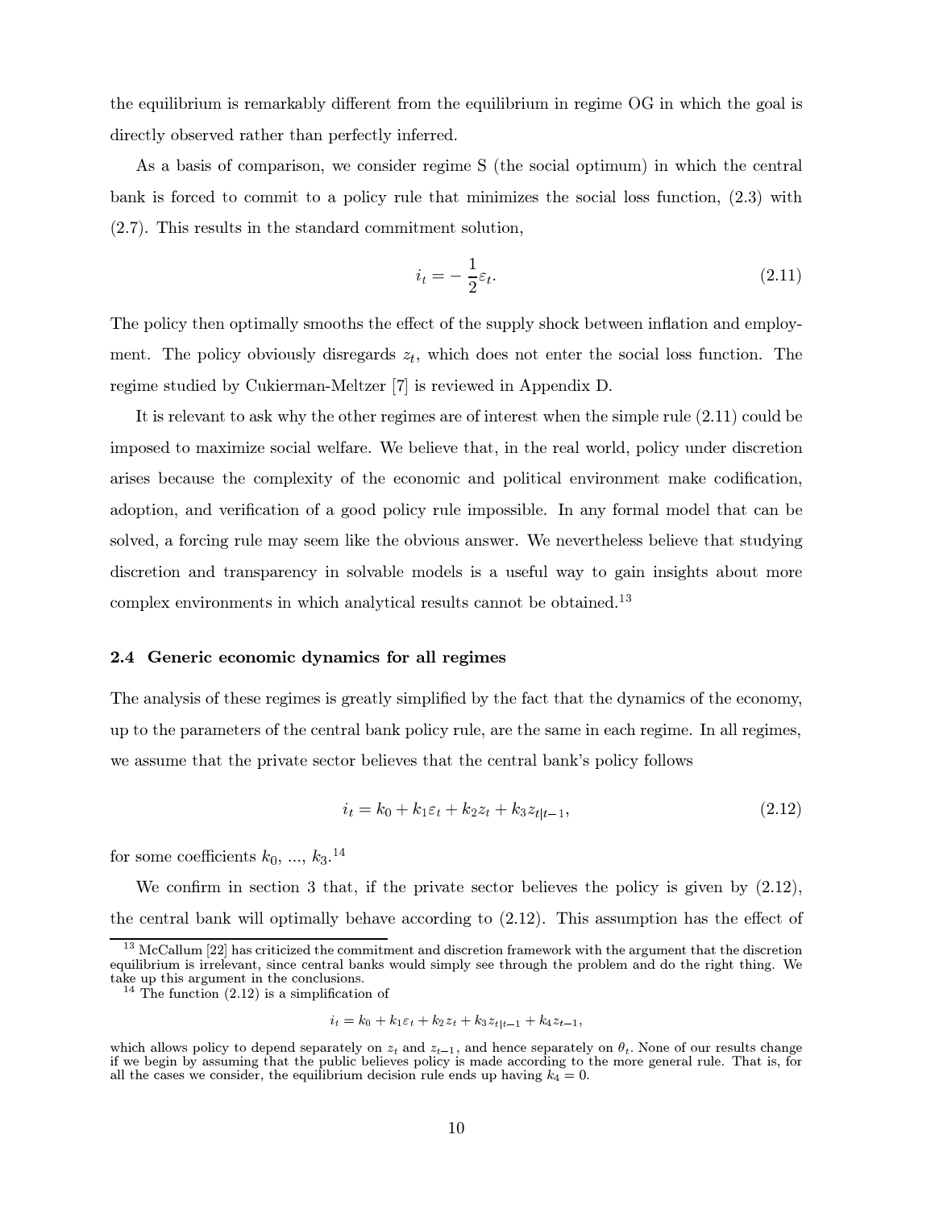the equilibrium is remarkably different from the equilibrium in regime OG in which the goal is directly observed rather than perfectly inferred.

As a basis of comparison, we consider regime S (the social optimum) in which the central bank is forced to commit to a policy rule that minimizes the social loss function, (2.3) with (2.7). This results in the standard commitment solution,

$$i_t = -\frac{1}{2}\varepsilon_t. \tag{2.11}$$

The policy then optimally smooths the effect of the supply shock between inflation and employment. The policy obviously disregards $z_t$, which does not enter the social loss function. The regime studied by Cukierman-Meltzer [7] is reviewed in Appendix D.

It is relevant to ask why the other regimes are of interest when the simple rule (2.11) could be imposed to maximize social welfare. We believe that, in the real world, policy under discretion arises because the complexity of the economic and political environment make codification, adoption, and verification of a good policy rule impossible. In any formal model that can be solved, a forcing rule may seem like the obvious answer. We nevertheless believe that studying discretion and transparency in solvable models is a useful way to gain insights about more complex environments in which analytical results cannot be obtained.[13]

### 2.4 Generic economic dynamics for all regimes

The analysis of these regimes is greatly simplified by the fact that the dynamics of the economy, up to the parameters of the central bank policy rule, are the same in each regime. In all regimes, we assume that the private sector believes that the central bank's policy follows

$$i_t = k_0 + k_1\varepsilon_t + k_2 z_t + k_3 z_{t|t-1}, \tag{2.12}$$

for some coefficients $k_0$, ..., $k_3$.[14]

We confirm in section 3 that, if the private sector believes the policy is given by (2.12), the central bank will optimally behave according to (2.12). This assumption has the effect of

[13] McCallum [22] has criticized the commitment and discretion framework with the argument that the discretion equilibrium is irrelevant, since central banks would simply see through the problem and do the right thing. We take up this argument in the conclusions.

[14] The function (2.12) is a simplification of

$$i_t = k_0 + k_1\varepsilon_t + k_2 z_t + k_3 z_{t|t-1} + k_4 z_{t-1},$$

which allows policy to depend separately on $z_t$ and $z_{t-1}$, and hence separately on $\theta_t$. None of our results change if we begin by assuming that the public believes policy is made according to the more general rule. That is, for all the cases we consider, the equilibrium decision rule ends up having $k_4 = 0$.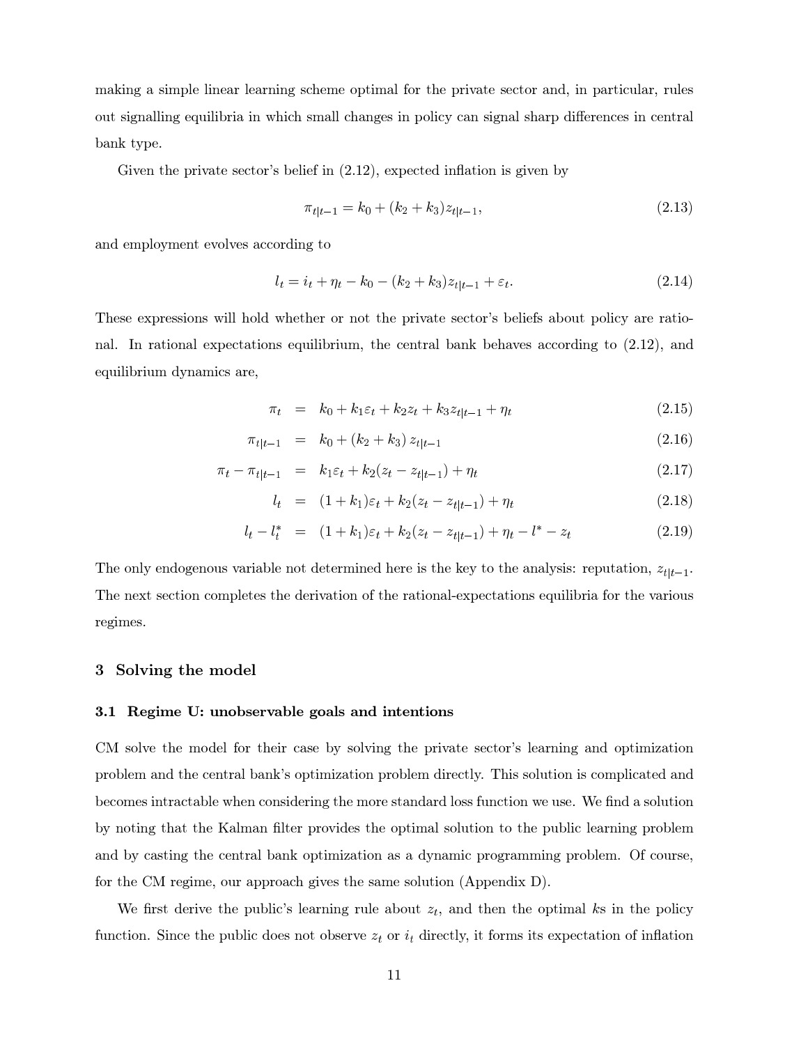making a simple linear learning scheme optimal for the private sector and, in particular, rules out signalling equilibria in which small changes in policy can signal sharp differences in central bank type.

Given the private sector's belief in (2.12), expected inflation is given by

$$\pi_{t|t-1} = k_0 + (k_2 + k_3) z_{t|t-1}, \tag{2.13}$$

and employment evolves according to

$$l_t = i_t + \eta_t - k_0 - (k_2 + k_3) z_{t|t-1} + \varepsilon_t. \tag{2.14}$$

These expressions will hold whether or not the private sector's beliefs about policy are rational. In rational expectations equilibrium, the central bank behaves according to (2.12), and equilibrium dynamics are,

$$\pi_t = k_0 + k_1 \varepsilon_t + k_2 z_t + k_3 z_{t|t-1} + \eta_t \tag{2.15}$$

$$\pi_{t|t-1} = k_0 + (k_2 + k_3) z_{t|t-1} \tag{2.16}$$

$$\pi_t - \pi_{t|t-1} = k_1 \varepsilon_t + k_2 (z_t - z_{t|t-1}) + \eta_t \tag{2.17}$$

$$l_t = (1 + k_1) \varepsilon_t + k_2 (z_t - z_{t|t-1}) + \eta_t \tag{2.18}$$

$$l_t - l_t^* = (1 + k_1) \varepsilon_t + k_2 (z_t - z_{t|t-1}) + \eta_t - l^* - z_t \tag{2.19}$$

The only endogenous variable not determined here is the key to the analysis: reputation, $z_{t|t-1}$. The next section completes the derivation of the rational-expectations equilibria for the various regimes.

## 3 Solving the model

### 3.1 Regime U: unobservable goals and intentions

CM solve the model for their case by solving the private sector's learning and optimization problem and the central bank's optimization problem directly. This solution is complicated and becomes intractable when considering the more standard loss function we use. We find a solution by noting that the Kalman filter provides the optimal solution to the public learning problem and by casting the central bank optimization as a dynamic programming problem. Of course, for the CM regime, our approach gives the same solution (Appendix D).

We first derive the public's learning rule about $z_t$, and then the optimal $k$s in the policy function. Since the public does not observe $z_t$ or $i_t$ directly, it forms its expectation of inflation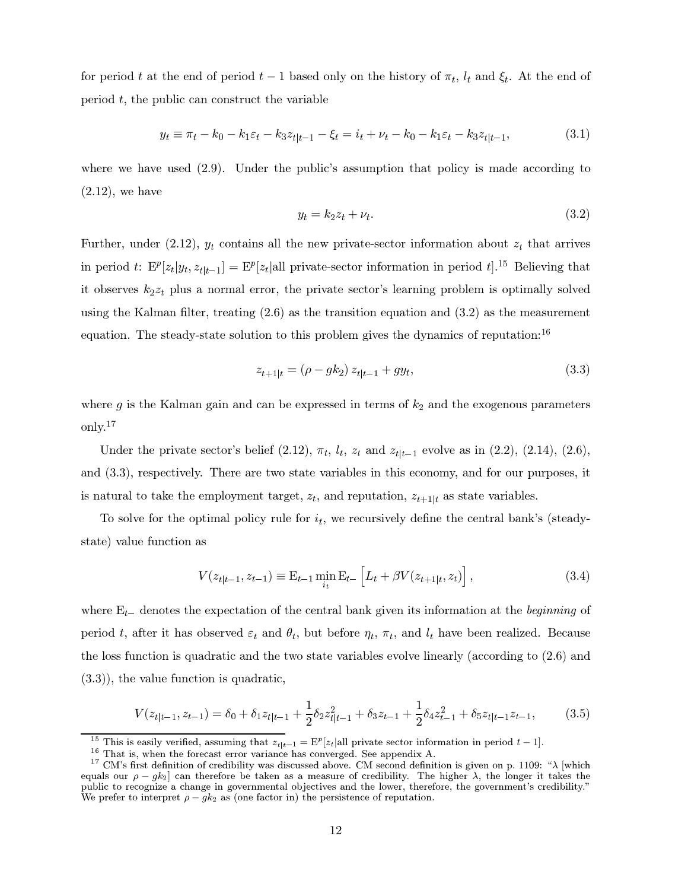for period $t$ at the end of period $t-1$ based only on the history of $\pi_t$, $l_t$ and $\xi_t$. At the end of period $t$, the public can construct the variable

$$y_t \equiv \pi_t - k_0 - k_1\varepsilon_t - k_3 z_{t|t-1} - \xi_t = i_t + \nu_t - k_0 - k_1\varepsilon_t - k_3 z_{t|t-1}, \tag{3.1}$$

where we have used (2.9). Under the public's assumption that policy is made according to (2.12), we have

$$y_t = k_2 z_t + \nu_t. \tag{3.2}$$

Further, under (2.12), $y_t$ contains all the new private-sector information about $z_t$ that arrives in period $t$: $\mathrm{E}^p[z_t|y_t, z_{t|t-1}] = \mathrm{E}^p[z_t|\text{all private-sector information in period } t]$.[15] Believing that it observes $k_2 z_t$ plus a normal error, the private sector's learning problem is optimally solved using the Kalman filter, treating (2.6) as the transition equation and (3.2) as the measurement equation. The steady-state solution to this problem gives the dynamics of reputation:[16]

$$z_{t+1|t} = (\rho - gk_2)\, z_{t|t-1} + g y_t, \tag{3.3}$$

where $g$ is the Kalman gain and can be expressed in terms of $k_2$ and the exogenous parameters only.[17]

Under the private sector's belief (2.12), $\pi_t$, $l_t$, $z_t$ and $z_{t|t-1}$ evolve as in (2.2), (2.14), (2.6), and (3.3), respectively. There are two state variables in this economy, and for our purposes, it is natural to take the employment target, $z_t$, and reputation, $z_{t+1|t}$ as state variables.

To solve for the optimal policy rule for $i_t$, we recursively define the central bank's (steady-state) value function as

$$V(z_{t|t-1}, z_{t-1}) \equiv \mathrm{E}_{t-1} \min_{i_t} \mathrm{E}_{t-} \left[ L_t + \beta V(z_{t+1|t}, z_t) \right], \tag{3.4}$$

where $\mathrm{E}_{t-}$ denotes the expectation of the central bank given its information at the *beginning* of period $t$, after it has observed $\varepsilon_t$ and $\theta_t$, but before $\eta_t$, $\pi_t$, and $l_t$ have been realized. Because the loss function is quadratic and the two state variables evolve linearly (according to (2.6) and (3.3)), the value function is quadratic,

$$V(z_{t|t-1}, z_{t-1}) = \delta_0 + \delta_1 z_{t|t-1} + \frac{1}{2}\delta_2 z_{t|t-1}^2 + \delta_3 z_{t-1} + \frac{1}{2}\delta_4 z_{t-1}^2 + \delta_5 z_{t|t-1} z_{t-1}, \tag{3.5}$$

---

[15] This is easily verified, assuming that $z_{t|t-1} = \mathrm{E}^p[z_t|\text{all private sector information in period } t-1]$.

[16] That is, when the forecast error variance has converged. See appendix A.

[17] CM's first definition of credibility was discussed above. CM second definition is given on p. 1109: "$\lambda$ [which equals our $\rho - gk_2$] can therefore be taken as a measure of credibility. The higher $\lambda$, the longer it takes the public to recognize a change in governmental objectives and the lower, therefore, the government's credibility." We prefer to interpret $\rho - gk_2$ as (one factor in) the persistence of reputation.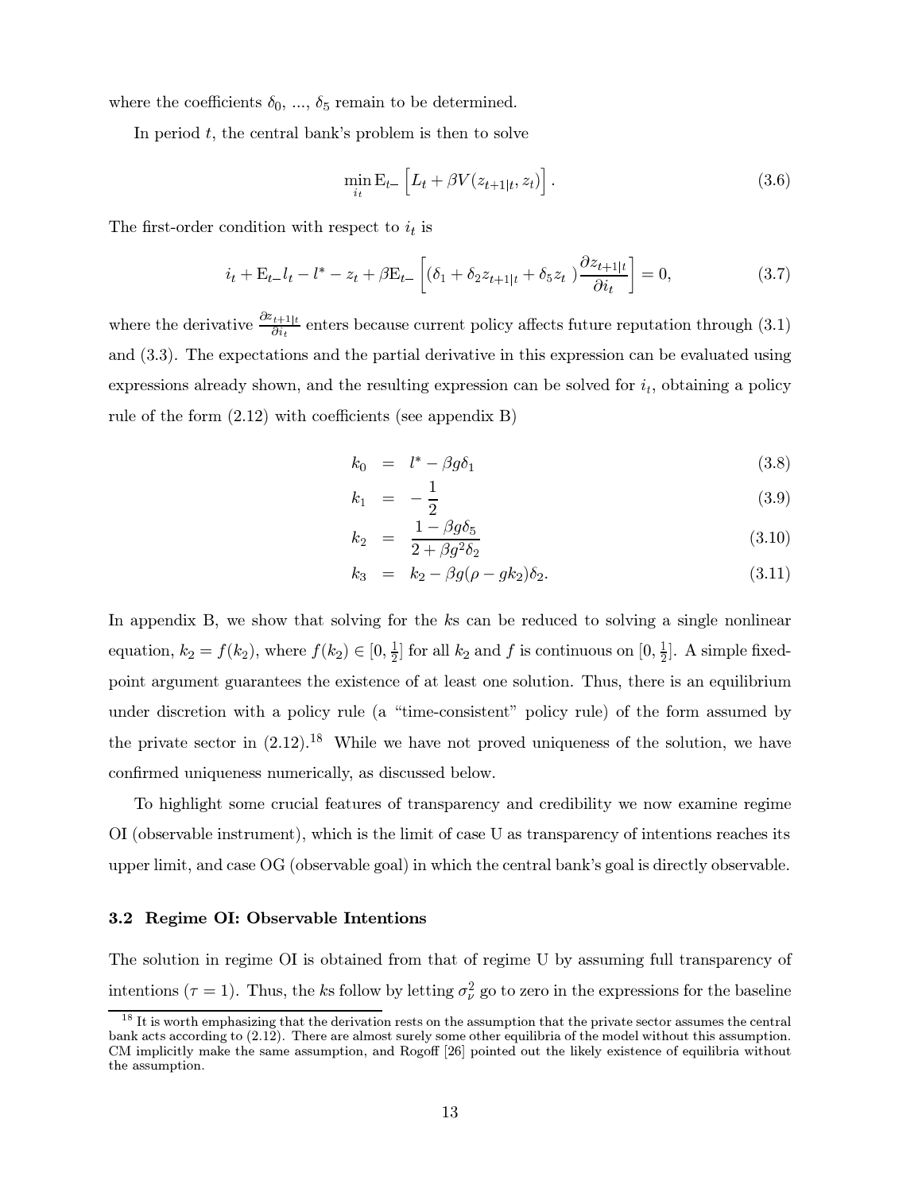where the coefficients $\delta_0$, ..., $\delta_5$ remain to be determined.

In period $t$, the central bank's problem is then to solve

$$\min_{i_t} \mathrm{E}_{t-} \left[ L_t + \beta V(z_{t+1|t}, z_t) \right]. \tag{3.6}$$

The first-order condition with respect to $i_t$ is

$$i_t + \mathrm{E}_{t-} l_t - l^* - z_t + \beta \mathrm{E}_{t-} \left[ (\delta_1 + \delta_2 z_{t+1|t} + \delta_5 z_t) \frac{\partial z_{t+1|t}}{\partial i_t} \right] = 0, \tag{3.7}$$

where the derivative $\frac{\partial z_{t+1|t}}{\partial i_t}$ enters because current policy affects future reputation through (3.1) and (3.3). The expectations and the partial derivative in this expression can be evaluated using expressions already shown, and the resulting expression can be solved for $i_t$, obtaining a policy rule of the form (2.12) with coefficients (see appendix B)

$$k_0 = l^* - \beta g \delta_1 \tag{3.8}$$

$$k_1 = -\frac{1}{2} \tag{3.9}$$

$$k_2 = \frac{1 - \beta g \delta_5}{2 + \beta g^2 \delta_2} \tag{3.10}$$

$$k_3 = k_2 - \beta g(\rho - g k_2)\delta_2. \tag{3.11}$$

In appendix B, we show that solving for the $k$s can be reduced to solving a single nonlinear equation, $k_2 = f(k_2)$, where $f(k_2) \in [0, \frac{1}{2}]$ for all $k_2$ and $f$ is continuous on $[0, \frac{1}{2}]$. A simple fixed-point argument guarantees the existence of at least one solution. Thus, there is an equilibrium under discretion with a policy rule (a "time-consistent" policy rule) of the form assumed by the private sector in (2.12).[18] While we have not proved uniqueness of the solution, we have confirmed uniqueness numerically, as discussed below.

To highlight some crucial features of transparency and credibility we now examine regime OI (observable instrument), which is the limit of case U as transparency of intentions reaches its upper limit, and case OG (observable goal) in which the central bank's goal is directly observable.

### 3.2 Regime OI: Observable Intentions

The solution in regime OI is obtained from that of regime U by assuming full transparency of intentions ($\tau = 1$). Thus, the $k$s follow by letting $\sigma_\nu^2$ go to zero in the expressions for the baseline

[18] It is worth emphasizing that the derivation rests on the assumption that the private sector assumes the central bank acts according to (2.12). There are almost surely some other equilibria of the model without this assumption. CM implicitly make the same assumption, and Rogoff [26] pointed out the likely existence of equilibria without the assumption.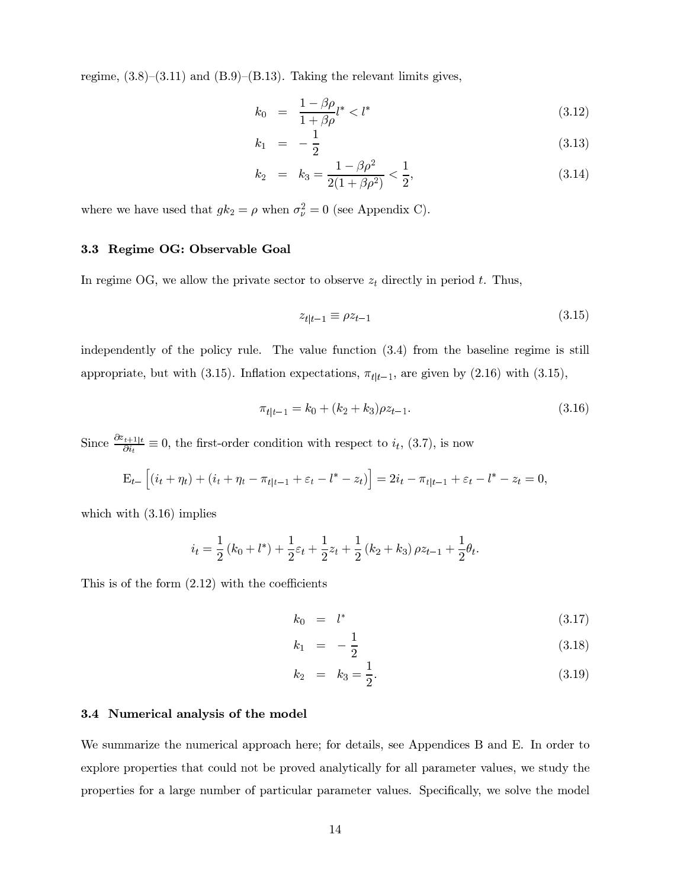regime, (3.8)–(3.11) and (B.9)–(B.13). Taking the relevant limits gives,

$$k_0 = \frac{1-\beta\rho}{1+\beta\rho} l^* < l^* \tag{3.12}$$

$$k_1 = -\frac{1}{2} \tag{3.13}$$

$$k_2 = k_3 = \frac{1-\beta\rho^2}{2(1+\beta\rho^2)} < \frac{1}{2}, \tag{3.14}$$

where we have used that $gk_2 = \rho$ when $\sigma_\nu^2 = 0$ (see Appendix C).

### 3.3 Regime OG: Observable Goal

In regime OG, we allow the private sector to observe $z_t$ directly in period $t$. Thus,

$$z_{t|t-1} \equiv \rho z_{t-1} \tag{3.15}$$

independently of the policy rule. The value function (3.4) from the baseline regime is still appropriate, but with (3.15). Inflation expectations, $\pi_{t|t-1}$, are given by (2.16) with (3.15),

$$\pi_{t|t-1} = k_0 + (k_2 + k_3)\rho z_{t-1}. \tag{3.16}$$

Since $\frac{\partial z_{t+1|t}}{\partial i_t} \equiv 0$, the first-order condition with respect to $i_t$, (3.7), is now

$$\mathrm{E}_{t-}\left[(i_t + \eta_t) + (i_t + \eta_t - \pi_{t|t-1} + \varepsilon_t - l^* - z_t)\right] = 2i_t - \pi_{t|t-1} + \varepsilon_t - l^* - z_t = 0,$$

which with (3.16) implies

$$i_t = \frac{1}{2}(k_0 + l^*) + \frac{1}{2}\varepsilon_t + \frac{1}{2}z_t + \frac{1}{2}(k_2 + k_3)\rho z_{t-1} + \frac{1}{2}\theta_t.$$

This is of the form (2.12) with the coefficients

$$k_0 = l^* \tag{3.17}$$

$$k_1 = -\frac{1}{2} \tag{3.18}$$

$$k_2 = k_3 = \frac{1}{2}. \tag{3.19}$$

### 3.4 Numerical analysis of the model

We summarize the numerical approach here; for details, see Appendices B and E. In order to explore properties that could not be proved analytically for all parameter values, we study the properties for a large number of particular parameter values. Specifically, we solve the model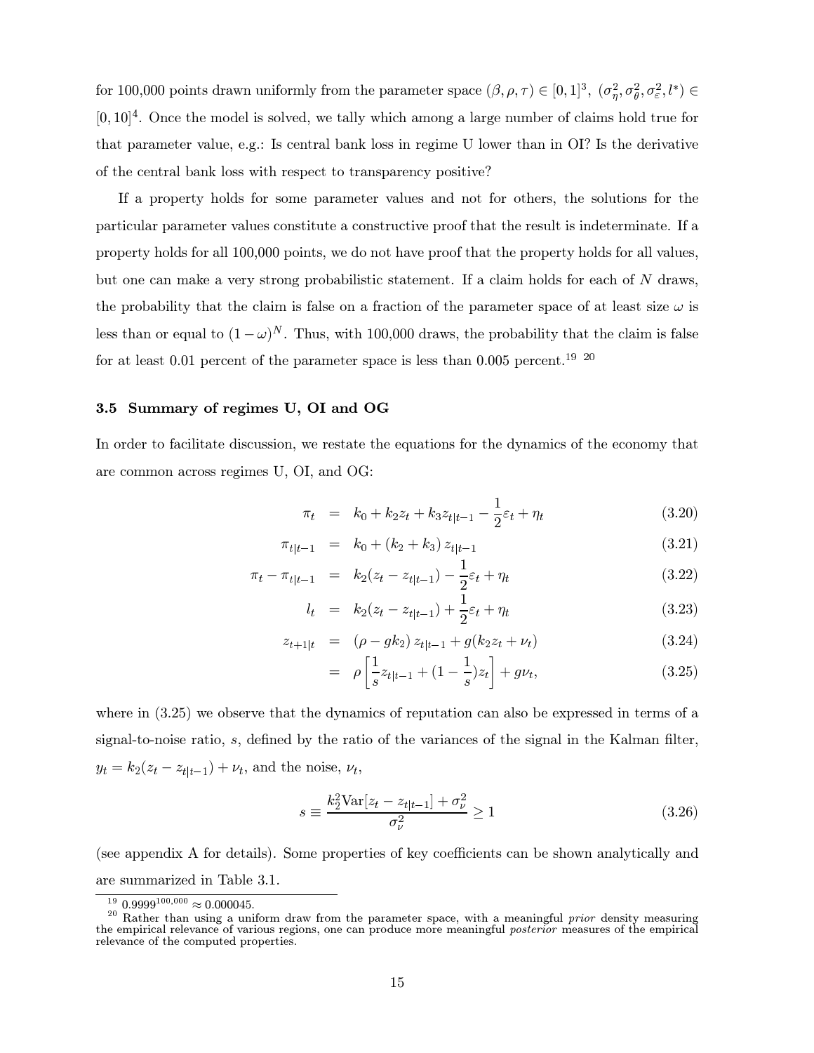for 100,000 points drawn uniformly from the parameter space $(\beta, \rho, \tau) \in [0,1]^3$, $(\sigma_\eta^2, \sigma_\theta^2, \sigma_\varepsilon^2, l^*) \in [0,10]^4$. Once the model is solved, we tally which among a large number of claims hold true for that parameter value, e.g.: Is central bank loss in regime U lower than in OI? Is the derivative of the central bank loss with respect to transparency positive?

If a property holds for some parameter values and not for others, the solutions for the particular parameter values constitute a constructive proof that the result is indeterminate. If a property holds for all 100,000 points, we do not have proof that the property holds for all values, but one can make a very strong probabilistic statement. If a claim holds for each of $N$ draws, the probability that the claim is false on a fraction of the parameter space of at least size $\omega$ is less than or equal to $(1-\omega)^N$. Thus, with 100,000 draws, the probability that the claim is false for at least 0.01 percent of the parameter space is less than 0.005 percent.[19] [20]

### 3.5 Summary of regimes U, OI and OG

In order to facilitate discussion, we restate the equations for the dynamics of the economy that are common across regimes U, OI, and OG:

$$\pi_t = k_0 + k_2 z_t + k_3 z_{t|t-1} - \frac{1}{2}\varepsilon_t + \eta_t \tag{3.20}$$

$$\pi_{t|t-1} = k_0 + (k_2 + k_3) z_{t|t-1} \tag{3.21}$$

$$\pi_t - \pi_{t|t-1} = k_2(z_t - z_{t|t-1}) - \frac{1}{2}\varepsilon_t + \eta_t \tag{3.22}$$

$$l_t = k_2(z_t - z_{t|t-1}) + \frac{1}{2}\varepsilon_t + \eta_t \tag{3.23}$$

$$\begin{aligned} z_{t+1|t} &= (\rho - g k_2) z_{t|t-1} + g(k_2 z_t + \nu_t) && (3.24) \\ &= \rho \left[ \frac{1}{s} z_{t|t-1} + (1 - \frac{1}{s}) z_t \right] + g\nu_t, && (3.25) \end{aligned}$$

where in (3.25) we observe that the dynamics of reputation can also be expressed in terms of a signal-to-noise ratio, $s$, defined by the ratio of the variances of the signal in the Kalman filter, $y_t = k_2(z_t - z_{t|t-1}) + \nu_t$, and the noise, $\nu_t$,

$$s \equiv \frac{k_2^2 \text{Var}[z_t - z_{t|t-1}] + \sigma_\nu^2}{\sigma_\nu^2} \geq 1 \tag{3.26}$$

(see appendix A for details). Some properties of key coefficients can be shown analytically and are summarized in Table 3.1.

[19] $0.9999^{100,000} \approx 0.000045$.

[20] Rather than using a uniform draw from the parameter space, with a meaningful *prior* density measuring the empirical relevance of various regions, one can produce more meaningful *posterior* measures of the empirical relevance of the computed properties.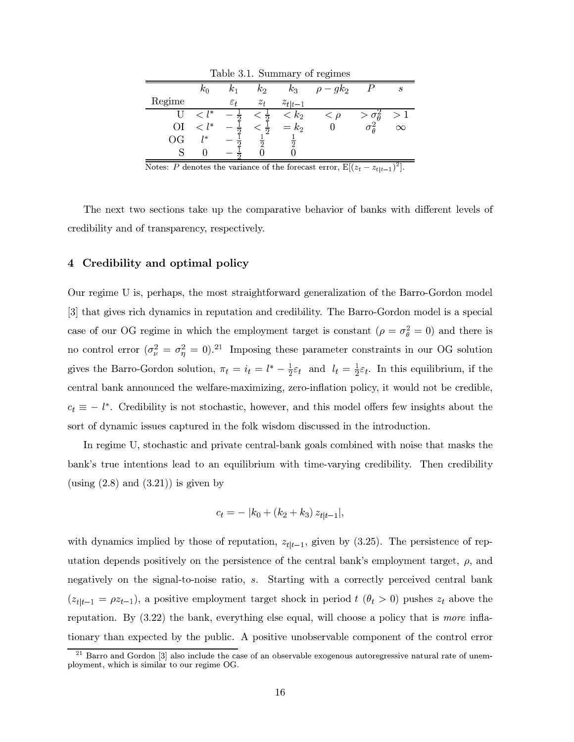Table 3.1. Summary of regimes

| | $k_0$ | $k_1$ | $k_2$ | $k_3$ | $\rho - gk_2$ | $P$ | $s$ |
|---|---|---|---|---|---|---|---|
| Regime | | $\varepsilon_t$ | $z_t$ | $z_{t\|t-1}$ | | | |
| U | $< l^*$ | $-\frac{1}{2}$ | $< \frac{1}{2}$ | $< k_2$ | $< \rho$ | $> \sigma_\theta^2$ | $> 1$ |
| OI | $< l^*$ | $-\frac{1}{2}$ | $< \frac{1}{2}$ | $= k_2$ | $0$ | $\sigma_\theta^2$ | $\infty$ |
| OG | $l^*$ | $-\frac{1}{2}$ | $\frac{1}{2}$ | $\frac{1}{2}$ | | | |
| S | $0$ | $-\frac{1}{2}$ | $0$ | $0$ | | | |

Notes: $P$ denotes the variance of the forecast error, $\mathrm{E}[(z_t - z_{t|t-1})^2]$.

The next two sections take up the comparative behavior of banks with different levels of credibility and of transparency, respectively.

## 4 Credibility and optimal policy

Our regime U is, perhaps, the most straightforward generalization of the Barro-Gordon model [3] that gives rich dynamics in reputation and credibility. The Barro-Gordon model is a special case of our OG regime in which the employment target is constant ($\rho = \sigma_\theta^2 = 0$) and there is no control error ($\sigma_\nu^2 = \sigma_\eta^2 = 0$).[21] Imposing these parameter constraints in our OG solution gives the Barro-Gordon solution, $\pi_t = i_t = l^* - \frac{1}{2}\varepsilon_t$ and $l_t = \frac{1}{2}\varepsilon_t$. In this equilibrium, if the central bank announced the welfare-maximizing, zero-inflation policy, it would not be credible, $c_t \equiv -\, l^*$. Credibility is not stochastic, however, and this model offers few insights about the sort of dynamic issues captured in the folk wisdom discussed in the introduction.

In regime U, stochastic and private central-bank goals combined with noise that masks the bank's true intentions lead to an equilibrium with time-varying credibility. Then credibility (using (2.8) and (3.21)) is given by

$$c_t = -\,|k_0 + (k_2 + k_3)\, z_{t|t-1}|,$$

with dynamics implied by those of reputation, $z_{t|t-1}$, given by (3.25). The persistence of reputation depends positively on the persistence of the central bank's employment target, $\rho$, and negatively on the signal-to-noise ratio, $s$. Starting with a correctly perceived central bank ($z_{t|t-1} = \rho z_{t-1}$), a positive employment target shock in period $t$ ($\theta_t > 0$) pushes $z_t$ above the reputation. By (3.22) the bank, everything else equal, will choose a policy that is *more* inflationary than expected by the public. A positive unobservable component of the control error

[21] Barro and Gordon [3] also include the case of an observable exogenous autoregressive natural rate of unemployment, which is similar to our regime OG.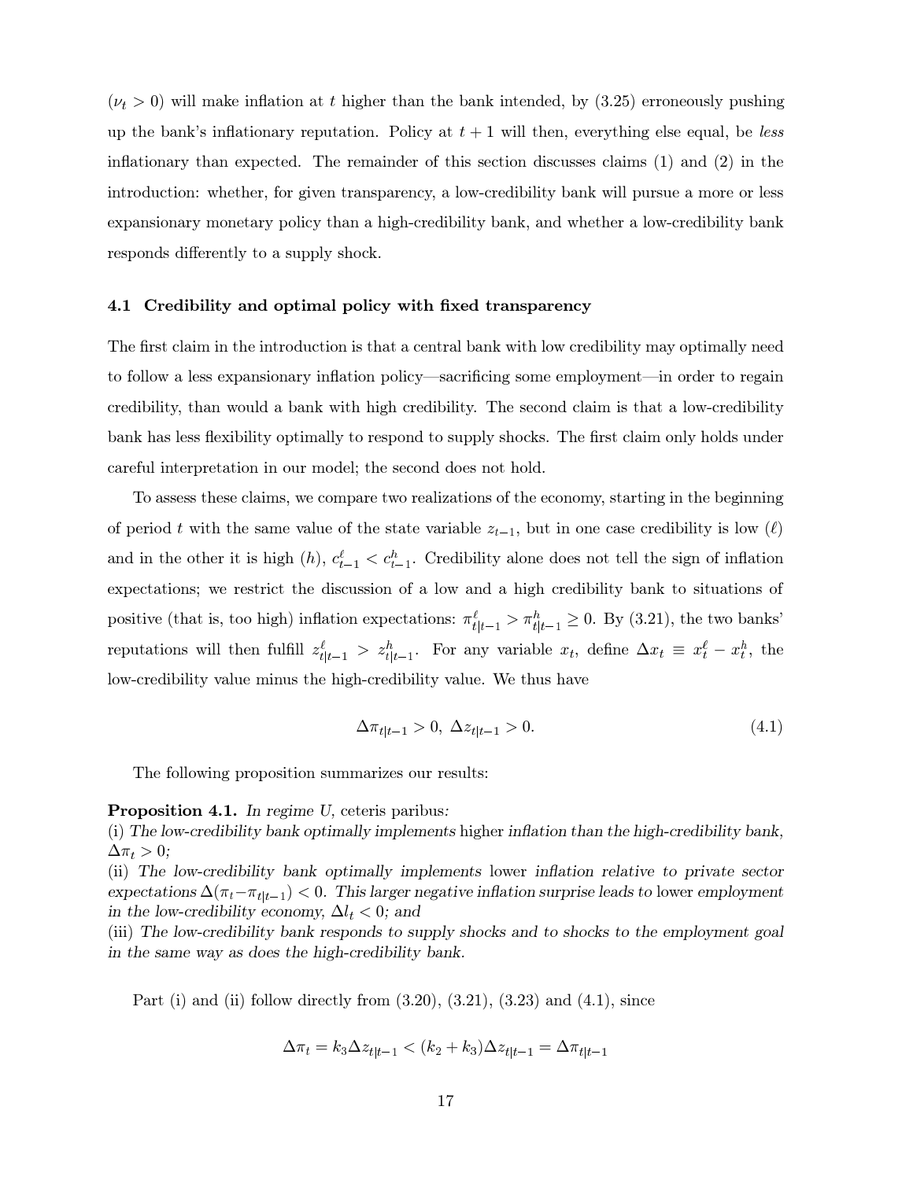($\nu_t > 0$) will make inflation at $t$ higher than the bank intended, by (3.25) erroneously pushing up the bank's inflationary reputation. Policy at $t+1$ will then, everything else equal, be *less* inflationary than expected. The remainder of this section discusses claims (1) and (2) in the introduction: whether, for given transparency, a low-credibility bank will pursue a more or less expansionary monetary policy than a high-credibility bank, and whether a low-credibility bank responds differently to a supply shock.

### 4.1 Credibility and optimal policy with fixed transparency

The first claim in the introduction is that a central bank with low credibility may optimally need to follow a less expansionary inflation policy—sacrificing some employment—in order to regain credibility, than would a bank with high credibility. The second claim is that a low-credibility bank has less flexibility optimally to respond to supply shocks. The first claim only holds under careful interpretation in our model; the second does not hold.

To assess these claims, we compare two realizations of the economy, starting in the beginning of period $t$ with the same value of the state variable $z_{t-1}$, but in one case credibility is low ($\ell$) and in the other it is high ($h$), $c^{\ell}_{t-1} < c^{h}_{t-1}$. Credibility alone does not tell the sign of inflation expectations; we restrict the discussion of a low and a high credibility bank to situations of positive (that is, too high) inflation expectations: $\pi^{\ell}_{t|t-1} > \pi^{h}_{t|t-1} \geq 0$. By (3.21), the two banks' reputations will then fulfill $z^{\ell}_{t|t-1} > z^{h}_{t|t-1}$. For any variable $x_t$, define $\Delta x_t \equiv x^{\ell}_t - x^{h}_t$, the low-credibility value minus the high-credibility value. We thus have

$$\Delta\pi_{t|t-1} > 0,\ \Delta z_{t|t-1} > 0. \tag{4.1}$$

The following proposition summarizes our results:

**Proposition 4.1.** *In regime U,* ceteris paribus*:*
(i) *The low-credibility bank optimally implements* higher *inflation than the high-credibility bank, $\Delta\pi_t > 0$;*
(ii) *The low-credibility bank optimally implements* lower *inflation relative to private sector expectations $\Delta(\pi_t - \pi_{t|t-1}) < 0$. This larger negative inflation surprise leads to* lower *employment in the low-credibility economy, $\Delta l_t < 0$; and*
(iii) *The low-credibility bank responds to supply shocks and to shocks to the employment goal in the same way as does the high-credibility bank.*

Part (i) and (ii) follow directly from (3.20), (3.21), (3.23) and (4.1), since

$$\Delta\pi_t = k_3 \Delta z_{t|t-1} < (k_2 + k_3)\Delta z_{t|t-1} = \Delta\pi_{t|t-1}$$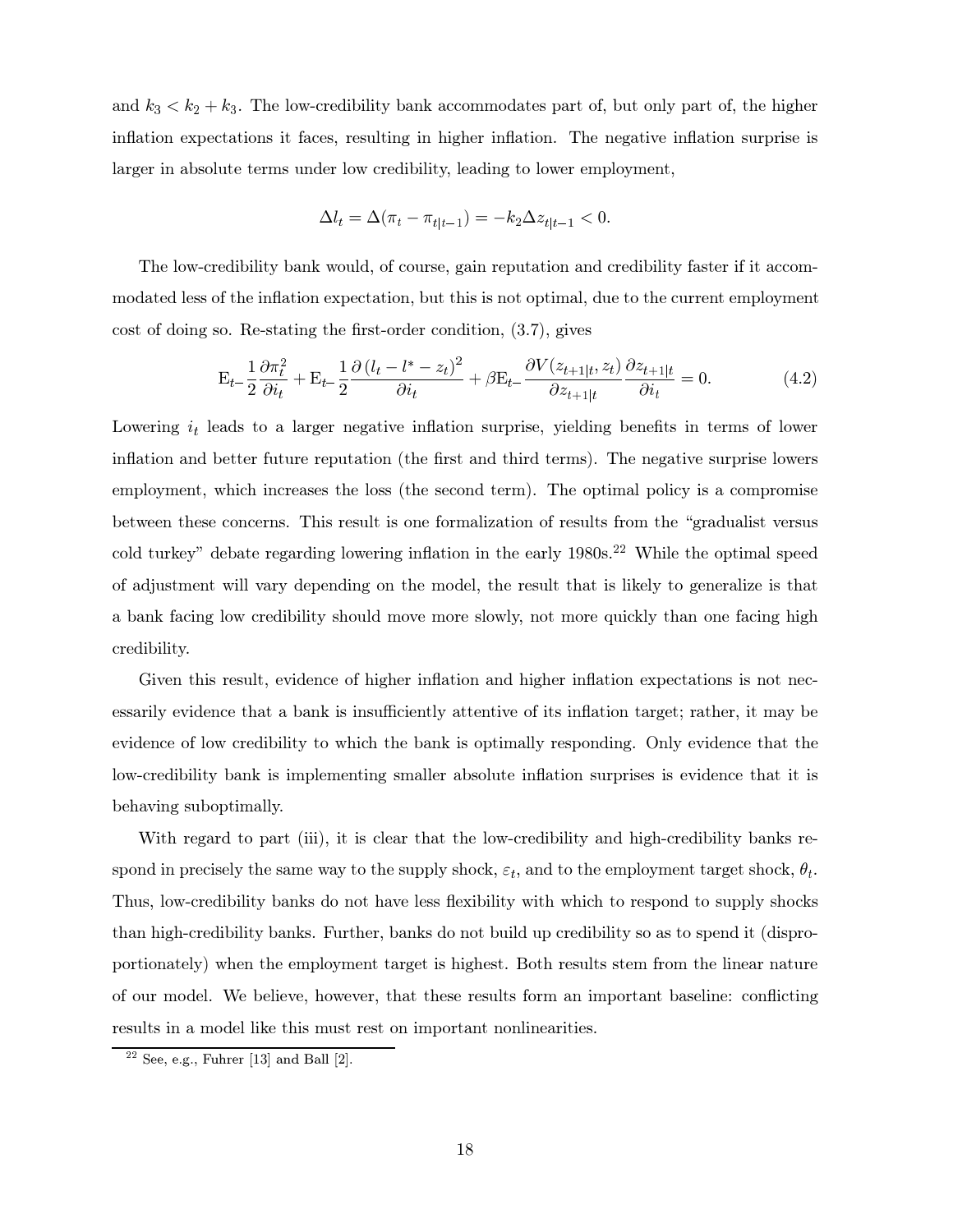and $k_3 < k_2 + k_3$. The low-credibility bank accommodates part of, but only part of, the higher inflation expectations it faces, resulting in higher inflation. The negative inflation surprise is larger in absolute terms under low credibility, leading to lower employment,

$$\Delta l_t = \Delta(\pi_t - \pi_{t|t-1}) = -k_2 \Delta z_{t|t-1} < 0.$$

The low-credibility bank would, of course, gain reputation and credibility faster if it accommodated less of the inflation expectation, but this is not optimal, due to the current employment cost of doing so. Re-stating the first-order condition, (3.7), gives

$$\mathrm{E}_{t-} \frac{1}{2} \frac{\partial \pi_t^2}{\partial i_t} + \mathrm{E}_{t-} \frac{1}{2} \frac{\partial \left(l_t - l^* - z_t\right)^2}{\partial i_t} + \beta \mathrm{E}_{t-} \frac{\partial V(z_{t+1|t}, z_t)}{\partial z_{t+1|t}} \frac{\partial z_{t+1|t}}{\partial i_t} = 0. \tag{4.2}$$

Lowering $i_t$ leads to a larger negative inflation surprise, yielding benefits in terms of lower inflation and better future reputation (the first and third terms). The negative surprise lowers employment, which increases the loss (the second term). The optimal policy is a compromise between these concerns. This result is one formalization of results from the "gradualist versus cold turkey" debate regarding lowering inflation in the early 1980s.[22] While the optimal speed of adjustment will vary depending on the model, the result that is likely to generalize is that a bank facing low credibility should move more slowly, not more quickly than one facing high credibility.

Given this result, evidence of higher inflation and higher inflation expectations is not necessarily evidence that a bank is insufficiently attentive of its inflation target; rather, it may be evidence of low credibility to which the bank is optimally responding. Only evidence that the low-credibility bank is implementing smaller absolute inflation surprises is evidence that it is behaving suboptimally.

With regard to part (iii), it is clear that the low-credibility and high-credibility banks respond in precisely the same way to the supply shock, $\varepsilon_t$, and to the employment target shock, $\theta_t$. Thus, low-credibility banks do not have less flexibility with which to respond to supply shocks than high-credibility banks. Further, banks do not build up credibility so as to spend it (disproportionately) when the employment target is highest. Both results stem from the linear nature of our model. We believe, however, that these results form an important baseline: conflicting results in a model like this must rest on important nonlinearities.

[22] See, e.g., Fuhrer [13] and Ball [2].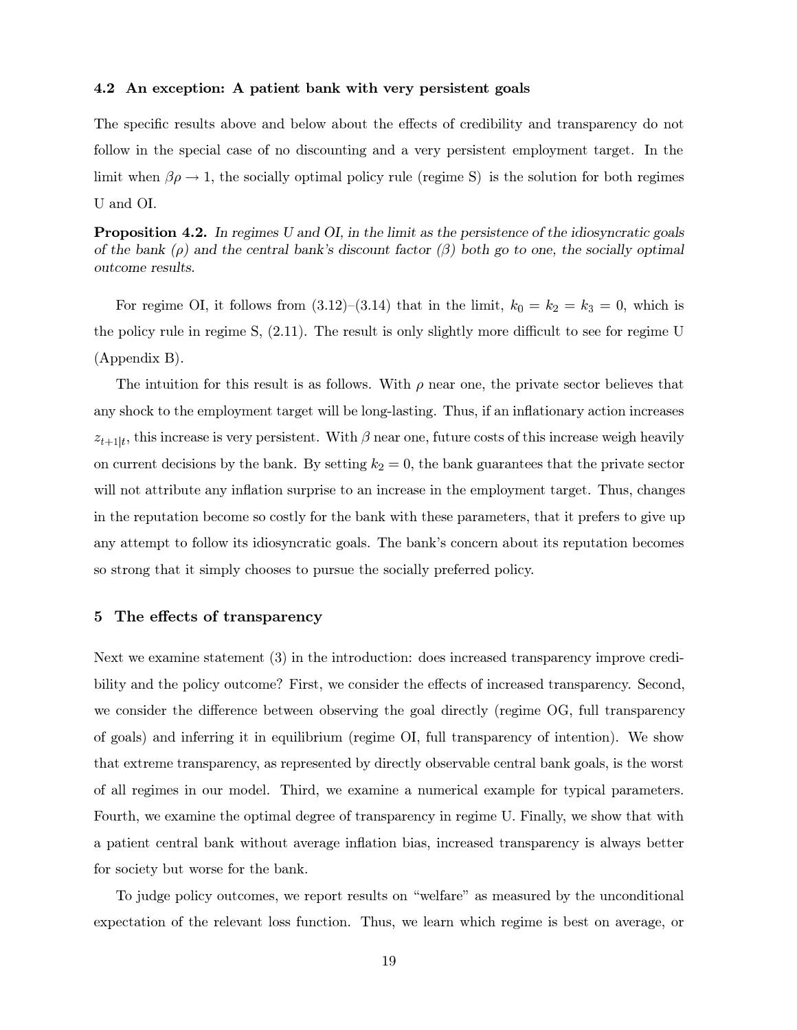### 4.2 An exception: A patient bank with very persistent goals

The specific results above and below about the effects of credibility and transparency do not follow in the special case of no discounting and a very persistent employment target. In the limit when $\beta\rho \to 1$, the socially optimal policy rule (regime S) is the solution for both regimes U and OI.

**Proposition 4.2.** *In regimes U and OI, in the limit as the persistence of the idiosyncratic goals of the bank ($\rho$) and the central bank's discount factor ($\beta$) both go to one, the socially optimal outcome results.*

For regime OI, it follows from (3.12)–(3.14) that in the limit, $k_0 = k_2 = k_3 = 0$, which is the policy rule in regime S, (2.11). The result is only slightly more difficult to see for regime U (Appendix B).

The intuition for this result is as follows. With $\rho$ near one, the private sector believes that any shock to the employment target will be long-lasting. Thus, if an inflationary action increases $z_{t+1|t}$, this increase is very persistent. With $\beta$ near one, future costs of this increase weigh heavily on current decisions by the bank. By setting $k_2 = 0$, the bank guarantees that the private sector will not attribute any inflation surprise to an increase in the employment target. Thus, changes in the reputation become so costly for the bank with these parameters, that it prefers to give up any attempt to follow its idiosyncratic goals. The bank's concern about its reputation becomes so strong that it simply chooses to pursue the socially preferred policy.

## 5 The effects of transparency

Next we examine statement (3) in the introduction: does increased transparency improve credibility and the policy outcome? First, we consider the effects of increased transparency. Second, we consider the difference between observing the goal directly (regime OG, full transparency of goals) and inferring it in equilibrium (regime OI, full transparency of intention). We show that extreme transparency, as represented by directly observable central bank goals, is the worst of all regimes in our model. Third, we examine a numerical example for typical parameters. Fourth, we examine the optimal degree of transparency in regime U. Finally, we show that with a patient central bank without average inflation bias, increased transparency is always better for society but worse for the bank.

To judge policy outcomes, we report results on "welfare" as measured by the unconditional expectation of the relevant loss function. Thus, we learn which regime is best on average, or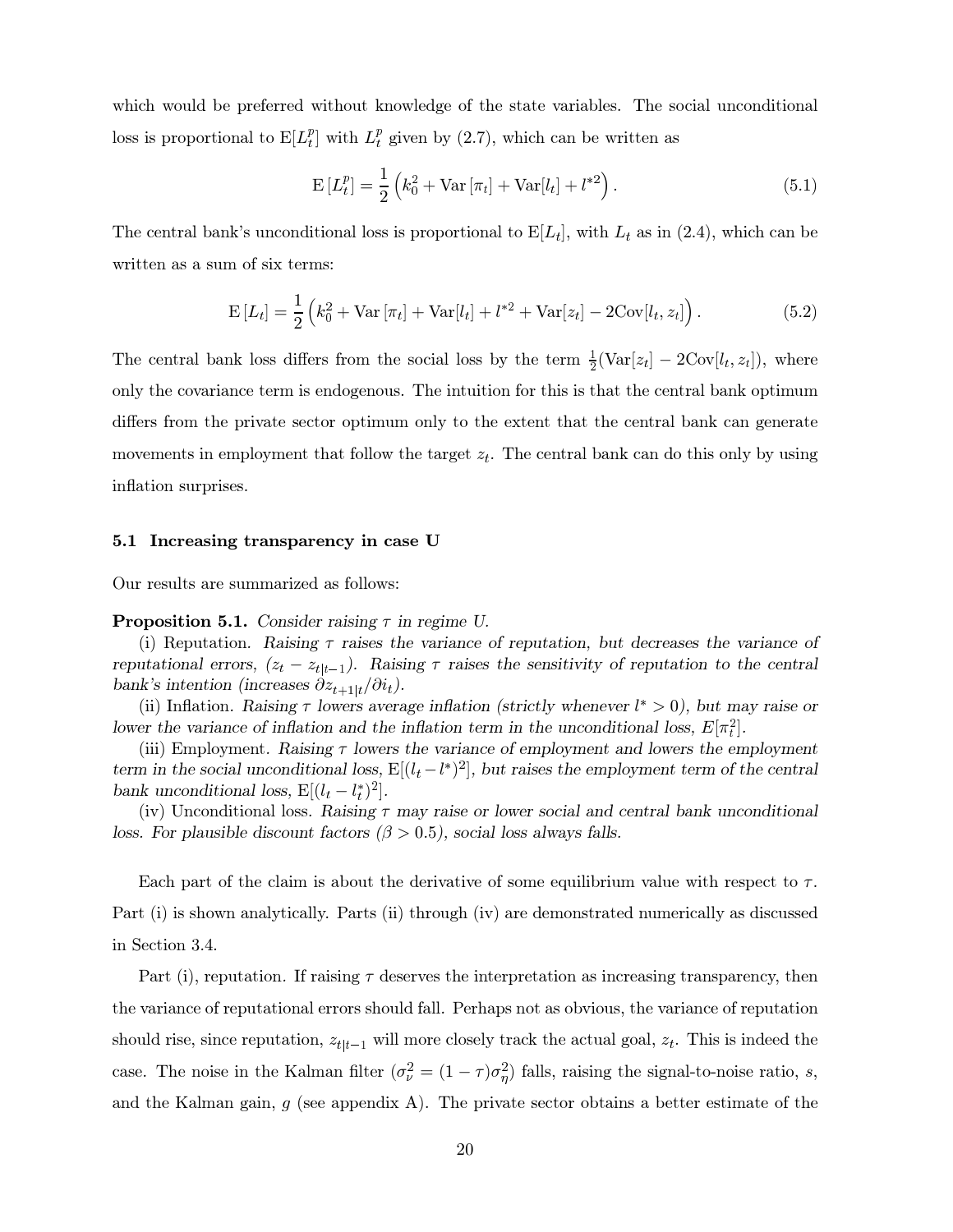which would be preferred without knowledge of the state variables. The social unconditional loss is proportional to $\mathrm{E}[L_t^p]$ with $L_t^p$ given by (2.7), which can be written as

$$\mathrm{E}\left[L_t^p\right] = \frac{1}{2}\left(k_0^2 + \mathrm{Var}\left[\pi_t\right] + \mathrm{Var}[l_t] + l^{*2}\right). \tag{5.1}$$

The central bank's unconditional loss is proportional to $\mathrm{E}[L_t]$, with $L_t$ as in (2.4), which can be written as a sum of six terms:

$$\mathrm{E}\left[L_t\right] = \frac{1}{2}\left(k_0^2 + \mathrm{Var}\left[\pi_t\right] + \mathrm{Var}[l_t] + l^{*2} + \mathrm{Var}[z_t] - 2\mathrm{Cov}[l_t, z_t]\right). \tag{5.2}$$

The central bank loss differs from the social loss by the term $\frac{1}{2}(\mathrm{Var}[z_t] - 2\mathrm{Cov}[l_t, z_t])$, where only the covariance term is endogenous. The intuition for this is that the central bank optimum differs from the private sector optimum only to the extent that the central bank can generate movements in employment that follow the target $z_t$. The central bank can do this only by using inflation surprises.

### 5.1 Increasing transparency in case U

Our results are summarized as follows:

**Proposition 5.1.** *Consider raising $\tau$ in regime U.*

(i) Reputation. *Raising $\tau$ raises the variance of reputation, but decreases the variance of reputational errors, $(z_t - z_{t|t-1})$. Raising $\tau$ raises the sensitivity of reputation to the central bank's intention (increases $\partial z_{t+1|t}/\partial i_t$).*

(ii) Inflation. *Raising $\tau$ lowers average inflation (strictly whenever $l^* > 0$), but may raise or lower the variance of inflation and the inflation term in the unconditional loss, $E[\pi_t^2]$.*

(iii) Employment. *Raising $\tau$ lowers the variance of employment and lowers the employment term in the social unconditional loss, $\mathrm{E}[(l_t - l^*)^2]$, but raises the employment term of the central bank unconditional loss, $\mathrm{E}[(l_t - l_t^*)^2]$.*

(iv) Unconditional loss. *Raising $\tau$ may raise or lower social and central bank unconditional loss. For plausible discount factors ($\beta > 0.5$), social loss always falls.*

Each part of the claim is about the derivative of some equilibrium value with respect to $\tau$. Part (i) is shown analytically. Parts (ii) through (iv) are demonstrated numerically as discussed in Section 3.4.

Part (i), reputation. If raising $\tau$ deserves the interpretation as increasing transparency, then the variance of reputational errors should fall. Perhaps not as obvious, the variance of reputation should rise, since reputation, $z_{t|t-1}$ will more closely track the actual goal, $z_t$. This is indeed the case. The noise in the Kalman filter ($\sigma_\nu^2 = (1-\tau)\sigma_\eta^2$) falls, raising the signal-to-noise ratio, $s$, and the Kalman gain, $g$ (see appendix A). The private sector obtains a better estimate of the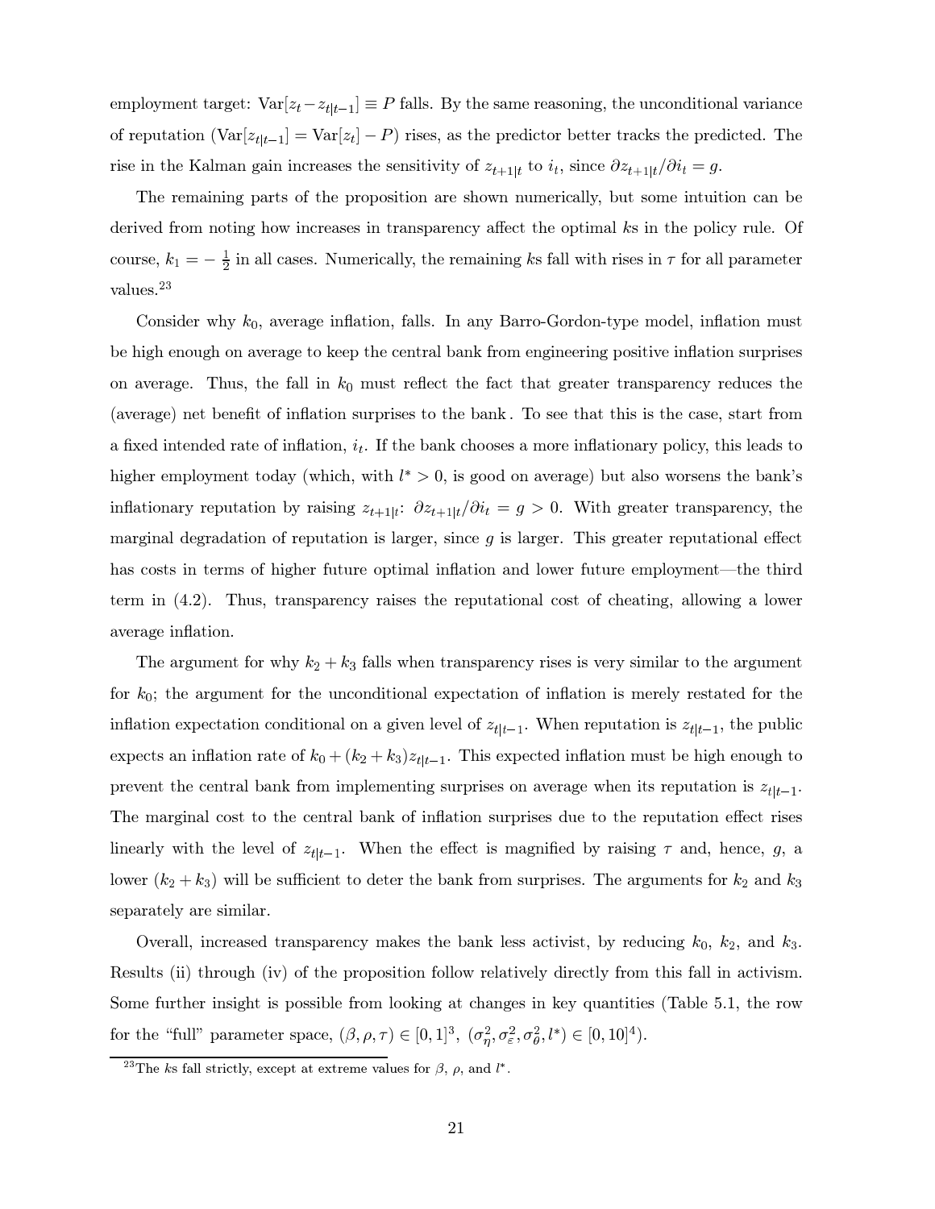employment target: $\mathrm{Var}[z_t - z_{t|t-1}] \equiv P$ falls. By the same reasoning, the unconditional variance of reputation ($\mathrm{Var}[z_{t|t-1}] = \mathrm{Var}[z_t] - P$) rises, as the predictor better tracks the predicted. The rise in the Kalman gain increases the sensitivity of $z_{t+1|t}$ to $i_t$, since $\partial z_{t+1|t}/\partial i_t = g$.

The remaining parts of the proposition are shown numerically, but some intuition can be derived from noting how increases in transparency affect the optimal $k$s in the policy rule. Of course, $k_1 = -\frac{1}{2}$ in all cases. Numerically, the remaining $k$s fall with rises in $\tau$ for all parameter values.[23]

Consider why $k_0$, average inflation, falls. In any Barro-Gordon-type model, inflation must be high enough on average to keep the central bank from engineering positive inflation surprises on average. Thus, the fall in $k_0$ must reflect the fact that greater transparency reduces the (average) net benefit of inflation surprises to the bank. To see that this is the case, start from a fixed intended rate of inflation, $i_t$. If the bank chooses a more inflationary policy, this leads to higher employment today (which, with $l^* > 0$, is good on average) but also worsens the bank's inflationary reputation by raising $z_{t+1|t}$: $\partial z_{t+1|t}/\partial i_t = g > 0$. With greater transparency, the marginal degradation of reputation is larger, since $g$ is larger. This greater reputational effect has costs in terms of higher future optimal inflation and lower future employment—the third term in (4.2). Thus, transparency raises the reputational cost of cheating, allowing a lower average inflation.

The argument for why $k_2 + k_3$ falls when transparency rises is very similar to the argument for $k_0$; the argument for the unconditional expectation of inflation is merely restated for the inflation expectation conditional on a given level of $z_{t|t-1}$. When reputation is $z_{t|t-1}$, the public expects an inflation rate of $k_0 + (k_2 + k_3)z_{t|t-1}$. This expected inflation must be high enough to prevent the central bank from implementing surprises on average when its reputation is $z_{t|t-1}$. The marginal cost to the central bank of inflation surprises due to the reputation effect rises linearly with the level of $z_{t|t-1}$. When the effect is magnified by raising $\tau$ and, hence, $g$, a lower $(k_2 + k_3)$ will be sufficient to deter the bank from surprises. The arguments for $k_2$ and $k_3$ separately are similar.

Overall, increased transparency makes the bank less activist, by reducing $k_0$, $k_2$, and $k_3$. Results (ii) through (iv) of the proposition follow relatively directly from this fall in activism. Some further insight is possible from looking at changes in key quantities (Table 5.1, the row for the "full" parameter space, $(\beta, \rho, \tau) \in [0, 1]^3$, $(\sigma_\eta^2, \sigma_\varepsilon^2, \sigma_\theta^2, l^*) \in [0, 10]^4$).

[23] The $k$s fall strictly, except at extreme values for $\beta$, $\rho$, and $l^*$.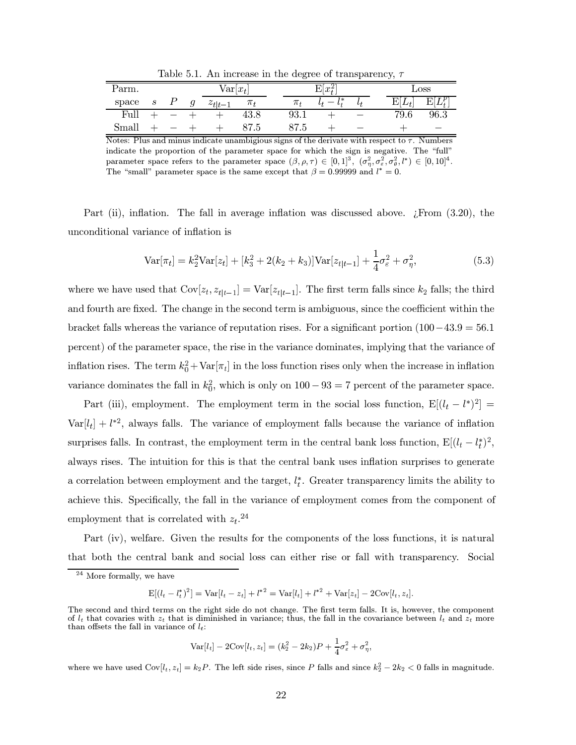Table 5.1. An increase in the degree of transparency, $\tau$

| Parm. | | | | $\text{Var}[x_t]$ | | $\text{E}[x_t^2]$ | | | Loss | |
|---|---|---|---|---|---|---|---|---|---|---|
| space | $s$ | $P$ | $g$ | $z_{t\|t-1}$ | $\pi_t$ | $\pi_t$ | $l_t - l_t^*$ | $l_t$ | $\text{E}[L_t]$ | $\text{E}[L_t^p]$ |
| Full | $+$ | $-$ | $+$ | $+$ | 43.8 | 93.1 | $+$ | $-$ | 79.6 | 96.3 |
| Small | $+$ | $-$ | $+$ | $+$ | 87.5 | 87.5 | $+$ | $-$ | $+$ | $-$ |

Notes: Plus and minus indicate unambigious signs of the derivate with respect to $\tau$. Numbers indicate the proportion of the parameter space for which the sign is negative. The "full" parameter space refers to the parameter space $(\beta, \rho, \tau) \in [0,1]^3$, $(\sigma_\eta^2, \sigma_\varepsilon^2, \sigma_\theta^2, l^*) \in [0,10]^4$. The "small" parameter space is the same except that $\beta = 0.99999$ and $l^* = 0$.

Part (ii), inflation. The fall in average inflation was discussed above. ¿From (3.20), the unconditional variance of inflation is

$$\text{Var}[\pi_t] = k_2^2 \text{Var}[z_t] + [k_3^2 + 2(k_2 + k_3)]\text{Var}[z_{t|t-1}] + \frac{1}{4}\sigma_\varepsilon^2 + \sigma_\eta^2, \tag{5.3}$$

where we have used that $\text{Cov}[z_t, z_{t|t-1}] = \text{Var}[z_{t|t-1}]$. The first term falls since $k_2$ falls; the third and fourth are fixed. The change in the second term is ambiguous, since the coefficient within the bracket falls whereas the variance of reputation rises. For a significant portion ($100-43.9 = 56.1$ percent) of the parameter space, the rise in the variance dominates, implying that the variance of inflation rises. The term $k_0^2 + \text{Var}[\pi_t]$ in the loss function rises only when the increase in inflation variance dominates the fall in $k_0^2$, which is only on $100 - 93 = 7$ percent of the parameter space.

Part (iii), employment. The employment term in the social loss function, $\text{E}[(l_t - l^*)^2] = \text{Var}[l_t] + l^{*2}$, always falls. The variance of employment falls because the variance of inflation surprises falls. In contrast, the employment term in the central bank loss function, $\text{E}[(l_t - l_t^*)^2]$, always rises. The intuition for this is that the central bank uses inflation surprises to generate a correlation between employment and the target, $l_t^*$. Greater transparency limits the ability to achieve this. Specifically, the fall in the variance of employment comes from the component of employment that is correlated with $z_t$.[24]

Part (iv), welfare. Given the results for the components of the loss functions, it is natural that both the central bank and social loss can either rise or fall with transparency. Social

[24] More formally, we have

$$\text{E}[(l_t - l_t^*)^2] = \text{Var}[l_t - z_t] + l^{*2} = \text{Var}[l_t] + l^{*2} + \text{Var}[z_t] - 2\text{Cov}[l_t, z_t].$$

The second and third terms on the right side do not change. The first term falls. It is, however, the component of $l_t$ that covaries with $z_t$ that is diminished in variance; thus, the fall in the covariance between $l_t$ and $z_t$ more than offsets the fall in variance of $l_t$:

$$\text{Var}[l_t] - 2\text{Cov}[l_t, z_t] = (k_2^2 - 2k_2)P + \frac{1}{4}\sigma_\varepsilon^2 + \sigma_\eta^2,$$

where we have used $\text{Cov}[l_t, z_t] = k_2 P$. The left side rises, since $P$ falls and since $k_2^2 - 2k_2 < 0$ falls in magnitude.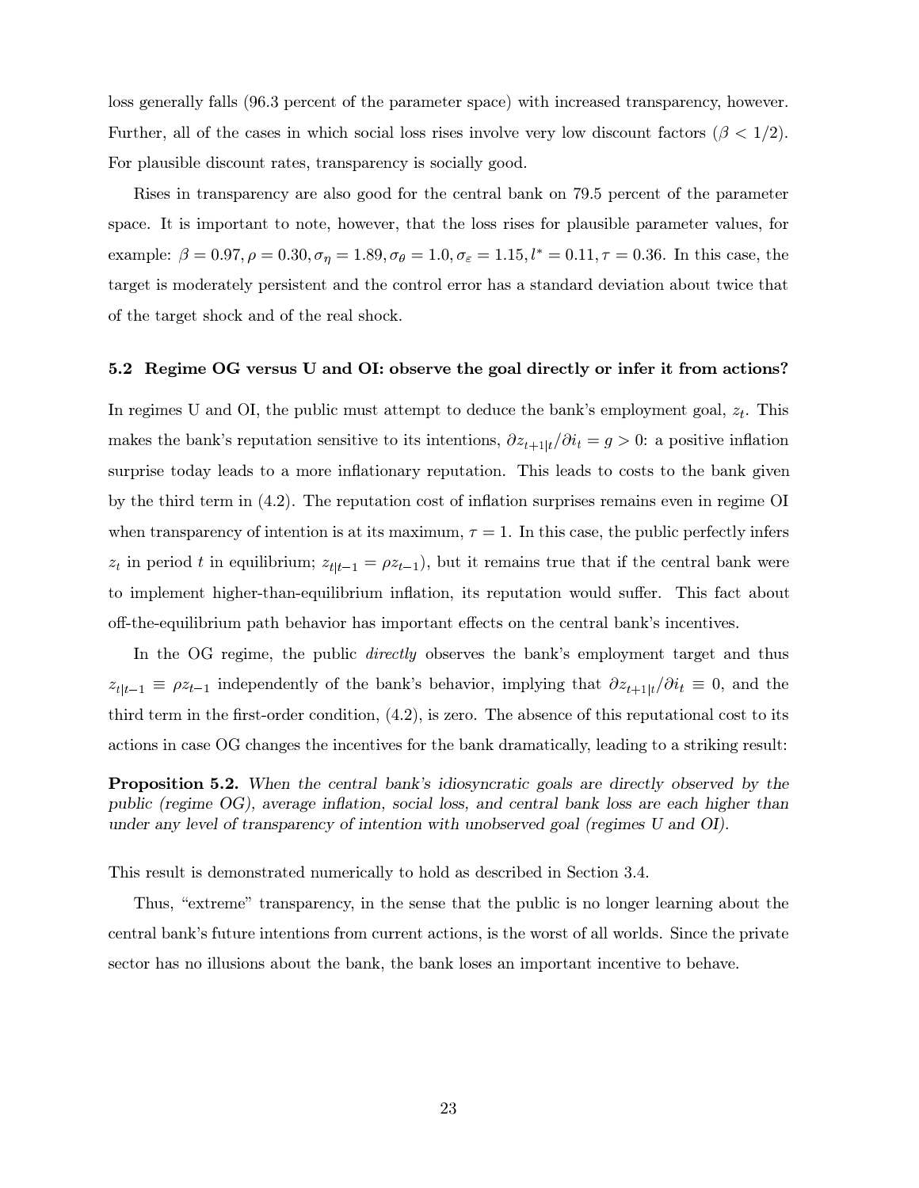loss generally falls (96.3 percent of the parameter space) with increased transparency, however. Further, all of the cases in which social loss rises involve very low discount factors ($\beta < 1/2$). For plausible discount rates, transparency is socially good.

Rises in transparency are also good for the central bank on 79.5 percent of the parameter space. It is important to note, however, that the loss rises for plausible parameter values, for example: $\beta = 0.97, \rho = 0.30, \sigma_\eta = 1.89, \sigma_\theta = 1.0, \sigma_\varepsilon = 1.15, l^* = 0.11, \tau = 0.36$. In this case, the target is moderately persistent and the control error has a standard deviation about twice that of the target shock and of the real shock.

### 5.2 Regime OG versus U and OI: observe the goal directly or infer it from actions?

In regimes U and OI, the public must attempt to deduce the bank's employment goal, $z_t$. This makes the bank's reputation sensitive to its intentions, $\partial z_{t+1|t}/\partial i_t = g > 0$: a positive inflation surprise today leads to a more inflationary reputation. This leads to costs to the bank given by the third term in (4.2). The reputation cost of inflation surprises remains even in regime OI when transparency of intention is at its maximum, $\tau = 1$. In this case, the public perfectly infers $z_t$ in period $t$ in equilibrium; $z_{t|t-1} = \rho z_{t-1}$), but it remains true that if the central bank were to implement higher-than-equilibrium inflation, its reputation would suffer. This fact about off-the-equilibrium path behavior has important effects on the central bank's incentives.

In the OG regime, the public *directly* observes the bank's employment target and thus $z_{t|t-1} \equiv \rho z_{t-1}$ independently of the bank's behavior, implying that $\partial z_{t+1|t}/\partial i_t \equiv 0$, and the third term in the first-order condition, (4.2), is zero. The absence of this reputational cost to its actions in case OG changes the incentives for the bank dramatically, leading to a striking result:

**Proposition 5.2.** *When the central bank's idiosyncratic goals are directly observed by the public (regime OG), average inflation, social loss, and central bank loss are each higher than under any level of transparency of intention with unobserved goal (regimes U and OI).*

This result is demonstrated numerically to hold as described in Section 3.4.

Thus, "extreme" transparency, in the sense that the public is no longer learning about the central bank's future intentions from current actions, is the worst of all worlds. Since the private sector has no illusions about the bank, the bank loses an important incentive to behave.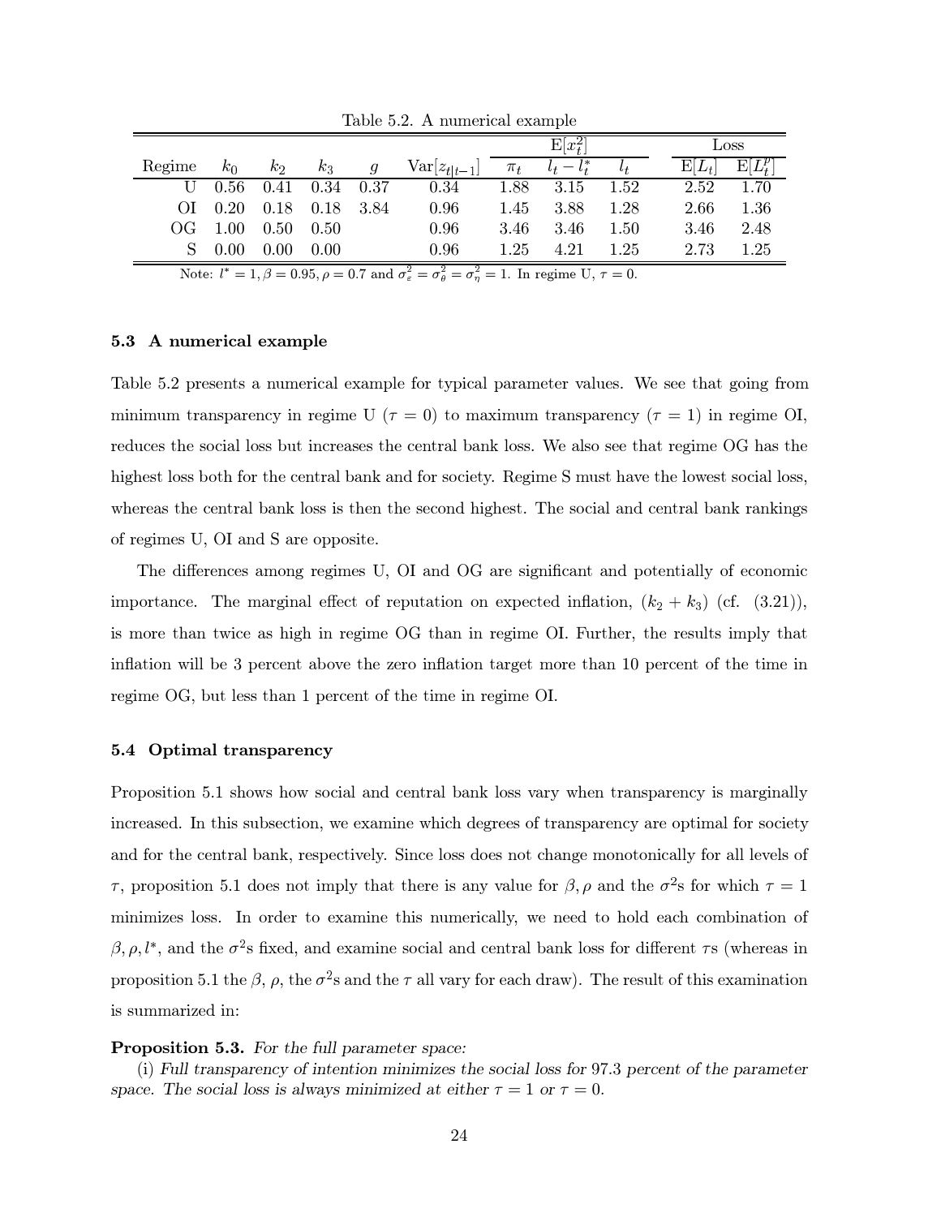Table 5.2. A numerical example

| Regime | $k_0$ | $k_2$ | $k_3$ | $g$ | $\mathrm{Var}[z_{t\|t-1}]$ | $\mathrm{E}[x_t^2]$ | | | Loss | |
|---|---|---|---|---|---|---|---|---|---|---|
| | | | | | | $\pi_t$ | $l_t - l_t^*$ | $l_t$ | $\mathrm{E}[L_t]$ | $\mathrm{E}[L_t^p]$ |
| U | 0.56 | 0.41 | 0.34 | 0.37 | 0.34 | 1.88 | 3.15 | 1.52 | 2.52 | 1.70 |
| OI | 0.20 | 0.18 | 0.18 | 3.84 | 0.96 | 1.45 | 3.88 | 1.28 | 2.66 | 1.36 |
| OG | 1.00 | 0.50 | 0.50 | | 0.96 | 3.46 | 3.46 | 1.50 | 3.46 | 2.48 |
| S | 0.00 | 0.00 | 0.00 | | 0.96 | 1.25 | 4.21 | 1.25 | 2.73 | 1.25 |

Note: $l^* = 1, \beta = 0.95, \rho = 0.7$ and $\sigma_\varepsilon^2 = \sigma_\theta^2 = \sigma_\eta^2 = 1$. In regime U, $\tau = 0$.

### 5.3 A numerical example

Table 5.2 presents a numerical example for typical parameter values. We see that going from minimum transparency in regime U ($\tau = 0$) to maximum transparency ($\tau = 1$) in regime OI, reduces the social loss but increases the central bank loss. We also see that regime OG has the highest loss both for the central bank and for society. Regime S must have the lowest social loss, whereas the central bank loss is then the second highest. The social and central bank rankings of regimes U, OI and S are opposite.

The differences among regimes U, OI and OG are significant and potentially of economic importance. The marginal effect of reputation on expected inflation, $(k_2 + k_3)$ (cf. (3.21)), is more than twice as high in regime OG than in regime OI. Further, the results imply that inflation will be 3 percent above the zero inflation target more than 10 percent of the time in regime OG, but less than 1 percent of the time in regime OI.

### 5.4 Optimal transparency

Proposition 5.1 shows how social and central bank loss vary when transparency is marginally increased. In this subsection, we examine which degrees of transparency are optimal for society and for the central bank, respectively. Since loss does not change monotonically for all levels of $\tau$, proposition 5.1 does not imply that there is any value for $\beta, \rho$ and the $\sigma^2$s for which $\tau = 1$ minimizes loss. In order to examine this numerically, we need to hold each combination of $\beta, \rho, l^*$, and the $\sigma^2$s fixed, and examine social and central bank loss for different $\tau$s (whereas in proposition 5.1 the $\beta$, $\rho$, the $\sigma^2$s and the $\tau$ all vary for each draw). The result of this examination is summarized in:

**Proposition 5.3.** *For the full parameter space:*

(i) *Full transparency of intention minimizes the social loss for 97.3 percent of the parameter space. The social loss is always minimized at either $\tau = 1$ or $\tau = 0$.*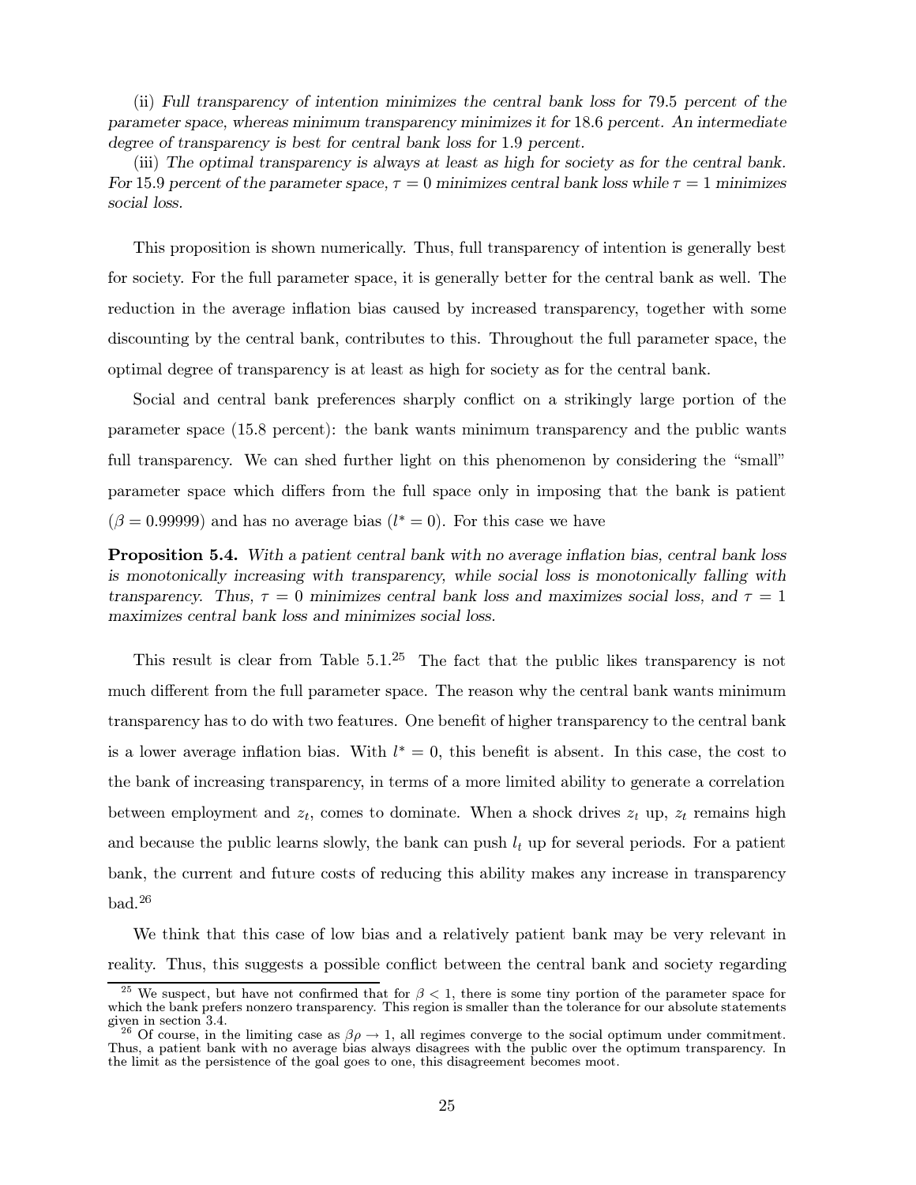(ii) *Full transparency of intention minimizes the central bank loss for* 79.5 *percent of the parameter space, whereas minimum transparency minimizes it for* 18.6 *percent. An intermediate degree of transparency is best for central bank loss for* 1.9 *percent.*

(iii) *The optimal transparency is always at least as high for society as for the central bank. For* 15.9 *percent of the parameter space,* $\tau = 0$ *minimizes central bank loss while* $\tau = 1$ *minimizes social loss.*

This proposition is shown numerically. Thus, full transparency of intention is generally best for society. For the full parameter space, it is generally better for the central bank as well. The reduction in the average inflation bias caused by increased transparency, together with some discounting by the central bank, contributes to this. Throughout the full parameter space, the optimal degree of transparency is at least as high for society as for the central bank.

Social and central bank preferences sharply conflict on a strikingly large portion of the parameter space (15.8 percent): the bank wants minimum transparency and the public wants full transparency. We can shed further light on this phenomenon by considering the "small" parameter space which differs from the full space only in imposing that the bank is patient ($\beta = 0.99999$) and has no average bias ($l^* = 0$). For this case we have

**Proposition 5.4.** *With a patient central bank with no average inflation bias, central bank loss is monotonically increasing with transparency, while social loss is monotonically falling with transparency. Thus,* $\tau = 0$ *minimizes central bank loss and maximizes social loss, and* $\tau = 1$ *maximizes central bank loss and minimizes social loss.*

This result is clear from Table 5.1.[25] The fact that the public likes transparency is not much different from the full parameter space. The reason why the central bank wants minimum transparency has to do with two features. One benefit of higher transparency to the central bank is a lower average inflation bias. With $l^* = 0$, this benefit is absent. In this case, the cost to the bank of increasing transparency, in terms of a more limited ability to generate a correlation between employment and $z_t$, comes to dominate. When a shock drives $z_t$ up, $z_t$ remains high and because the public learns slowly, the bank can push $l_t$ up for several periods. For a patient bank, the current and future costs of reducing this ability makes any increase in transparency bad.[26]

We think that this case of low bias and a relatively patient bank may be very relevant in reality. Thus, this suggests a possible conflict between the central bank and society regarding

[25] We suspect, but have not confirmed that for $\beta < 1$, there is some tiny portion of the parameter space for which the bank prefers nonzero transparency. This region is smaller than the tolerance for our absolute statements given in section 3.4.

[26] Of course, in the limiting case as $\beta\rho \to 1$, all regimes converge to the social optimum under commitment. Thus, a patient bank with no average bias always disagrees with the public over the optimum transparency. In the limit as the persistence of the goal goes to one, this disagreement becomes moot.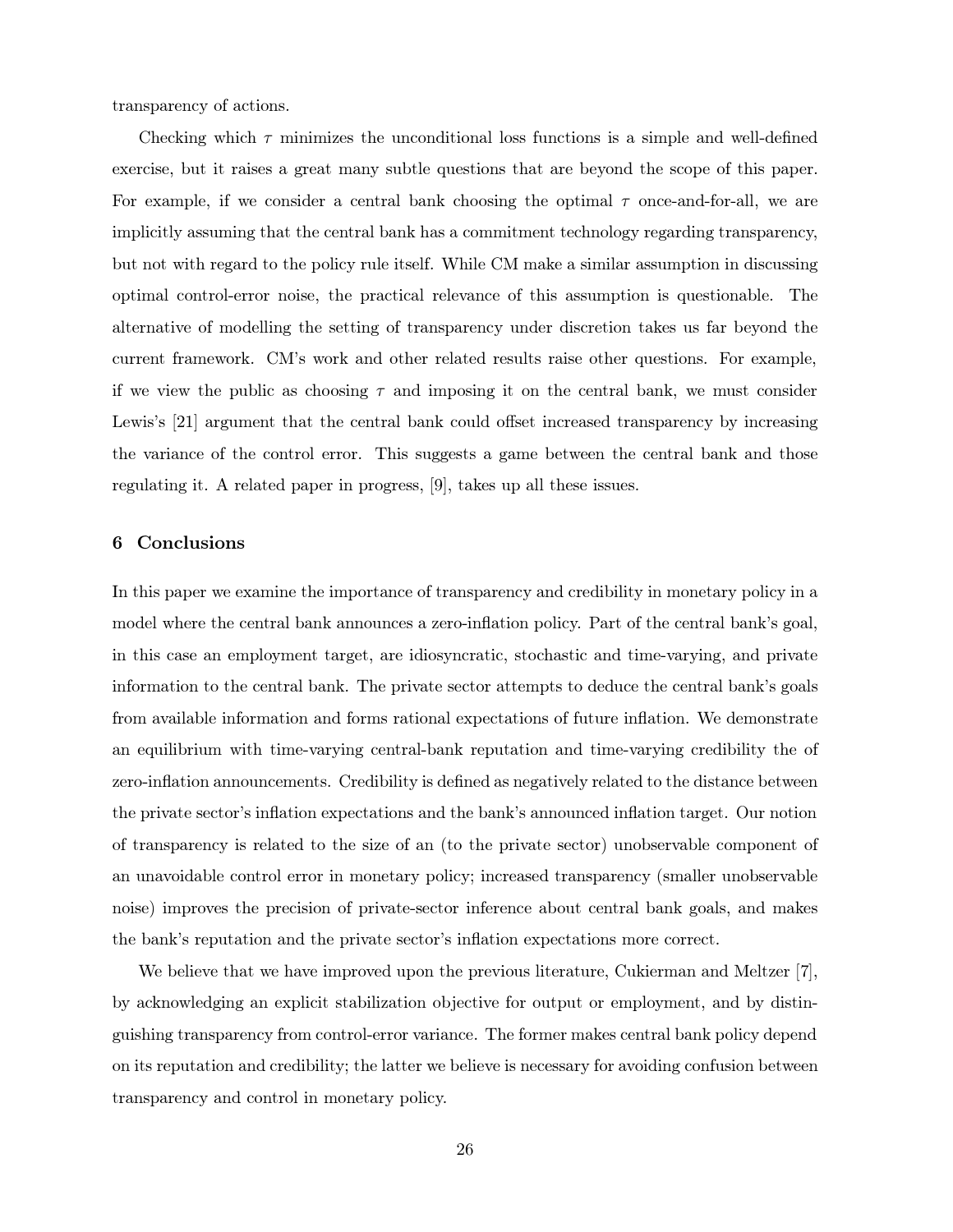transparency of actions.

Checking which $\tau$ minimizes the unconditional loss functions is a simple and well-defined exercise, but it raises a great many subtle questions that are beyond the scope of this paper. For example, if we consider a central bank choosing the optimal $\tau$ once-and-for-all, we are implicitly assuming that the central bank has a commitment technology regarding transparency, but not with regard to the policy rule itself. While CM make a similar assumption in discussing optimal control-error noise, the practical relevance of this assumption is questionable. The alternative of modelling the setting of transparency under discretion takes us far beyond the current framework. CM's work and other related results raise other questions. For example, if we view the public as choosing $\tau$ and imposing it on the central bank, we must consider Lewis's [21] argument that the central bank could offset increased transparency by increasing the variance of the control error. This suggests a game between the central bank and those regulating it. A related paper in progress, [9], takes up all these issues.

## 6 Conclusions

In this paper we examine the importance of transparency and credibility in monetary policy in a model where the central bank announces a zero-inflation policy. Part of the central bank's goal, in this case an employment target, are idiosyncratic, stochastic and time-varying, and private information to the central bank. The private sector attempts to deduce the central bank's goals from available information and forms rational expectations of future inflation. We demonstrate an equilibrium with time-varying central-bank reputation and time-varying credibility the of zero-inflation announcements. Credibility is defined as negatively related to the distance between the private sector's inflation expectations and the bank's announced inflation target. Our notion of transparency is related to the size of an (to the private sector) unobservable component of an unavoidable control error in monetary policy; increased transparency (smaller unobservable noise) improves the precision of private-sector inference about central bank goals, and makes the bank's reputation and the private sector's inflation expectations more correct.

We believe that we have improved upon the previous literature, Cukierman and Meltzer [7], by acknowledging an explicit stabilization objective for output or employment, and by distinguishing transparency from control-error variance. The former makes central bank policy depend on its reputation and credibility; the latter we believe is necessary for avoiding confusion between transparency and control in monetary policy.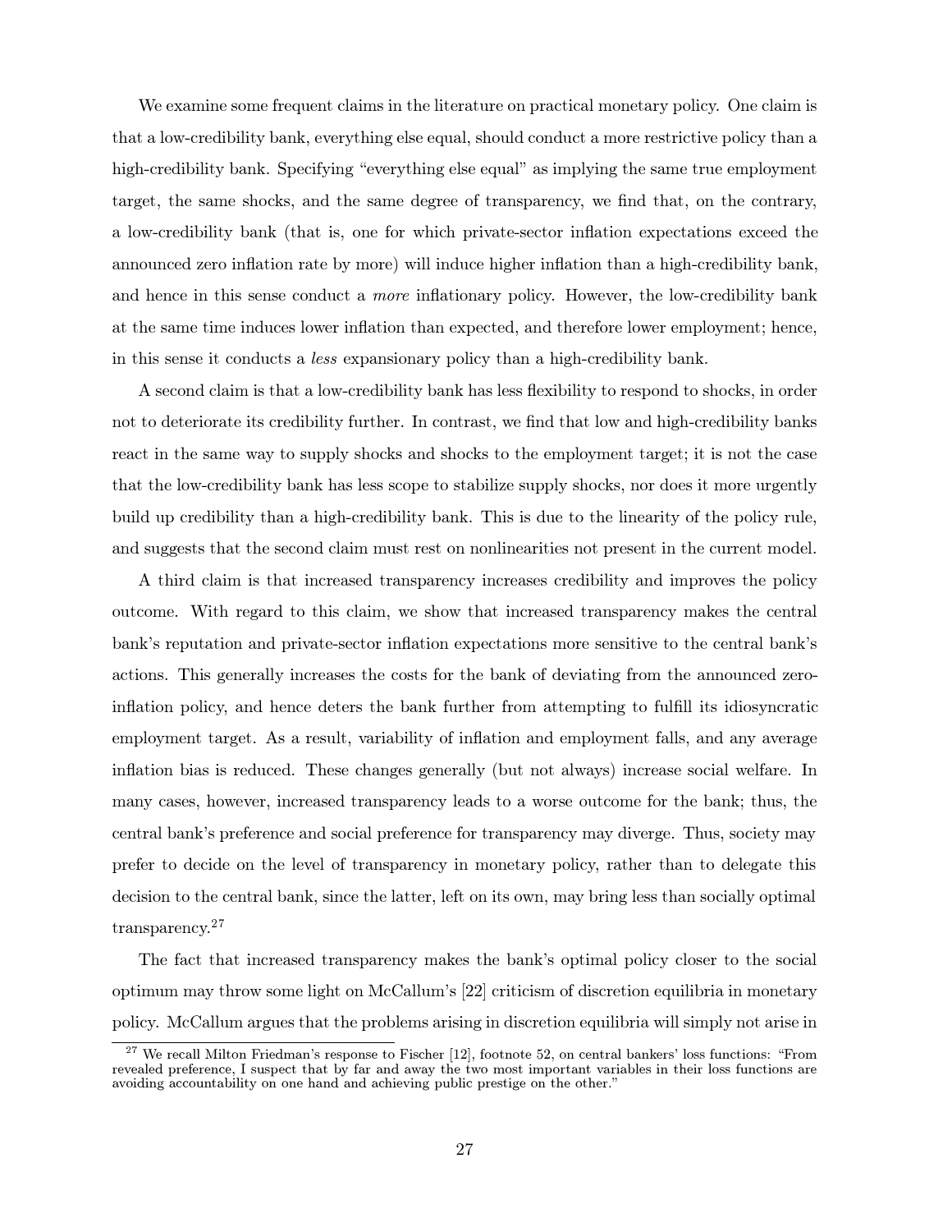We examine some frequent claims in the literature on practical monetary policy. One claim is that a low-credibility bank, everything else equal, should conduct a more restrictive policy than a high-credibility bank. Specifying "everything else equal" as implying the same true employment target, the same shocks, and the same degree of transparency, we find that, on the contrary, a low-credibility bank (that is, one for which private-sector inflation expectations exceed the announced zero inflation rate by more) will induce higher inflation than a high-credibility bank, and hence in this sense conduct a *more* inflationary policy. However, the low-credibility bank at the same time induces lower inflation than expected, and therefore lower employment; hence, in this sense it conducts a *less* expansionary policy than a high-credibility bank.

A second claim is that a low-credibility bank has less flexibility to respond to shocks, in order not to deteriorate its credibility further. In contrast, we find that low and high-credibility banks react in the same way to supply shocks and shocks to the employment target; it is not the case that the low-credibility bank has less scope to stabilize supply shocks, nor does it more urgently build up credibility than a high-credibility bank. This is due to the linearity of the policy rule, and suggests that the second claim must rest on nonlinearities not present in the current model.

A third claim is that increased transparency increases credibility and improves the policy outcome. With regard to this claim, we show that increased transparency makes the central bank's reputation and private-sector inflation expectations more sensitive to the central bank's actions. This generally increases the costs for the bank of deviating from the announced zero-inflation policy, and hence deters the bank further from attempting to fulfill its idiosyncratic employment target. As a result, variability of inflation and employment falls, and any average inflation bias is reduced. These changes generally (but not always) increase social welfare. In many cases, however, increased transparency leads to a worse outcome for the bank; thus, the central bank's preference and social preference for transparency may diverge. Thus, society may prefer to decide on the level of transparency in monetary policy, rather than to delegate this decision to the central bank, since the latter, left on its own, may bring less than socially optimal transparency.[27]

The fact that increased transparency makes the bank's optimal policy closer to the social optimum may throw some light on McCallum's [22] criticism of discretion equilibria in monetary policy. McCallum argues that the problems arising in discretion equilibria will simply not arise in

---

[27] We recall Milton Friedman's response to Fischer [12], footnote 52, on central bankers' loss functions: "From revealed preference, I suspect that by far and away the two most important variables in their loss functions are avoiding accountability on one hand and achieving public prestige on the other."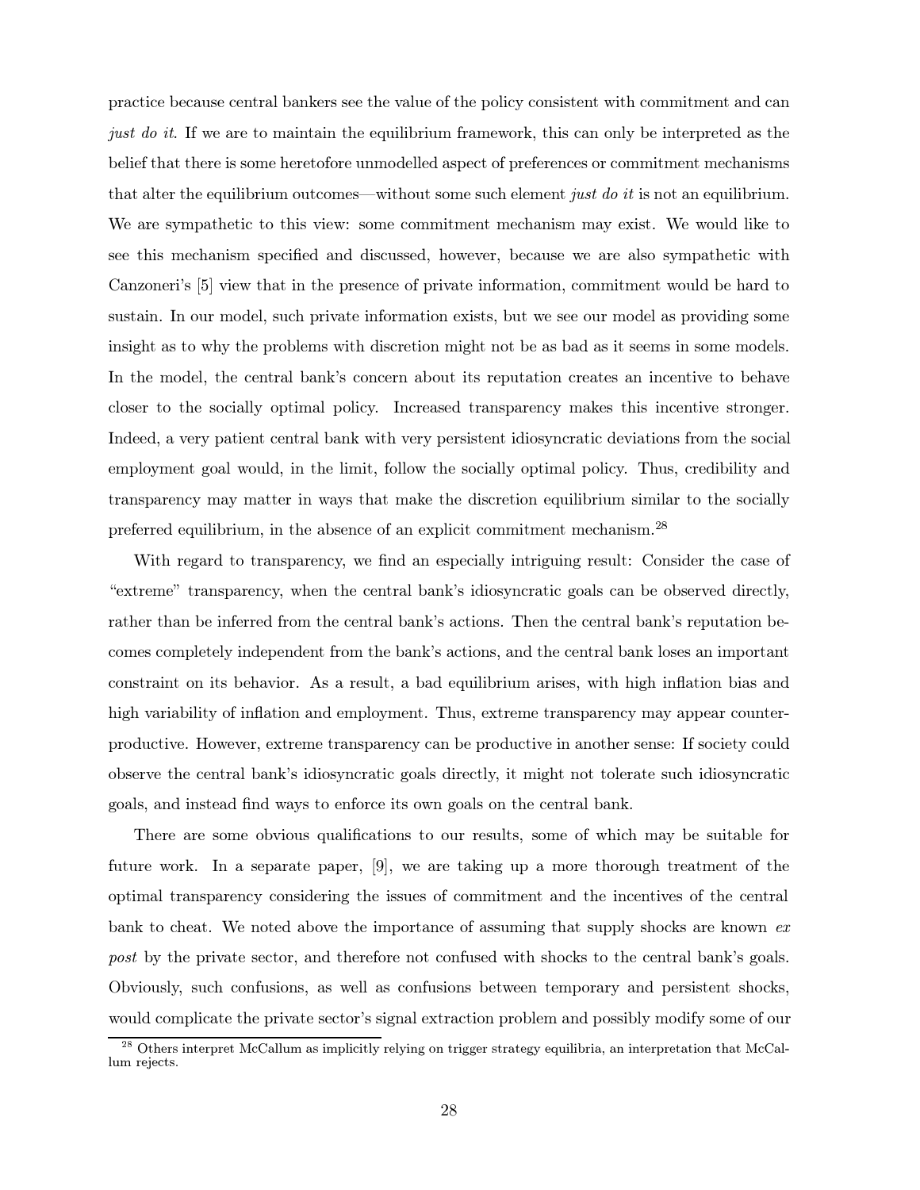practice because central bankers see the value of the policy consistent with commitment and can *just do it*. If we are to maintain the equilibrium framework, this can only be interpreted as the belief that there is some heretofore unmodelled aspect of preferences or commitment mechanisms that alter the equilibrium outcomes—without some such element *just do it* is not an equilibrium. We are sympathetic to this view: some commitment mechanism may exist. We would like to see this mechanism specified and discussed, however, because we are also sympathetic with Canzoneri's [5] view that in the presence of private information, commitment would be hard to sustain. In our model, such private information exists, but we see our model as providing some insight as to why the problems with discretion might not be as bad as it seems in some models. In the model, the central bank's concern about its reputation creates an incentive to behave closer to the socially optimal policy. Increased transparency makes this incentive stronger. Indeed, a very patient central bank with very persistent idiosyncratic deviations from the social employment goal would, in the limit, follow the socially optimal policy. Thus, credibility and transparency may matter in ways that make the discretion equilibrium similar to the socially preferred equilibrium, in the absence of an explicit commitment mechanism.[28]

With regard to transparency, we find an especially intriguing result: Consider the case of "extreme" transparency, when the central bank's idiosyncratic goals can be observed directly, rather than be inferred from the central bank's actions. Then the central bank's reputation becomes completely independent from the bank's actions, and the central bank loses an important constraint on its behavior. As a result, a bad equilibrium arises, with high inflation bias and high variability of inflation and employment. Thus, extreme transparency may appear counterproductive. However, extreme transparency can be productive in another sense: If society could observe the central bank's idiosyncratic goals directly, it might not tolerate such idiosyncratic goals, and instead find ways to enforce its own goals on the central bank.

There are some obvious qualifications to our results, some of which may be suitable for future work. In a separate paper, [9], we are taking up a more thorough treatment of the optimal transparency considering the issues of commitment and the incentives of the central bank to cheat. We noted above the importance of assuming that supply shocks are known *ex post* by the private sector, and therefore not confused with shocks to the central bank's goals. Obviously, such confusions, as well as confusions between temporary and persistent shocks, would complicate the private sector's signal extraction problem and possibly modify some of our

[28] Others interpret McCallum as implicitly relying on trigger strategy equilibria, an interpretation that McCallum rejects.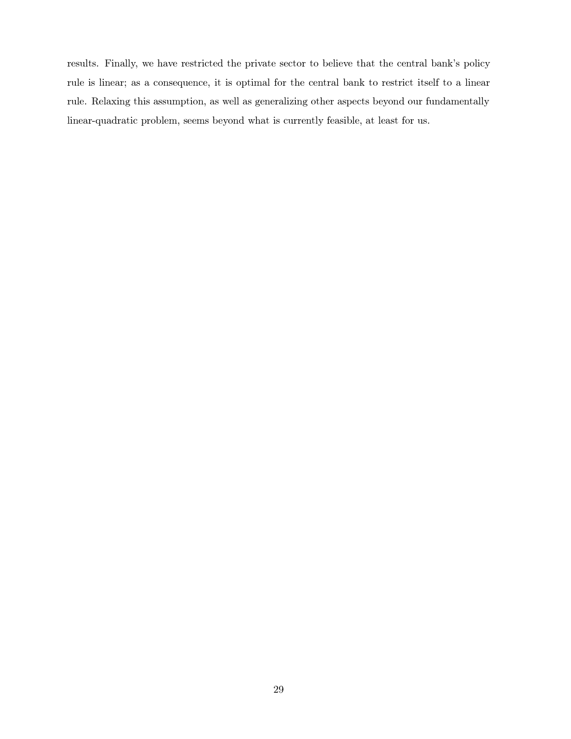results. Finally, we have restricted the private sector to believe that the central bank's policy rule is linear; as a consequence, it is optimal for the central bank to restrict itself to a linear rule. Relaxing this assumption, as well as generalizing other aspects beyond our fundamentally linear-quadratic problem, seems beyond what is currently feasible, at least for us.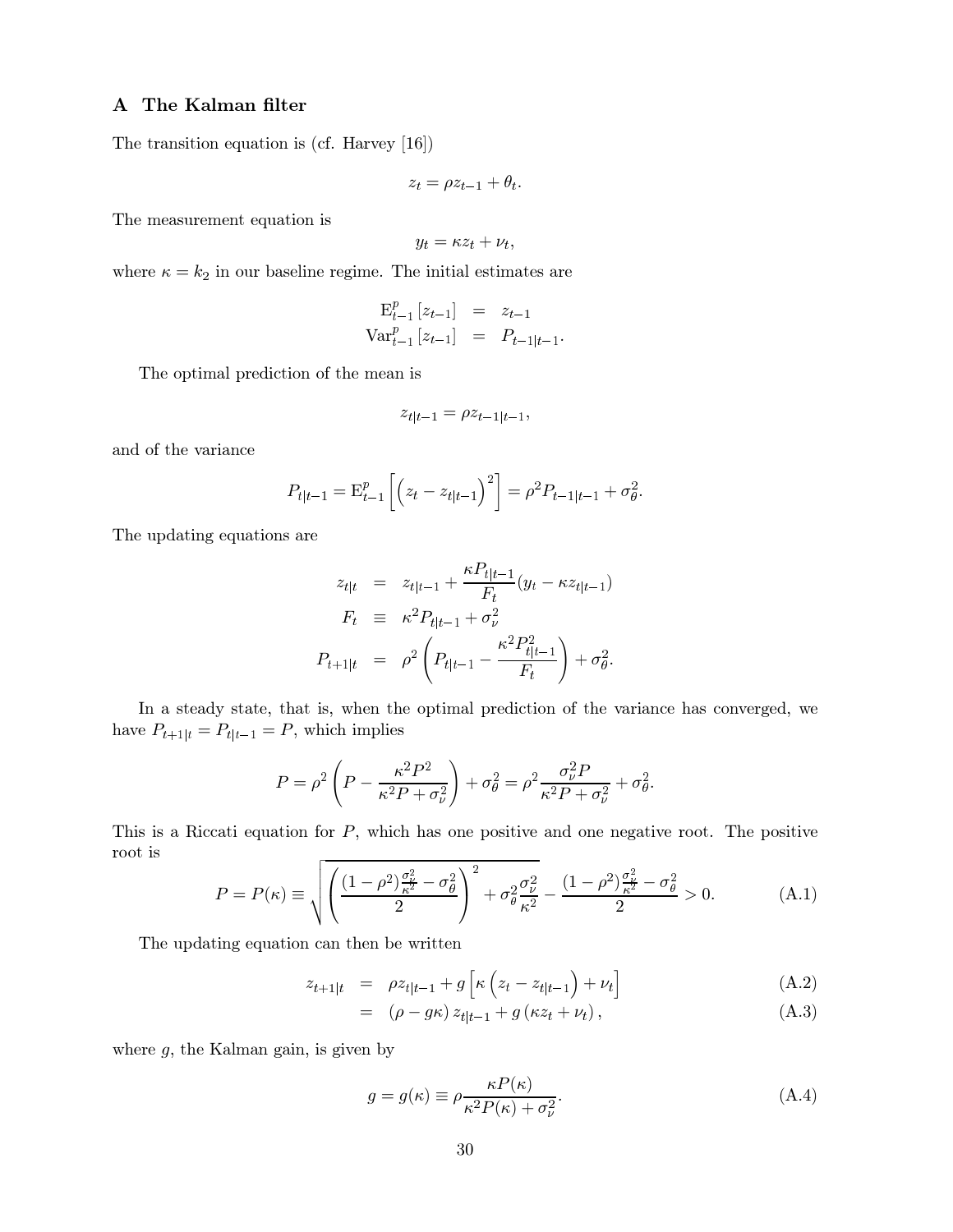## A The Kalman filter

The transition equation is (cf. Harvey [16])

$$z_t = \rho z_{t-1} + \theta_t.$$

The measurement equation is

$$y_t = \kappa z_t + \nu_t,$$

where $\kappa = k_2$ in our baseline regime. The initial estimates are

$$\begin{aligned} \mathrm{E}^p_{t-1}[z_{t-1}] &= z_{t-1} \\ \mathrm{Var}^p_{t-1}[z_{t-1}] &= P_{t-1|t-1}. \end{aligned}$$

The optimal prediction of the mean is

$$z_{t|t-1} = \rho z_{t-1|t-1},$$

and of the variance

$$P_{t|t-1} = \mathrm{E}^p_{t-1}\left[\left(z_t - z_{t|t-1}\right)^2\right] = \rho^2 P_{t-1|t-1} + \sigma^2_\theta.$$

The updating equations are

$$\begin{aligned} z_{t|t} &= z_{t|t-1} + \frac{\kappa P_{t|t-1}}{F_t}(y_t - \kappa z_{t|t-1}) \\ F_t &\equiv \kappa^2 P_{t|t-1} + \sigma^2_\nu \\ P_{t+1|t} &= \rho^2\left(P_{t|t-1} - \frac{\kappa^2 P^2_{t|t-1}}{F_t}\right) + \sigma^2_\theta. \end{aligned}$$

In a steady state, that is, when the optimal prediction of the variance has converged, we have $P_{t+1|t} = P_{t|t-1} = P$, which implies

$$P = \rho^2\left(P - \frac{\kappa^2 P^2}{\kappa^2 P + \sigma^2_\nu}\right) + \sigma^2_\theta = \rho^2 \frac{\sigma^2_\nu P}{\kappa^2 P + \sigma^2_\nu} + \sigma^2_\theta.$$

This is a Riccati equation for $P$, which has one positive and one negative root. The positive root is

$$P = P(\kappa) \equiv \sqrt{\left(\frac{(1-\rho^2)\frac{\sigma^2_\nu}{\kappa^2} - \sigma^2_\theta}{2}\right)^2 + \sigma^2_\theta \frac{\sigma^2_\nu}{\kappa^2}} - \frac{(1-\rho^2)\frac{\sigma^2_\nu}{\kappa^2} - \sigma^2_\theta}{2} > 0. \tag{A.1}$$

The updating equation can then be written

$$\begin{aligned} z_{t+1|t} &= \rho z_{t|t-1} + g\left[\kappa\left(z_t - z_{t|t-1}\right) + \nu_t\right] &\text{(A.2)} \\ &= \left(\rho - g\kappa\right) z_{t|t-1} + g\left(\kappa z_t + \nu_t\right), &\text{(A.3)} \end{aligned}$$

where $g$, the Kalman gain, is given by

$$g = g(\kappa) \equiv \rho \frac{\kappa P(\kappa)}{\kappa^2 P(\kappa) + \sigma^2_\nu}. \tag{A.4}$$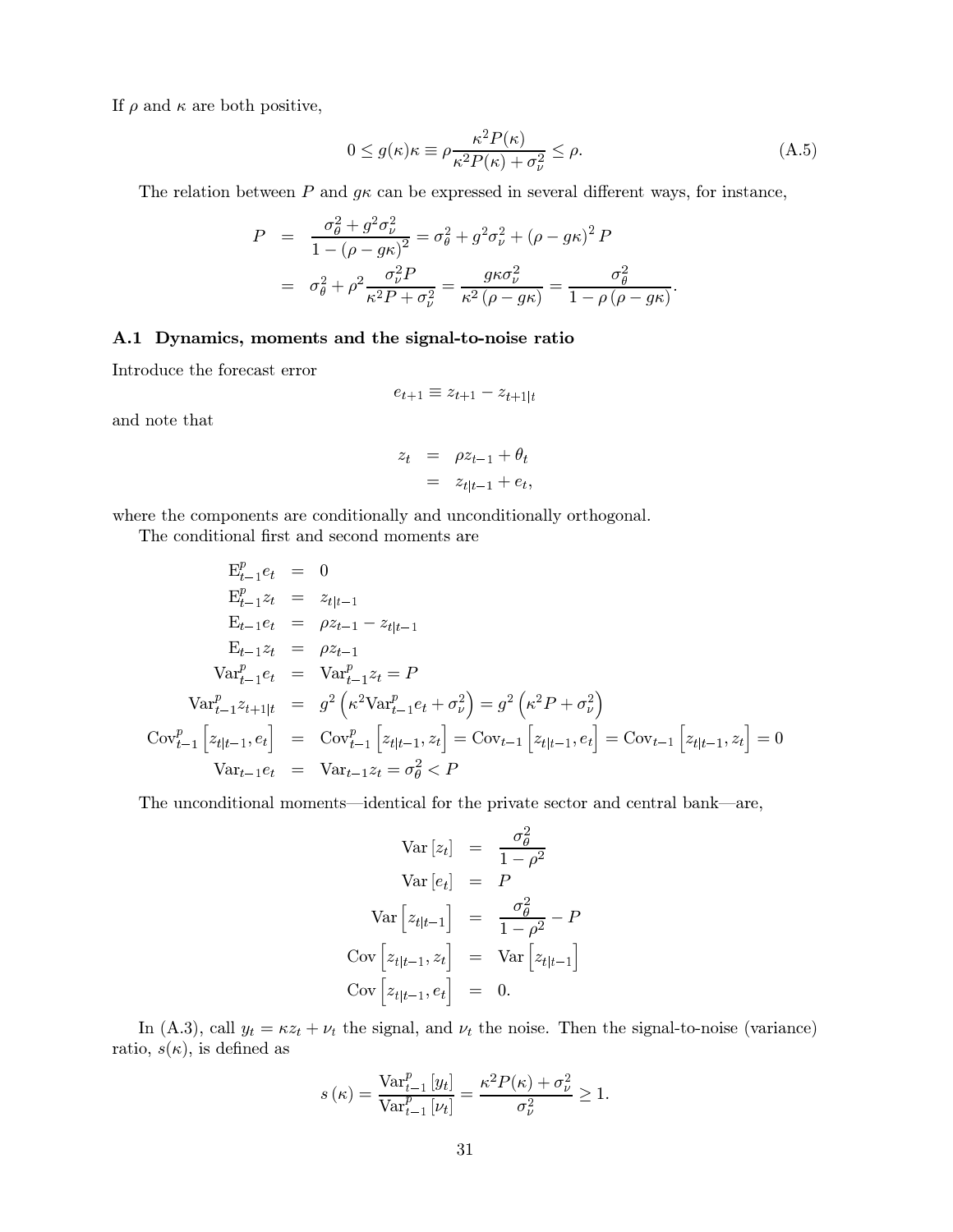If $\rho$ and $\kappa$ are both positive,

$$0 \leq g(\kappa)\kappa \equiv \rho \frac{\kappa^2 P(\kappa)}{\kappa^2 P(\kappa) + \sigma_\nu^2} \leq \rho. \tag{A.5}$$

The relation between $P$ and $g\kappa$ can be expressed in several different ways, for instance,

$$\begin{aligned}
P &= \frac{\sigma_\theta^2 + g^2 \sigma_\nu^2}{1 - (\rho - g\kappa)^2} = \sigma_\theta^2 + g^2 \sigma_\nu^2 + (\rho - g\kappa)^2 P \\
&= \sigma_\theta^2 + \rho^2 \frac{\sigma_\nu^2 P}{\kappa^2 P + \sigma_\nu^2} = \frac{g\kappa \sigma_\nu^2}{\kappa^2 (\rho - g\kappa)} = \frac{\sigma_\theta^2}{1 - \rho(\rho - g\kappa)}.
\end{aligned}$$

### A.1 Dynamics, moments and the signal-to-noise ratio

Introduce the forecast error

$$e_{t+1} \equiv z_{t+1} - z_{t+1|t}$$

and note that

$$\begin{aligned}
z_t &= \rho z_{t-1} + \theta_t \\
&= z_{t|t-1} + e_t,
\end{aligned}$$

where the components are conditionally and unconditionally orthogonal.

The conditional first and second moments are

$$\begin{aligned}
\mathrm{E}_{t-1}^p e_t &= 0 \\
\mathrm{E}_{t-1}^p z_t &= z_{t|t-1} \\
\mathrm{E}_{t-1} e_t &= \rho z_{t-1} - z_{t|t-1} \\
\mathrm{E}_{t-1} z_t &= \rho z_{t-1} \\
\mathrm{Var}_{t-1}^p e_t &= \mathrm{Var}_{t-1}^p z_t = P \\
\mathrm{Var}_{t-1}^p z_{t+1|t} &= g^2 \left( \kappa^2 \mathrm{Var}_{t-1}^p e_t + \sigma_\nu^2 \right) = g^2 \left( \kappa^2 P + \sigma_\nu^2 \right) \\
\mathrm{Cov}_{t-1}^p \left[ z_{t|t-1}, e_t \right] &= \mathrm{Cov}_{t-1}^p \left[ z_{t|t-1}, z_t \right] = \mathrm{Cov}_{t-1} \left[ z_{t|t-1}, e_t \right] = \mathrm{Cov}_{t-1} \left[ z_{t|t-1}, z_t \right] = 0 \\
\mathrm{Var}_{t-1} e_t &= \mathrm{Var}_{t-1} z_t = \sigma_\theta^2 < P
\end{aligned}$$

The unconditional moments—identical for the private sector and central bank—are,

$$\begin{aligned}
\mathrm{Var}\left[ z_t \right] &= \frac{\sigma_\theta^2}{1 - \rho^2} \\
\mathrm{Var}\left[ e_t \right] &= P \\
\mathrm{Var}\left[ z_{t|t-1} \right] &= \frac{\sigma_\theta^2}{1 - \rho^2} - P \\
\mathrm{Cov}\left[ z_{t|t-1}, z_t \right] &= \mathrm{Var}\left[ z_{t|t-1} \right] \\
\mathrm{Cov}\left[ z_{t|t-1}, e_t \right] &= 0.
\end{aligned}$$

In (A.3), call $y_t = \kappa z_t + \nu_t$ the signal, and $\nu_t$ the noise. Then the signal-to-noise (variance) ratio, $s(\kappa)$, is defined as

$$s(\kappa) = \frac{\mathrm{Var}_{t-1}^p \left[ y_t \right]}{\mathrm{Var}_{t-1}^p \left[ \nu_t \right]} = \frac{\kappa^2 P(\kappa) + \sigma_\nu^2}{\sigma_\nu^2} \geq 1.$$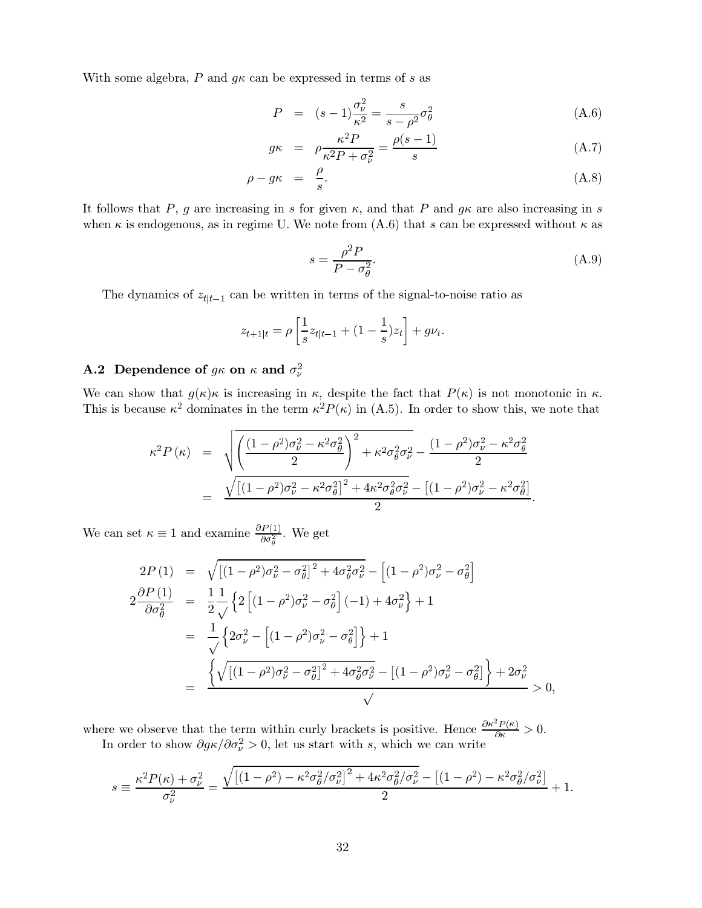With some algebra, $P$ and $g\kappa$ can be expressed in terms of $s$ as

$$P = (s-1)\frac{\sigma_\nu^2}{\kappa^2} = \frac{s}{s-\rho^2}\sigma_\theta^2 \tag{A.6}$$

$$g\kappa = \rho\frac{\kappa^2 P}{\kappa^2 P + \sigma_\nu^2} = \frac{\rho(s-1)}{s} \tag{A.7}$$

$$\rho - g\kappa = \frac{\rho}{s}. \tag{A.8}$$

It follows that $P$, $g$ are increasing in $s$ for given $\kappa$, and that $P$ and $g\kappa$ are also increasing in $s$ when $\kappa$ is endogenous, as in regime U. We note from (A.6) that $s$ can be expressed without $\kappa$ as

$$s = \frac{\rho^2 P}{P - \sigma_\theta^2}. \tag{A.9}$$

The dynamics of $z_{t|t-1}$ can be written in terms of the signal-to-noise ratio as

$$z_{t+1|t} = \rho\left[\frac{1}{s}z_{t|t-1} + (1-\frac{1}{s})z_t\right] + g\nu_t.$$

## A.2 Dependence of $g\kappa$ on $\kappa$ and $\sigma_\nu^2$

We can show that $g(\kappa)\kappa$ is increasing in $\kappa$, despite the fact that $P(\kappa)$ is not monotonic in $\kappa$. This is because $\kappa^2$ dominates in the term $\kappa^2 P(\kappa)$ in (A.5). In order to show this, we note that

$$\begin{aligned}
\kappa^2 P(\kappa) &= \sqrt{\left(\frac{(1-\rho^2)\sigma_\nu^2 - \kappa^2\sigma_\theta^2}{2}\right)^2 + \kappa^2\sigma_\theta^2\sigma_\nu^2} - \frac{(1-\rho^2)\sigma_\nu^2 - \kappa^2\sigma_\theta^2}{2} \\
&= \frac{\sqrt{\left[(1-\rho^2)\sigma_\nu^2 - \kappa^2\sigma_\theta^2\right]^2 + 4\kappa^2\sigma_\theta^2\sigma_\nu^2} - \left[(1-\rho^2)\sigma_\nu^2 - \kappa^2\sigma_\theta^2\right]}{2}.
\end{aligned}$$

We can set $\kappa \equiv 1$ and examine $\frac{\partial P(1)}{\partial \sigma_\theta^2}$. We get

$$\begin{aligned}
2P(1) &= \sqrt{\left[(1-\rho^2)\sigma_\nu^2 - \sigma_\theta^2\right]^2 + 4\sigma_\theta^2\sigma_\nu^2} - \left[(1-\rho^2)\sigma_\nu^2 - \sigma_\theta^2\right] \\
2\frac{\partial P(1)}{\partial \sigma_\theta^2} &= \frac{1}{2}\frac{1}{\sqrt{}}\left\{2\left[(1-\rho^2)\sigma_\nu^2 - \sigma_\theta^2\right](-1) + 4\sigma_\nu^2\right\} + 1 \\
&= \frac{1}{\sqrt{}}\left\{2\sigma_\nu^2 - \left[(1-\rho^2)\sigma_\nu^2 - \sigma_\theta^2\right]\right\} + 1 \\
&= \frac{\left\{\sqrt{\left[(1-\rho^2)\sigma_\nu^2 - \sigma_\theta^2\right]^2 + 4\sigma_\theta^2\sigma_\nu^2} - \left[(1-\rho^2)\sigma_\nu^2 - \sigma_\theta^2\right]\right\} + 2\sigma_\nu^2}{\sqrt{}} > 0,
\end{aligned}$$

where we observe that the term within curly brackets is positive. Hence $\frac{\partial \kappa^2 P(\kappa)}{\partial \kappa} > 0$.

In order to show $\partial g\kappa / \partial \sigma_\nu^2 > 0$, let us start with $s$, which we can write

$$s \equiv \frac{\kappa^2 P(\kappa) + \sigma_\nu^2}{\sigma_\nu^2} = \frac{\sqrt{\left[(1-\rho^2) - \kappa^2\sigma_\theta^2/\sigma_\nu^2\right]^2 + 4\kappa^2\sigma_\theta^2/\sigma_\nu^2} - \left[(1-\rho^2) - \kappa^2\sigma_\theta^2/\sigma_\nu^2\right]}{2} + 1.$$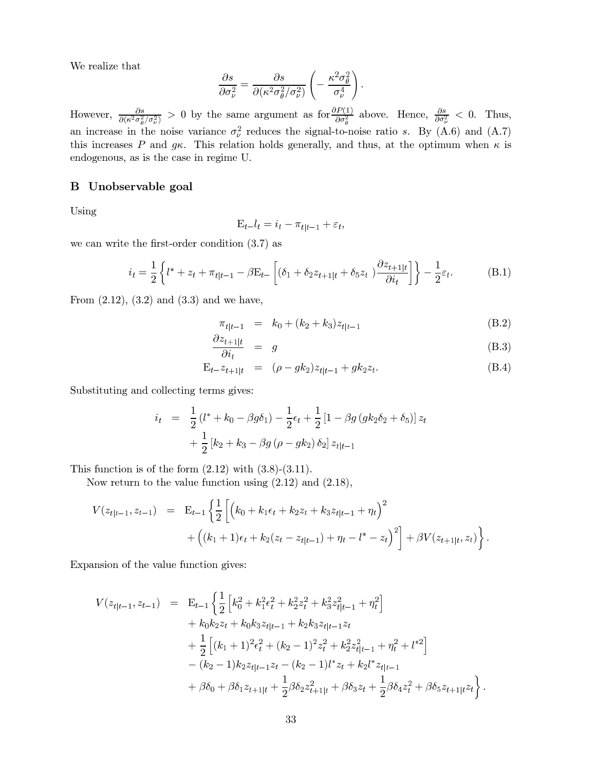We realize that

$$\frac{\partial s}{\partial \sigma_\nu^2} = \frac{\partial s}{\partial(\kappa^2\sigma_\theta^2/\sigma_\nu^2)}\left(-\frac{\kappa^2\sigma_\theta^2}{\sigma_\nu^4}\right).$$

However, $\frac{\partial s}{\partial(\kappa^2\sigma_\theta^2/\sigma_\nu^2)} > 0$ by the same argument as for $\frac{\partial P(1)}{\partial \sigma_\theta^2}$ above. Hence, $\frac{\partial s}{\partial \sigma_\nu^2} < 0$. Thus, an increase in the noise variance $\sigma_\nu^2$ reduces the signal-to-noise ratio $s$. By (A.6) and (A.7) this increases $P$ and $g\kappa$. This relation holds generally, and thus, at the optimum when $\kappa$ is endogenous, as is the case in regime U.

## B Unobservable goal

Using

$$\mathrm{E}_{t-}l_t = i_t - \pi_{t|t-1} + \varepsilon_t,$$

we can write the first-order condition (3.7) as

$$i_t = \frac{1}{2}\left\{l^* + z_t + \pi_{t|t-1} - \beta \mathrm{E}_{t-}\left[(\delta_1 + \delta_2 z_{t+1|t} + \delta_5 z_t\ )\frac{\partial z_{t+1|t}}{\partial i_t}\right]\right\} - \frac{1}{2}\varepsilon_t. \tag{B.1}$$

From (2.12), (3.2) and (3.3) and we have,

$$\pi_{t|t-1} = k_0 + (k_2 + k_3)z_{t|t-1} \tag{B.2}$$

$$\frac{\partial z_{t+1|t}}{\partial i_t} = g \tag{B.3}$$

$$\mathrm{E}_{t-}z_{t+1|t} = (\rho - gk_2)z_{t|t-1} + gk_2 z_t. \tag{B.4}$$

Substituting and collecting terms gives:

$$\begin{aligned} i_t &= \frac{1}{2}(l^* + k_0 - \beta g \delta_1) - \frac{1}{2}\epsilon_t + \frac{1}{2}\left[1 - \beta g\left(gk_2\delta_2 + \delta_5\right)\right]z_t \\ &\quad + \frac{1}{2}\left[k_2 + k_3 - \beta g\left(\rho - gk_2\right)\delta_2\right]z_{t|t-1} \end{aligned}$$

This function is of the form (2.12) with (3.8)-(3.11).

Now return to the value function using (2.12) and (2.18),

$$\begin{aligned} V(z_{t|t-1}, z_{t-1}) &= \mathrm{E}_{t-1}\left\{\frac{1}{2}\left[\left(k_0 + k_1\epsilon_t + k_2 z_t + k_3 z_{t|t-1} + \eta_t\right)^2 \right.\right. \\ &\quad \left.\left. + \left((k_1+1)\epsilon_t + k_2(z_t - z_{t|t-1}) + \eta_t - l^* - z_t\right)^2\right] + \beta V(z_{t+1|t}, z_t)\right\}. \end{aligned}$$

Expansion of the value function gives:

$$\begin{aligned} V(z_{t|t-1}, z_{t-1}) &= \mathrm{E}_{t-1}\left\{\frac{1}{2}\left[k_0^2 + k_1^2\epsilon_t^2 + k_2^2 z_t^2 + k_3^2 z_{t|t-1}^2 + \eta_t^2\right]\right. \\ &\quad + k_0 k_2 z_t + k_0 k_3 z_{t|t-1} + k_2 k_3 z_{t|t-1} z_t \\ &\quad + \frac{1}{2}\left[(k_1+1)^2\epsilon_t^2 + (k_2-1)^2 z_t^2 + k_2^2 z_{t|t-1}^2 + \eta_t^2 + l^{*2}\right] \\ &\quad - (k_2-1)k_2 z_{t|t-1} z_t - (k_2-1)l^* z_t + k_2 l^* z_{t|t-1} \\ &\quad \left. + \beta\delta_0 + \beta\delta_1 z_{t+1|t} + \frac{1}{2}\beta\delta_2 z_{t+1|t}^2 + \beta\delta_3 z_t + \frac{1}{2}\beta\delta_4 z_t^2 + \beta\delta_5 z_{t+1|t} z_t\right\}. \end{aligned}$$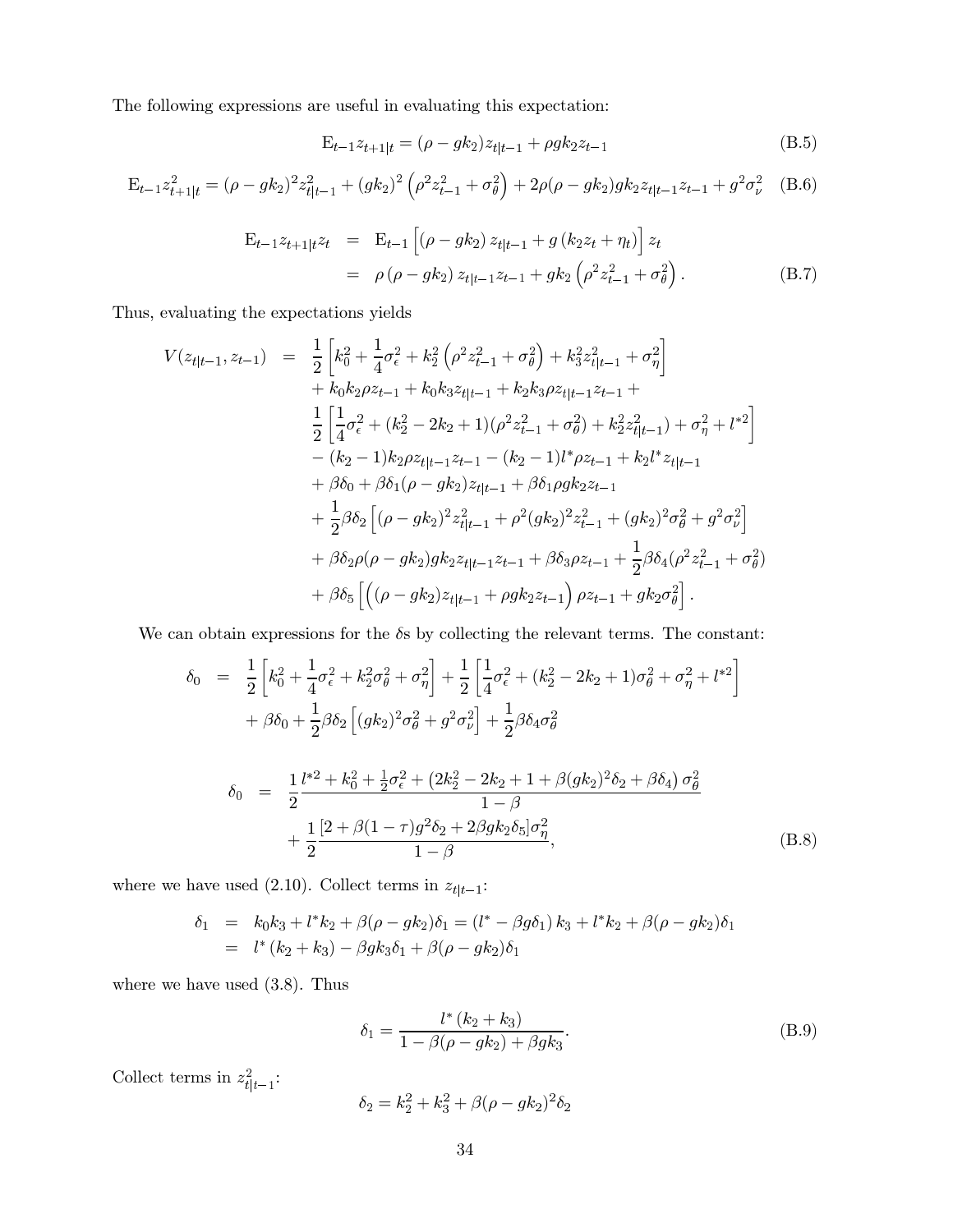The following expressions are useful in evaluating this expectation:

$$\mathrm{E}_{t-1} z_{t+1|t} = (\rho - gk_2) z_{t|t-1} + \rho g k_2 z_{t-1} \tag{B.5}$$

$$\mathrm{E}_{t-1} z_{t+1|t}^2 = (\rho - gk_2)^2 z_{t|t-1}^2 + (gk_2)^2 \left(\rho^2 z_{t-1}^2 + \sigma_\theta^2\right) + 2\rho(\rho - gk_2) g k_2 z_{t|t-1} z_{t-1} + g^2 \sigma_\nu^2 \tag{B.6}$$

$$\begin{aligned}
\mathrm{E}_{t-1} z_{t+1|t} z_t &= \mathrm{E}_{t-1} \left[ (\rho - gk_2) z_{t|t-1} + g(k_2 z_t + \eta_t) \right] z_t \\
&= \rho (\rho - gk_2) z_{t|t-1} z_{t-1} + gk_2 \left(\rho^2 z_{t-1}^2 + \sigma_\theta^2\right).
\end{aligned} \tag{B.7}$$

Thus, evaluating the expectations yields

$$\begin{aligned}
V(z_{t|t-1}, z_{t-1}) &= \frac{1}{2}\left[k_0^2 + \frac{1}{4}\sigma_\epsilon^2 + k_2^2\left(\rho^2 z_{t-1}^2 + \sigma_\theta^2\right) + k_3^2 z_{t|t-1}^2 + \sigma_\eta^2\right] \\
&\quad + k_0 k_2 \rho z_{t-1} + k_0 k_3 z_{t|t-1} + k_2 k_3 \rho z_{t|t-1} z_{t-1} + \\
&\quad \frac{1}{2}\left[\frac{1}{4}\sigma_\epsilon^2 + (k_2^2 - 2k_2 + 1)(\rho^2 z_{t-1}^2 + \sigma_\theta^2) + k_2^2 z_{t|t-1}^2) + \sigma_\eta^2 + l^{*2}\right] \\
&\quad - (k_2 - 1) k_2 \rho z_{t|t-1} z_{t-1} - (k_2 - 1) l^* \rho z_{t-1} + k_2 l^* z_{t|t-1} \\
&\quad + \beta\delta_0 + \beta\delta_1 (\rho - gk_2) z_{t|t-1} + \beta\delta_1 \rho g k_2 z_{t-1} \\
&\quad + \frac{1}{2}\beta\delta_2 \left[(\rho - gk_2)^2 z_{t|t-1}^2 + \rho^2 (gk_2)^2 z_{t-1}^2 + (gk_2)^2 \sigma_\theta^2 + g^2 \sigma_\nu^2\right] \\
&\quad + \beta\delta_2 \rho(\rho - gk_2) g k_2 z_{t|t-1} z_{t-1} + \beta\delta_3 \rho z_{t-1} + \frac{1}{2}\beta\delta_4 (\rho^2 z_{t-1}^2 + \sigma_\theta^2) \\
&\quad + \beta\delta_5 \left[\left((\rho - gk_2) z_{t|t-1} + \rho g k_2 z_{t-1}\right) \rho z_{t-1} + gk_2 \sigma_\theta^2\right].
\end{aligned}$$

We can obtain expressions for the $\delta$s by collecting the relevant terms. The constant:

$$\begin{aligned}
\delta_0 &= \frac{1}{2}\left[k_0^2 + \frac{1}{4}\sigma_\epsilon^2 + k_2^2 \sigma_\theta^2 + \sigma_\eta^2\right] + \frac{1}{2}\left[\frac{1}{4}\sigma_\epsilon^2 + (k_2^2 - 2k_2 + 1)\sigma_\theta^2 + \sigma_\eta^2 + l^{*2}\right] \\
&\quad + \beta\delta_0 + \frac{1}{2}\beta\delta_2 \left[(gk_2)^2 \sigma_\theta^2 + g^2 \sigma_\nu^2\right] + \frac{1}{2}\beta\delta_4 \sigma_\theta^2
\end{aligned}$$

$$\begin{aligned}
\delta_0 &= \frac{1}{2} \frac{l^{*2} + k_0^2 + \frac{1}{2}\sigma_\epsilon^2 + \left(2k_2^2 - 2k_2 + 1 + \beta(gk_2)^2 \delta_2 + \beta\delta_4\right) \sigma_\theta^2}{1 - \beta} \\
&\quad + \frac{1}{2} \frac{[2 + \beta(1 - \tau) g^2 \delta_2 + 2\beta g k_2 \delta_5] \sigma_\eta^2}{1 - \beta},
\end{aligned} \tag{B.8}$$

where we have used (2.10). Collect terms in $z_{t|t-1}$:

$$\begin{aligned}
\delta_1 &= k_0 k_3 + l^* k_2 + \beta(\rho - gk_2)\delta_1 = (l^* - \beta g \delta_1) k_3 + l^* k_2 + \beta(\rho - gk_2)\delta_1 \\
&= l^* (k_2 + k_3) - \beta g k_3 \delta_1 + \beta(\rho - gk_2)\delta_1
\end{aligned}$$

where we have used (3.8). Thus

$$\delta_1 = \frac{l^* (k_2 + k_3)}{1 - \beta(\rho - gk_2) + \beta g k_3}. \tag{B.9}$$

Collect terms in $z_{t|t-1}^2$:

$$\delta_2 = k_2^2 + k_3^2 + \beta(\rho - gk_2)^2 \delta_2$$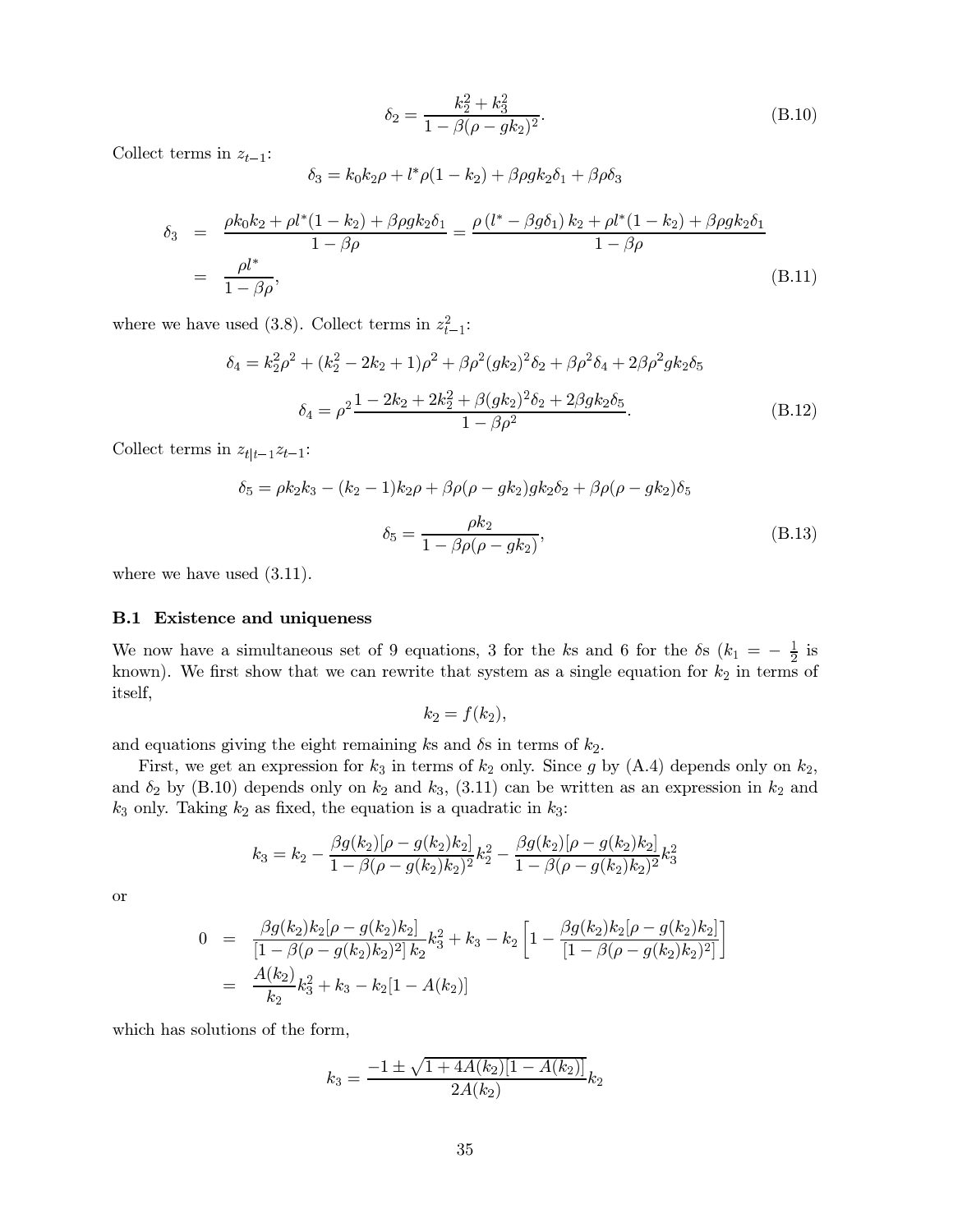$$\delta_2 = \frac{k_2^2 + k_3^2}{1 - \beta(\rho - gk_2)^2}. \tag{B.10}$$

Collect terms in $z_{t-1}$:

$$\delta_3 = k_0 k_2 \rho + l^* \rho(1 - k_2) + \beta\rho g k_2 \delta_1 + \beta\rho\delta_3$$

$$\begin{aligned}
\delta_3 &= \frac{\rho k_0 k_2 + \rho l^*(1 - k_2) + \beta\rho g k_2 \delta_1}{1 - \beta\rho} = \frac{\rho\left(l^* - \beta g \delta_1\right) k_2 + \rho l^*(1 - k_2) + \beta\rho g k_2 \delta_1}{1 - \beta\rho} \\
&= \frac{\rho l^*}{1 - \beta\rho},
\end{aligned} \tag{B.11}$$

where we have used (3.8). Collect terms in $z_{t-1}^2$:

$$\delta_4 = k_2^2\rho^2 + (k_2^2 - 2k_2 + 1)\rho^2 + \beta\rho^2(gk_2)^2\delta_2 + \beta\rho^2\delta_4 + 2\beta\rho^2 g k_2 \delta_5$$

$$\delta_4 = \rho^2 \frac{1 - 2k_2 + 2k_2^2 + \beta(gk_2)^2\delta_2 + 2\beta g k_2 \delta_5}{1 - \beta\rho^2}. \tag{B.12}$$

Collect terms in $z_{t|t-1} z_{t-1}$:

$$\delta_5 = \rho k_2 k_3 - (k_2 - 1)k_2\rho + \beta\rho(\rho - gk_2)gk_2\delta_2 + \beta\rho(\rho - gk_2)\delta_5$$

$$\delta_5 = \frac{\rho k_2}{1 - \beta\rho(\rho - gk_2)}, \tag{B.13}$$

where we have used (3.11).

### B.1 Existence and uniqueness

We now have a simultaneous set of 9 equations, 3 for the $k$s and 6 for the $\delta$s ($k_1 = -\frac{1}{2}$ is known). We first show that we can rewrite that system as a single equation for $k_2$ in terms of itself,

$$k_2 = f(k_2),$$

and equations giving the eight remaining $k$s and $\delta$s in terms of $k_2$.

First, we get an expression for $k_3$ in terms of $k_2$ only. Since $g$ by (A.4) depends only on $k_2$, and $\delta_2$ by (B.10) depends only on $k_2$ and $k_3$, (3.11) can be written as an expression in $k_2$ and $k_3$ only. Taking $k_2$ as fixed, the equation is a quadratic in $k_3$:

$$k_3 = k_2 - \frac{\beta g(k_2)[\rho - g(k_2)k_2]}{1 - \beta(\rho - g(k_2)k_2)^2} k_2^2 - \frac{\beta g(k_2)[\rho - g(k_2)k_2]}{1 - \beta(\rho - g(k_2)k_2)^2} k_3^2$$

or

$$\begin{aligned}
0 &= \frac{\beta g(k_2) k_2 [\rho - g(k_2)k_2]}{\left[1 - \beta(\rho - g(k_2)k_2)^2\right] k_2} k_3^2 + k_3 - k_2\left[1 - \frac{\beta g(k_2)k_2[\rho - g(k_2)k_2]}{\left[1 - \beta(\rho - g(k_2)k_2)^2\right]}\right] \\
&= \frac{A(k_2)}{k_2} k_3^2 + k_3 - k_2[1 - A(k_2)]
\end{aligned}$$

which has solutions of the form,

$$k_3 = \frac{-1 \pm \sqrt{1 + 4A(k_2)[1 - A(k_2)]}}{2A(k_2)} k_2$$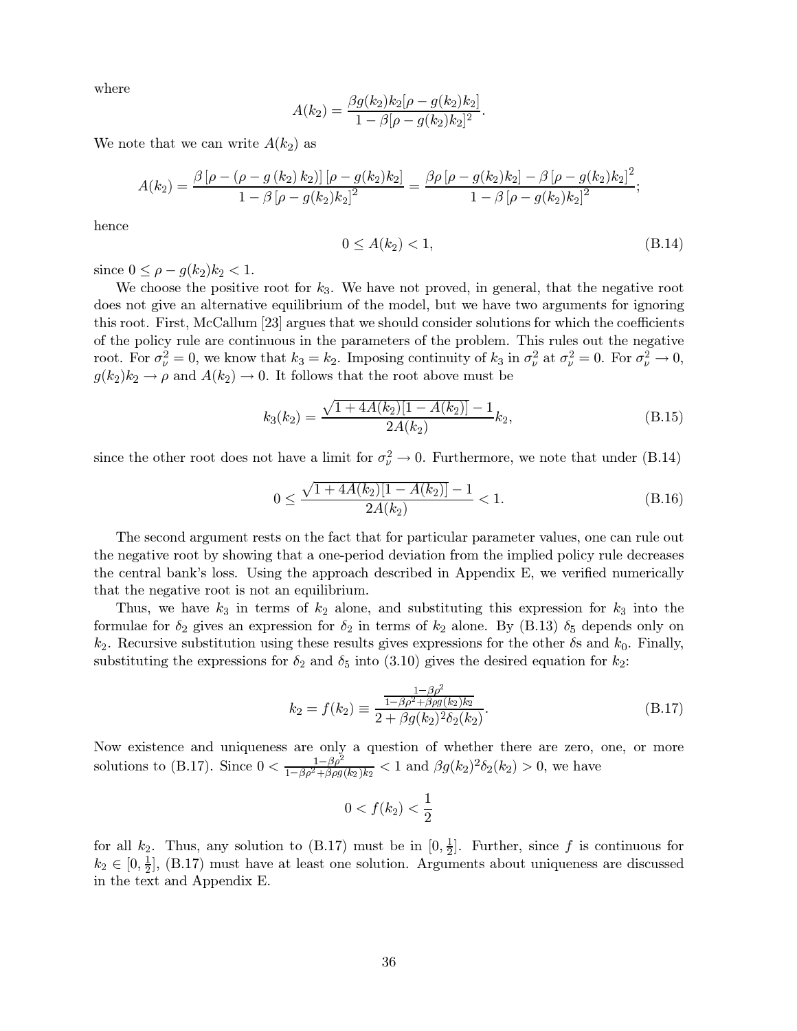where

$$A(k_2) = \frac{\beta g(k_2)k_2[\rho - g(k_2)k_2]}{1 - \beta[\rho - g(k_2)k_2]^2}.$$

We note that we can write $A(k_2)$ as

$$A(k_2) = \frac{\beta\left[\rho - (\rho - g(k_2)k_2)\right]\left[\rho - g(k_2)k_2\right]}{1 - \beta\left[\rho - g(k_2)k_2\right]^2} = \frac{\beta\rho\left[\rho - g(k_2)k_2\right] - \beta\left[\rho - g(k_2)k_2\right]^2}{1 - \beta\left[\rho - g(k_2)k_2\right]^2};$$

hence

$$0 \leq A(k_2) < 1, \tag{B.14}$$

since $0 \leq \rho - g(k_2)k_2 < 1$.

We choose the positive root for $k_3$. We have not proved, in general, that the negative root does not give an alternative equilibrium of the model, but we have two arguments for ignoring this root. First, McCallum [23] argues that we should consider solutions for which the coefficients of the policy rule are continuous in the parameters of the problem. This rules out the negative root. For $\sigma_\nu^2 = 0$, we know that $k_3 = k_2$. Imposing continuity of $k_3$ in $\sigma_\nu^2$ at $\sigma_\nu^2 = 0$. For $\sigma_\nu^2 \to 0$, $g(k_2)k_2 \to \rho$ and $A(k_2) \to 0$. It follows that the root above must be

$$k_3(k_2) = \frac{\sqrt{1 + 4A(k_2)[1 - A(k_2)]} - 1}{2A(k_2)}k_2, \tag{B.15}$$

since the other root does not have a limit for $\sigma_\nu^2 \to 0$. Furthermore, we note that under (B.14)

$$0 \leq \frac{\sqrt{1 + 4A(k_2)[1 - A(k_2)]} - 1}{2A(k_2)} < 1. \tag{B.16}$$

The second argument rests on the fact that for particular parameter values, one can rule out the negative root by showing that a one-period deviation from the implied policy rule decreases the central bank's loss. Using the approach described in Appendix E, we verified numerically that the negative root is not an equilibrium.

Thus, we have $k_3$ in terms of $k_2$ alone, and substituting this expression for $k_3$ into the formulae for $\delta_2$ gives an expression for $\delta_2$ in terms of $k_2$ alone. By (B.13) $\delta_5$ depends only on $k_2$. Recursive substitution using these results gives expressions for the other $\delta$s and $k_0$. Finally, substituting the expressions for $\delta_2$ and $\delta_5$ into (3.10) gives the desired equation for $k_2$:

$$k_2 = f(k_2) \equiv \frac{\frac{1-\beta\rho^2}{1-\beta\rho^2+\beta\rho g(k_2)k_2}}{2 + \beta g(k_2)^2\delta_2(k_2)}. \tag{B.17}$$

Now existence and uniqueness are only a question of whether there are zero, one, or more solutions to (B.17). Since $0 < \frac{1-\beta\rho^2}{1-\beta\rho^2+\beta\rho g(k_2)k_2} < 1$ and $\beta g(k_2)^2\delta_2(k_2) > 0$, we have

$$0 < f(k_2) < \frac{1}{2}$$

for all $k_2$. Thus, any solution to (B.17) must be in $[0, \frac{1}{2}]$. Further, since $f$ is continuous for $k_2 \in [0, \frac{1}{2}]$, (B.17) must have at least one solution. Arguments about uniqueness are discussed in the text and Appendix E.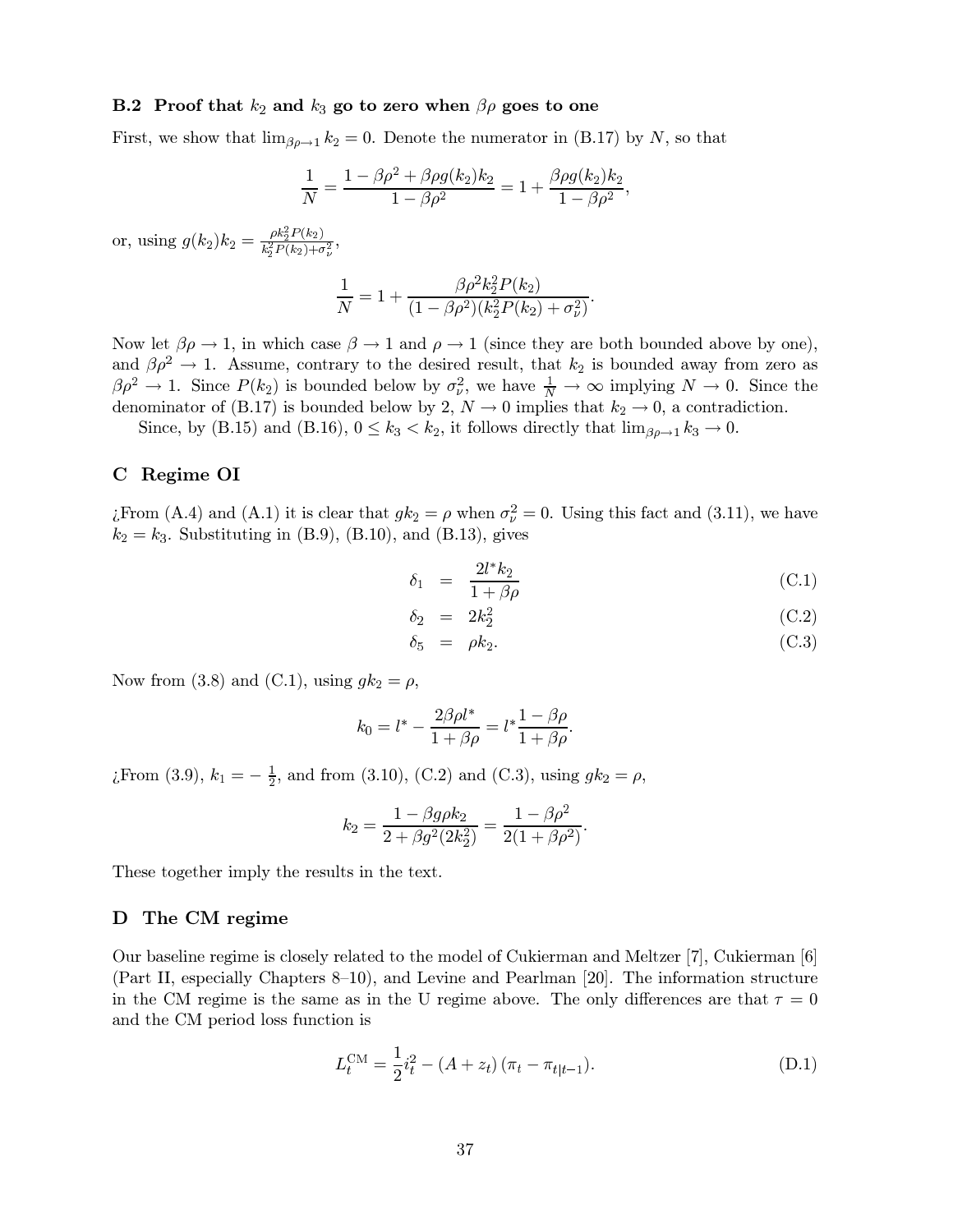### B.2 Proof that $k_2$ and $k_3$ go to zero when $\beta\rho$ goes to one

First, we show that $\lim_{\beta\rho\to 1} k_2 = 0$. Denote the numerator in (B.17) by $N$, so that

$$\frac{1}{N} = \frac{1 - \beta\rho^2 + \beta\rho g(k_2)k_2}{1 - \beta\rho^2} = 1 + \frac{\beta\rho g(k_2)k_2}{1 - \beta\rho^2},$$

or, using $g(k_2)k_2 = \frac{\rho k_2^2 P(k_2)}{k_2^2 P(k_2) + \sigma_\nu^2}$,

$$\frac{1}{N} = 1 + \frac{\beta\rho^2 k_2^2 P(k_2)}{(1 - \beta\rho^2)(k_2^2 P(k_2) + \sigma_\nu^2)}.$$

Now let $\beta\rho \to 1$, in which case $\beta \to 1$ and $\rho \to 1$ (since they are both bounded above by one), and $\beta\rho^2 \to 1$. Assume, contrary to the desired result, that $k_2$ is bounded away from zero as $\beta\rho^2 \to 1$. Since $P(k_2)$ is bounded below by $\sigma_\nu^2$, we have $\frac{1}{N} \to \infty$ implying $N \to 0$. Since the denominator of (B.17) is bounded below by 2, $N \to 0$ implies that $k_2 \to 0$, a contradiction.

Since, by (B.15) and (B.16), $0 \leq k_3 < k_2$, it follows directly that $\lim_{\beta\rho\to 1} k_3 \to 0$.

## C Regime OI

¿From (A.4) and (A.1) it is clear that $gk_2 = \rho$ when $\sigma_\nu^2 = 0$. Using this fact and (3.11), we have $k_2 = k_3$. Substituting in (B.9), (B.10), and (B.13), gives

$$\delta_1 = \frac{2l^* k_2}{1 + \beta\rho} \tag{C.1}$$

$$\delta_2 = 2k_2^2 \tag{C.2}$$

$$\delta_5 = \rho k_2. \tag{C.3}$$

Now from (3.8) and (C.1), using $gk_2 = \rho$,

$$k_0 = l^* - \frac{2\beta\rho l^*}{1 + \beta\rho} = l^* \frac{1 - \beta\rho}{1 + \beta\rho}.$$

¿From (3.9), $k_1 = -\frac{1}{2}$, and from (3.10), (C.2) and (C.3), using $gk_2 = \rho$,

$$k_2 = \frac{1 - \beta g\rho k_2}{2 + \beta g^2(2k_2^2)} = \frac{1 - \beta\rho^2}{2(1 + \beta\rho^2)}.$$

These together imply the results in the text.

## D The CM regime

Our baseline regime is closely related to the model of Cukierman and Meltzer [7], Cukierman [6] (Part II, especially Chapters 8–10), and Levine and Pearlman [20]. The information structure in the CM regime is the same as in the U regime above. The only differences are that $\tau = 0$ and the CM period loss function is

$$L_t^{\mathrm{CM}} = \frac{1}{2}i_t^2 - (A + z_t)(\pi_t - \pi_{t|t-1}). \tag{D.1}$$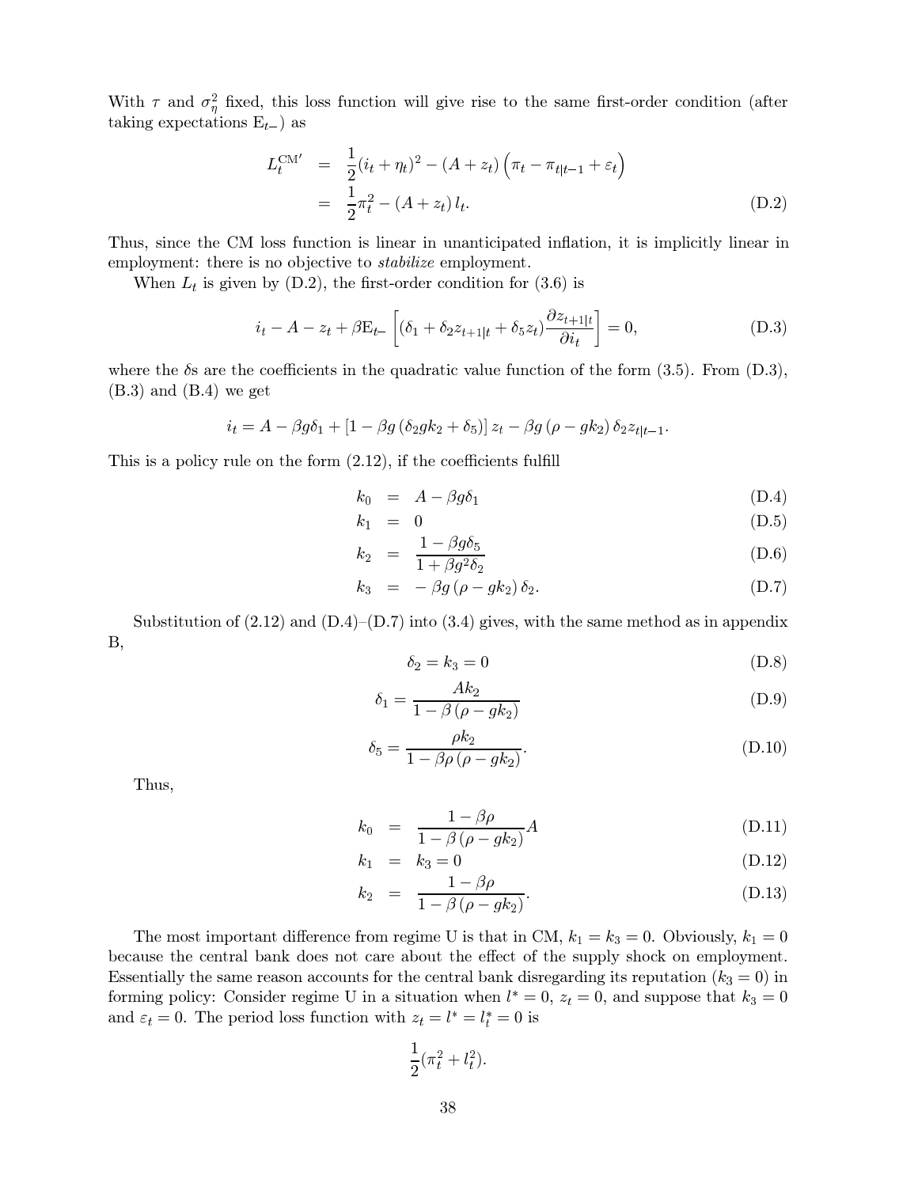With $\tau$ and $\sigma_\eta^2$ fixed, this loss function will give rise to the same first-order condition (after taking expectations $\mathrm{E}_{t-}$) as

$$
\begin{aligned}
L_t^{\mathrm{CM}'} &= \frac{1}{2}(i_t + \eta_t)^2 - (A + z_t)\left(\pi_t - \pi_{t|t-1} + \varepsilon_t\right) \\
&= \frac{1}{2}\pi_t^2 - (A + z_t)\, l_t. 
\end{aligned}
\tag{D.2}
$$

Thus, since the CM loss function is linear in unanticipated inflation, it is implicitly linear in employment: there is no objective to *stabilize* employment.

When $L_t$ is given by (D.2), the first-order condition for (3.6) is

$$
i_t - A - z_t + \beta \mathrm{E}_{t-}\left[(\delta_1 + \delta_2 z_{t+1|t} + \delta_5 z_t)\frac{\partial z_{t+1|t}}{\partial i_t}\right] = 0, \tag{D.3}
$$

where the $\delta$s are the coefficients in the quadratic value function of the form (3.5). From (D.3), (B.3) and (B.4) we get

$$
i_t = A - \beta g \delta_1 + \left[1 - \beta g\left(\delta_2 g k_2 + \delta_5\right)\right] z_t - \beta g\left(\rho - g k_2\right)\delta_2 z_{t|t-1}.
$$

This is a policy rule on the form (2.12), if the coefficients fulfill

$$
\begin{aligned}
k_0 &= A - \beta g \delta_1 && \text{(D.4)}\\
k_1 &= 0 && \text{(D.5)}\\
k_2 &= \frac{1 - \beta g \delta_5}{1 + \beta g^2 \delta_2} && \text{(D.6)}\\
k_3 &= -\,\beta g\left(\rho - g k_2\right)\delta_2. && \text{(D.7)}
\end{aligned}
$$

Substitution of (2.12) and (D.4)–(D.7) into (3.4) gives, with the same method as in appendix B,

$$
\delta_2 = k_3 = 0 \tag{D.8}
$$

$$
\delta_1 = \frac{A k_2}{1 - \beta\left(\rho - g k_2\right)} \tag{D.9}
$$

$$
\delta_5 = \frac{\rho k_2}{1 - \beta\rho\left(\rho - g k_2\right)}. \tag{D.10}
$$

Thus,

$$
\begin{aligned}
k_0 &= \frac{1 - \beta\rho}{1 - \beta\left(\rho - g k_2\right)} A && \text{(D.11)}\\
k_1 &= k_3 = 0 && \text{(D.12)}\\
k_2 &= \frac{1 - \beta\rho}{1 - \beta\left(\rho - g k_2\right)}. && \text{(D.13)}
\end{aligned}
$$

The most important difference from regime U is that in CM, $k_1 = k_3 = 0$. Obviously, $k_1 = 0$ because the central bank does not care about the effect of the supply shock on employment. Essentially the same reason accounts for the central bank disregarding its reputation ($k_3 = 0$) in forming policy: Consider regime U in a situation when $l^* = 0$, $z_t = 0$, and suppose that $k_3 = 0$ and $\varepsilon_t = 0$. The period loss function with $z_t = l^* = l_t^* = 0$ is

$$
\frac{1}{2}(\pi_t^2 + l_t^2).
$$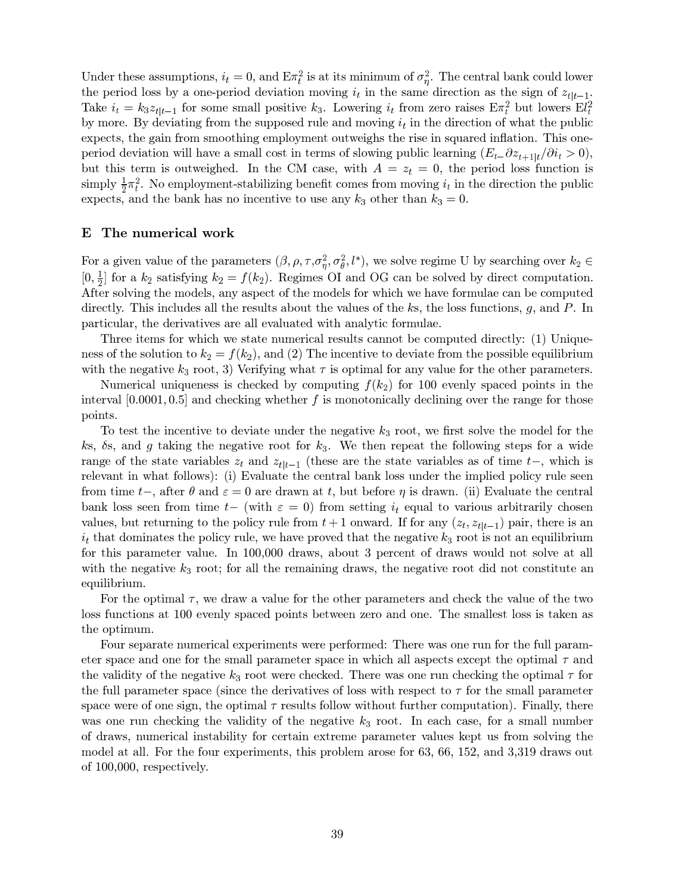Under these assumptions, $i_t = 0$, and $\mathrm{E}\pi_t^2$ is at its minimum of $\sigma_\eta^2$. The central bank could lower the period loss by a one-period deviation moving $i_t$ in the same direction as the sign of $z_{t|t-1}$. Take $i_t = k_3 z_{t|t-1}$ for some small positive $k_3$. Lowering $i_t$ from zero raises $\mathrm{E}\pi_t^2$ but lowers $\mathrm{E}l_t^2$ by more. By deviating from the supposed rule and moving $i_t$ in the direction of what the public expects, the gain from smoothing employment outweighs the rise in squared inflation. This one-period deviation will have a small cost in terms of slowing public learning ($E_{t-}\partial z_{t+1|t}/\partial i_t > 0$), but this term is outweighed. In the CM case, with $A = z_t = 0$, the period loss function is simply $\frac{1}{2}\pi_t^2$. No employment-stabilizing benefit comes from moving $i_t$ in the direction the public expects, and the bank has no incentive to use any $k_3$ other than $k_3 = 0$.

## E The numerical work

For a given value of the parameters $(\beta, \rho, \tau, \sigma_\eta^2, \sigma_\theta^2, l^*)$, we solve regime U by searching over $k_2 \in [0, \frac{1}{2}]$ for a $k_2$ satisfying $k_2 = f(k_2)$. Regimes OI and OG can be solved by direct computation. After solving the models, any aspect of the models for which we have formulae can be computed directly. This includes all the results about the values of the $k$s, the loss functions, $g$, and $P$. In particular, the derivatives are all evaluated with analytic formulae.

Three items for which we state numerical results cannot be computed directly: (1) Uniqueness of the solution to $k_2 = f(k_2)$, and (2) The incentive to deviate from the possible equilibrium with the negative $k_3$ root, 3) Verifying what $\tau$ is optimal for any value for the other parameters.

Numerical uniqueness is checked by computing $f(k_2)$ for 100 evenly spaced points in the interval $[0.0001, 0.5]$ and checking whether $f$ is monotonically declining over the range for those points.

To test the incentive to deviate under the negative $k_3$ root, we first solve the model for the $k$s, $\delta$s, and $g$ taking the negative root for $k_3$. We then repeat the following steps for a wide range of the state variables $z_t$ and $z_{t|t-1}$ (these are the state variables as of time $t-$, which is relevant in what follows): (i) Evaluate the central bank loss under the implied policy rule seen from time $t-$, after $\theta$ and $\varepsilon = 0$ are drawn at $t$, but before $\eta$ is drawn. (ii) Evaluate the central bank loss seen from time $t-$ (with $\varepsilon = 0$) from setting $i_t$ equal to various arbitrarily chosen values, but returning to the policy rule from $t+1$ onward. If for any $(z_t, z_{t|t-1})$ pair, there is an $i_t$ that dominates the policy rule, we have proved that the negative $k_3$ root is not an equilibrium for this parameter value. In 100,000 draws, about 3 percent of draws would not solve at all with the negative $k_3$ root; for all the remaining draws, the negative root did not constitute an equilibrium.

For the optimal $\tau$, we draw a value for the other parameters and check the value of the two loss functions at 100 evenly spaced points between zero and one. The smallest loss is taken as the optimum.

Four separate numerical experiments were performed: There was one run for the full parameter space and one for the small parameter space in which all aspects except the optimal $\tau$ and the validity of the negative $k_3$ root were checked. There was one run checking the optimal $\tau$ for the full parameter space (since the derivatives of loss with respect to $\tau$ for the small parameter space were of one sign, the optimal $\tau$ results follow without further computation). Finally, there was one run checking the validity of the negative $k_3$ root. In each case, for a small number of draws, numerical instability for certain extreme parameter values kept us from solving the model at all. For the four experiments, this problem arose for 63, 66, 152, and 3,319 draws out of 100,000, respectively.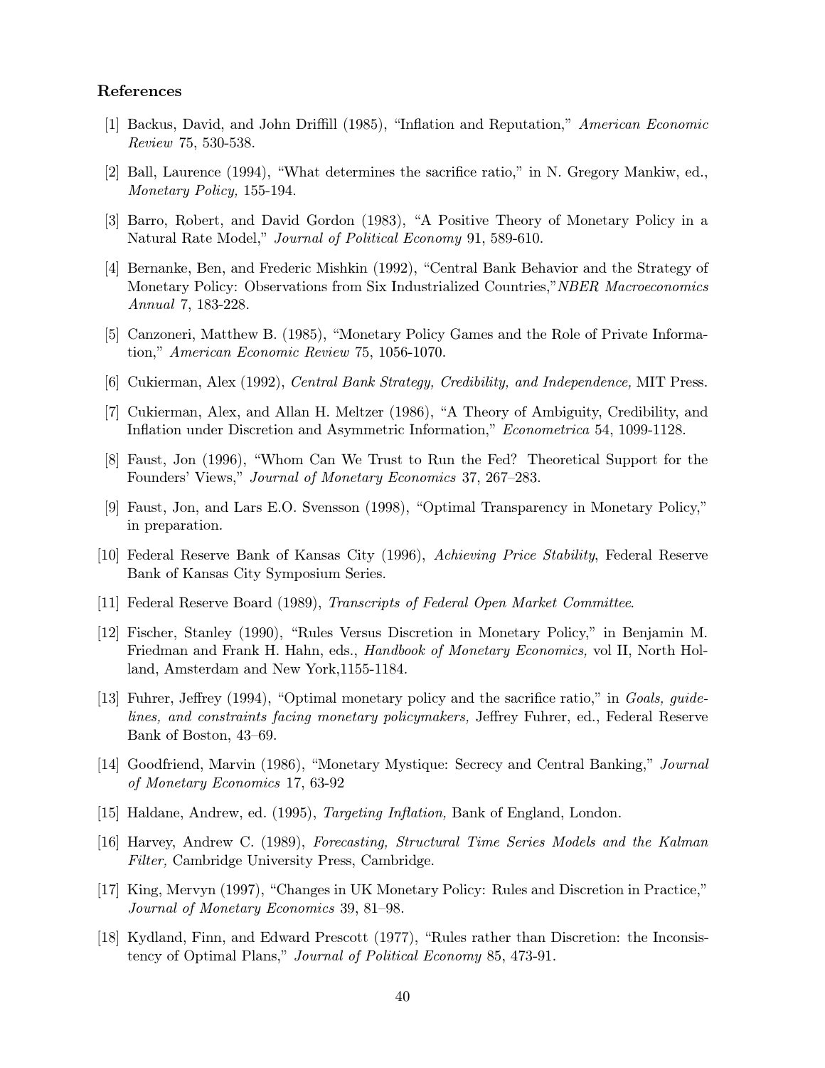## References

[1] Backus, David, and John Driffill (1985), "Inflation and Reputation," *American Economic Review* 75, 530-538.

[2] Ball, Laurence (1994), "What determines the sacrifice ratio," in N. Gregory Mankiw, ed., *Monetary Policy,* 155-194.

[3] Barro, Robert, and David Gordon (1983), "A Positive Theory of Monetary Policy in a Natural Rate Model," *Journal of Political Economy* 91, 589-610.

[4] Bernanke, Ben, and Frederic Mishkin (1992), "Central Bank Behavior and the Strategy of Monetary Policy: Observations from Six Industrialized Countries,"*NBER Macroeconomics Annual* 7, 183-228.

[5] Canzoneri, Matthew B. (1985), "Monetary Policy Games and the Role of Private Information," *American Economic Review* 75, 1056-1070.

[6] Cukierman, Alex (1992), *Central Bank Strategy, Credibility, and Independence,* MIT Press.

[7] Cukierman, Alex, and Allan H. Meltzer (1986), "A Theory of Ambiguity, Credibility, and Inflation under Discretion and Asymmetric Information," *Econometrica* 54, 1099-1128.

[8] Faust, Jon (1996), "Whom Can We Trust to Run the Fed? Theoretical Support for the Founders' Views," *Journal of Monetary Economics* 37, 267–283.

[9] Faust, Jon, and Lars E.O. Svensson (1998), "Optimal Transparency in Monetary Policy," in preparation.

[10] Federal Reserve Bank of Kansas City (1996), *Achieving Price Stability*, Federal Reserve Bank of Kansas City Symposium Series.

[11] Federal Reserve Board (1989), *Transcripts of Federal Open Market Committee*.

[12] Fischer, Stanley (1990), "Rules Versus Discretion in Monetary Policy," in Benjamin M. Friedman and Frank H. Hahn, eds., *Handbook of Monetary Economics,* vol II, North Holland, Amsterdam and New York,1155-1184.

[13] Fuhrer, Jeffrey (1994), "Optimal monetary policy and the sacrifice ratio," in *Goals, guidelines, and constraints facing monetary policymakers,* Jeffrey Fuhrer, ed., Federal Reserve Bank of Boston, 43–69.

[14] Goodfriend, Marvin (1986), "Monetary Mystique: Secrecy and Central Banking," *Journal of Monetary Economics* 17, 63-92

[15] Haldane, Andrew, ed. (1995), *Targeting Inflation,* Bank of England, London.

[16] Harvey, Andrew C. (1989), *Forecasting, Structural Time Series Models and the Kalman Filter,* Cambridge University Press, Cambridge.

[17] King, Mervyn (1997), "Changes in UK Monetary Policy: Rules and Discretion in Practice," *Journal of Monetary Economics* 39, 81–98.

[18] Kydland, Finn, and Edward Prescott (1977), "Rules rather than Discretion: the Inconsistency of Optimal Plans," *Journal of Political Economy* 85, 473-91.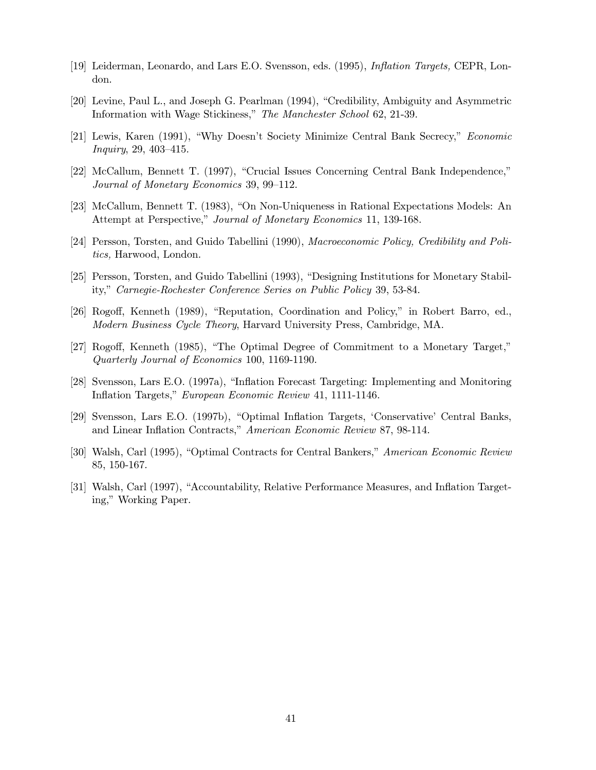[19] Leiderman, Leonardo, and Lars E.O. Svensson, eds. (1995), *Inflation Targets,* CEPR, London.

[20] Levine, Paul L., and Joseph G. Pearlman (1994), "Credibility, Ambiguity and Asymmetric Information with Wage Stickiness," *The Manchester School* 62, 21-39.

[21] Lewis, Karen (1991), "Why Doesn't Society Minimize Central Bank Secrecy," *Economic Inquiry*, 29, 403–415.

[22] McCallum, Bennett T. (1997), "Crucial Issues Concerning Central Bank Independence," *Journal of Monetary Economics* 39, 99–112.

[23] McCallum, Bennett T. (1983), "On Non-Uniqueness in Rational Expectations Models: An Attempt at Perspective," *Journal of Monetary Economics* 11, 139-168.

[24] Persson, Torsten, and Guido Tabellini (1990), *Macroeconomic Policy, Credibility and Politics,* Harwood, London.

[25] Persson, Torsten, and Guido Tabellini (1993), "Designing Institutions for Monetary Stability," *Carnegie-Rochester Conference Series on Public Policy* 39, 53-84.

[26] Rogoff, Kenneth (1989), "Reputation, Coordination and Policy," in Robert Barro, ed., *Modern Business Cycle Theory*, Harvard University Press, Cambridge, MA.

[27] Rogoff, Kenneth (1985), "The Optimal Degree of Commitment to a Monetary Target," *Quarterly Journal of Economics* 100, 1169-1190.

[28] Svensson, Lars E.O. (1997a), "Inflation Forecast Targeting: Implementing and Monitoring Inflation Targets," *European Economic Review* 41, 1111-1146.

[29] Svensson, Lars E.O. (1997b), "Optimal Inflation Targets, 'Conservative' Central Banks, and Linear Inflation Contracts," *American Economic Review* 87, 98-114.

[30] Walsh, Carl (1995), "Optimal Contracts for Central Bankers," *American Economic Review* 85, 150-167.

[31] Walsh, Carl (1997), "Accountability, Relative Performance Measures, and Inflation Targeting," Working Paper.